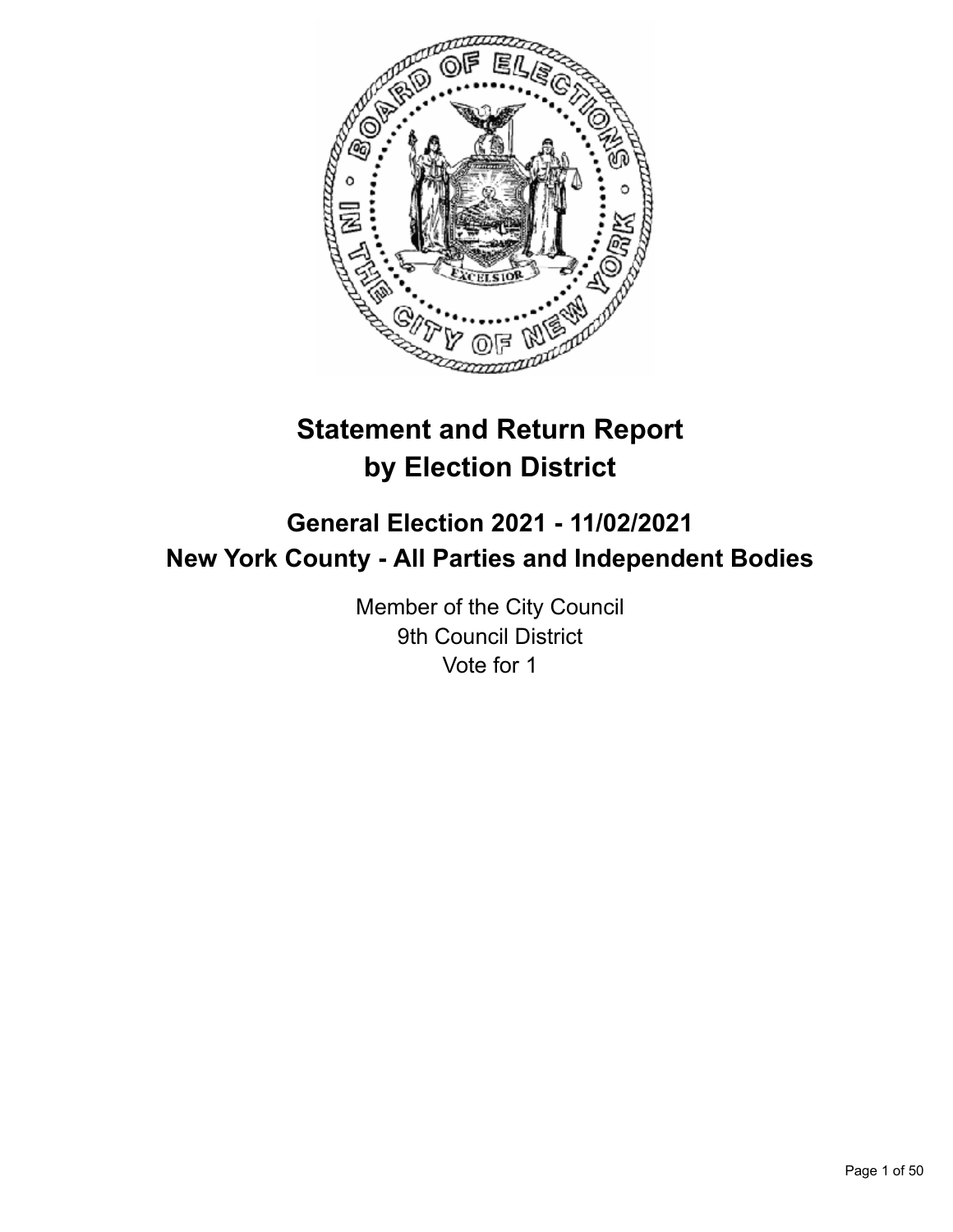# Statement and Return Report by Election District

## General Election 2021 - 11/02/2021
## New York County - All Parties and Independent Bodies

Member of the City Council
9th Council District
Vote for 1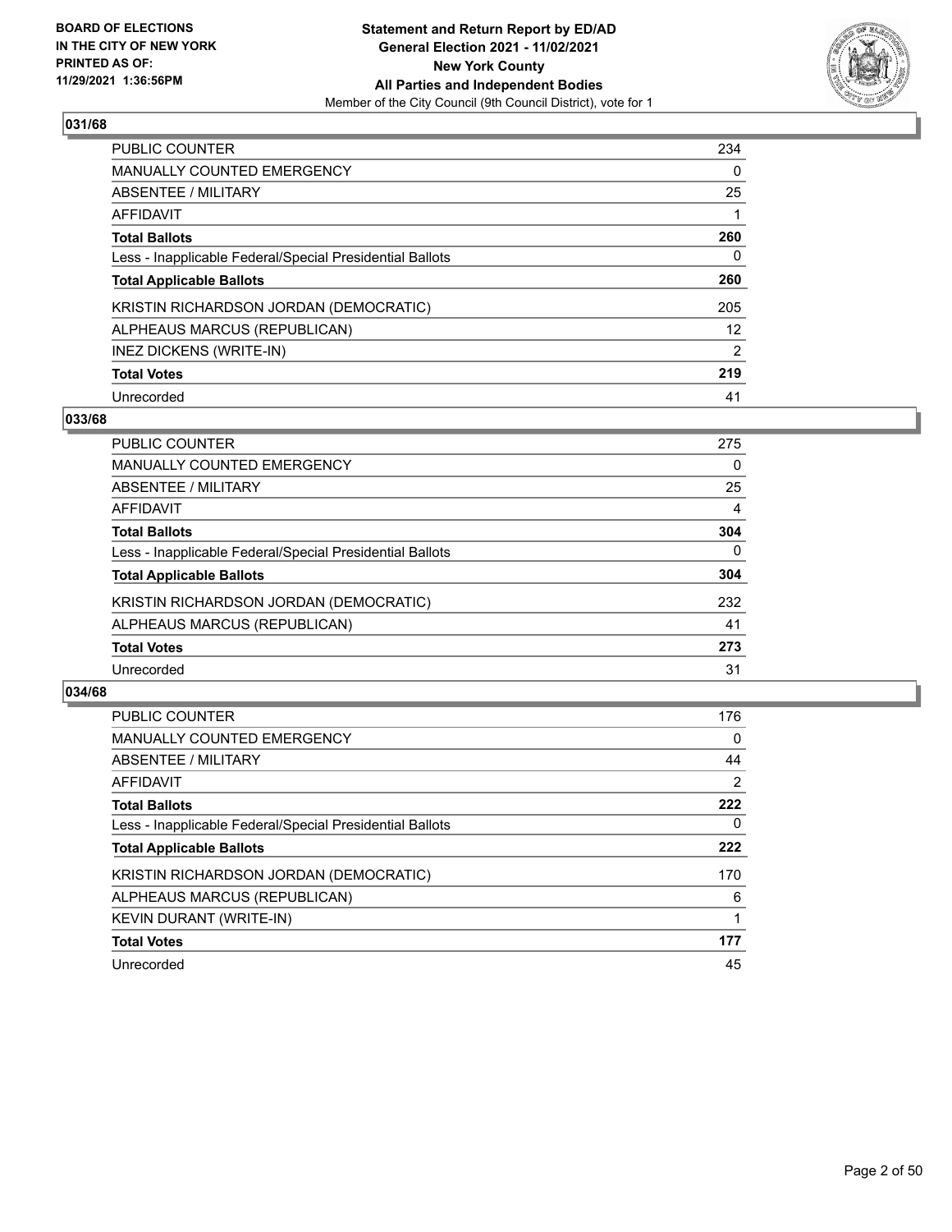## 031/68

| | |
|---|---|
| PUBLIC COUNTER | 234 |
| MANUALLY COUNTED EMERGENCY | 0 |
| ABSENTEE / MILITARY | 25 |
| AFFIDAVIT | 1 |
| **Total Ballots** | **260** |
| Less - Inapplicable Federal/Special Presidential Ballots | 0 |
| **Total Applicable Ballots** | **260** |
| KRISTIN RICHARDSON JORDAN (DEMOCRATIC) | 205 |
| ALPHEAUS MARCUS (REPUBLICAN) | 12 |
| INEZ DICKENS (WRITE-IN) | 2 |
| **Total Votes** | **219** |
| Unrecorded | 41 |

## 033/68

| | |
|---|---|
| PUBLIC COUNTER | 275 |
| MANUALLY COUNTED EMERGENCY | 0 |
| ABSENTEE / MILITARY | 25 |
| AFFIDAVIT | 4 |
| **Total Ballots** | **304** |
| Less - Inapplicable Federal/Special Presidential Ballots | 0 |
| **Total Applicable Ballots** | **304** |
| KRISTIN RICHARDSON JORDAN (DEMOCRATIC) | 232 |
| ALPHEAUS MARCUS (REPUBLICAN) | 41 |
| **Total Votes** | **273** |
| Unrecorded | 31 |

## 034/68

| | |
|---|---|
| PUBLIC COUNTER | 176 |
| MANUALLY COUNTED EMERGENCY | 0 |
| ABSENTEE / MILITARY | 44 |
| AFFIDAVIT | 2 |
| **Total Ballots** | **222** |
| Less - Inapplicable Federal/Special Presidential Ballots | 0 |
| **Total Applicable Ballots** | **222** |
| KRISTIN RICHARDSON JORDAN (DEMOCRATIC) | 170 |
| ALPHEAUS MARCUS (REPUBLICAN) | 6 |
| KEVIN DURANT (WRITE-IN) | 1 |
| **Total Votes** | **177** |
| Unrecorded | 45 |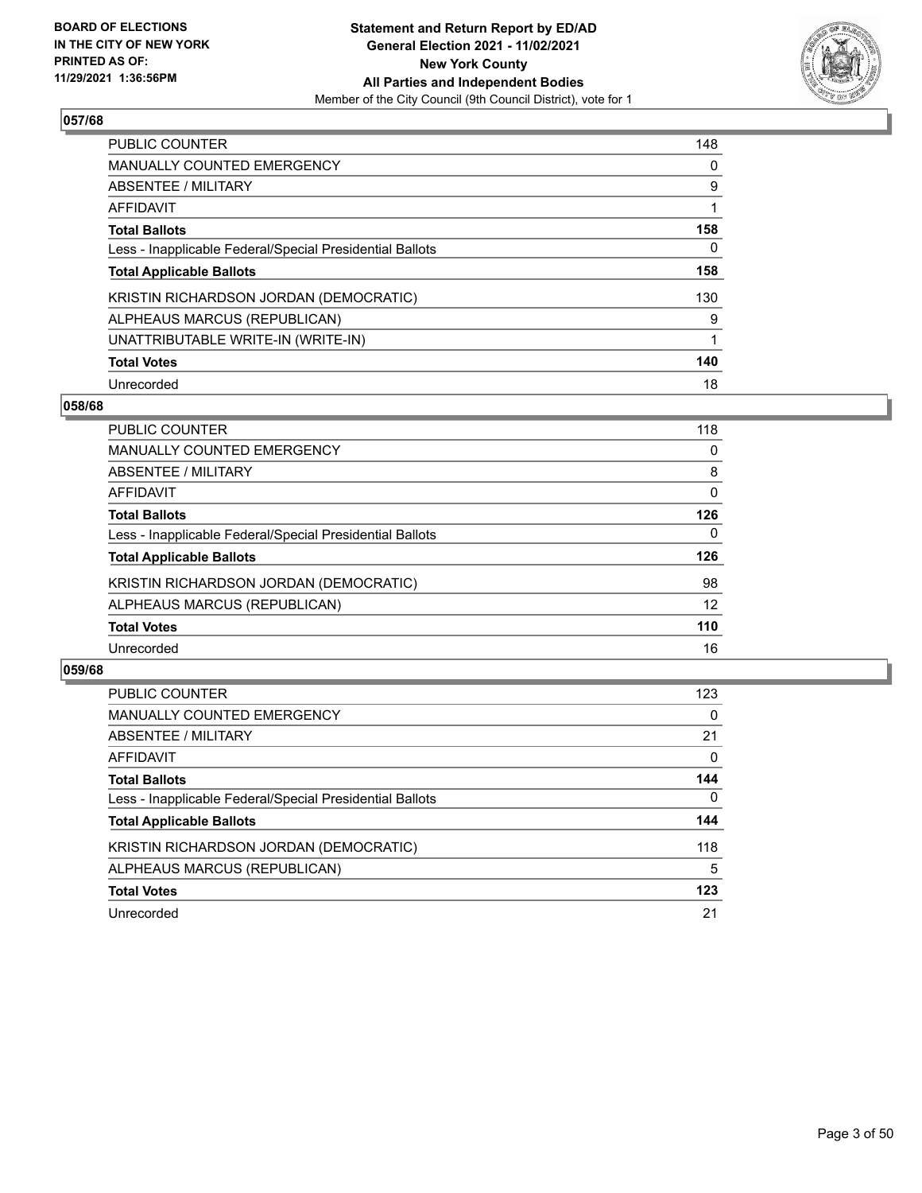**BOARD OF ELECTIONS IN THE CITY OF NEW YORK PRINTED AS OF: 11/29/2021 1:36:56PM**

**Statement and Return Report by ED/AD General Election 2021 - 11/02/2021 New York County All Parties and Independent Bodies**

Member of the City Council (9th Council District), vote for 1

## 057/68

| | |
|---|---|
| PUBLIC COUNTER | 148 |
| MANUALLY COUNTED EMERGENCY | 0 |
| ABSENTEE / MILITARY | 9 |
| AFFIDAVIT | 1 |
| **Total Ballots** | **158** |
| Less - Inapplicable Federal/Special Presidential Ballots | 0 |
| **Total Applicable Ballots** | **158** |
| KRISTIN RICHARDSON JORDAN (DEMOCRATIC) | 130 |
| ALPHEAUS MARCUS (REPUBLICAN) | 9 |
| UNATTRIBUTABLE WRITE-IN (WRITE-IN) | 1 |
| **Total Votes** | **140** |
| Unrecorded | 18 |

## 058/68

| | |
|---|---|
| PUBLIC COUNTER | 118 |
| MANUALLY COUNTED EMERGENCY | 0 |
| ABSENTEE / MILITARY | 8 |
| AFFIDAVIT | 0 |
| **Total Ballots** | **126** |
| Less - Inapplicable Federal/Special Presidential Ballots | 0 |
| **Total Applicable Ballots** | **126** |
| KRISTIN RICHARDSON JORDAN (DEMOCRATIC) | 98 |
| ALPHEAUS MARCUS (REPUBLICAN) | 12 |
| **Total Votes** | **110** |
| Unrecorded | 16 |

## 059/68

| | |
|---|---|
| PUBLIC COUNTER | 123 |
| MANUALLY COUNTED EMERGENCY | 0 |
| ABSENTEE / MILITARY | 21 |
| AFFIDAVIT | 0 |
| **Total Ballots** | **144** |
| Less - Inapplicable Federal/Special Presidential Ballots | 0 |
| **Total Applicable Ballots** | **144** |
| KRISTIN RICHARDSON JORDAN (DEMOCRATIC) | 118 |
| ALPHEAUS MARCUS (REPUBLICAN) | 5 |
| **Total Votes** | **123** |
| Unrecorded | 21 |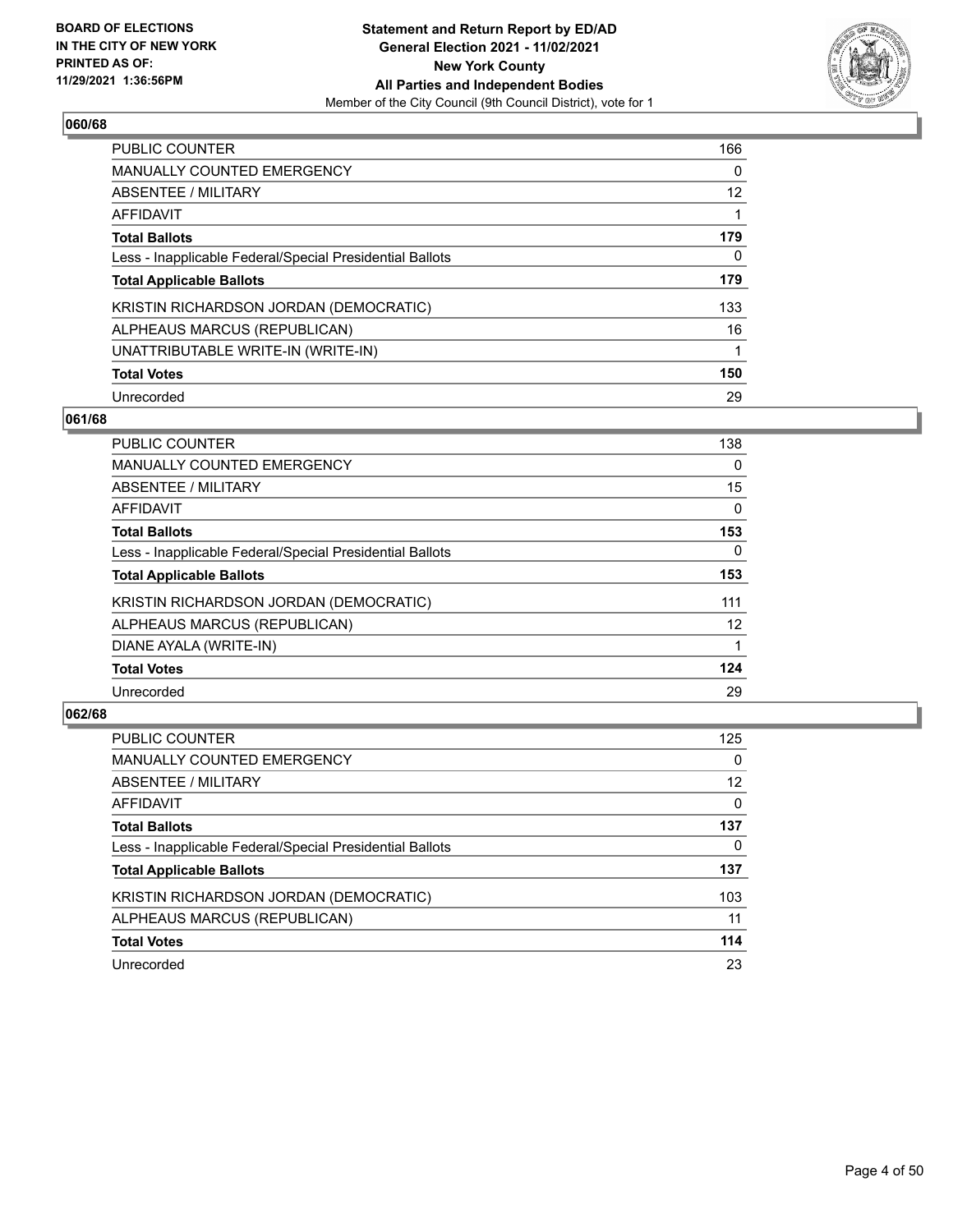### 060/68

| | |
|---|---|
| PUBLIC COUNTER | 166 |
| MANUALLY COUNTED EMERGENCY | 0 |
| ABSENTEE / MILITARY | 12 |
| AFFIDAVIT | 1 |
| **Total Ballots** | **179** |
| Less - Inapplicable Federal/Special Presidential Ballots | 0 |
| **Total Applicable Ballots** | **179** |
| KRISTIN RICHARDSON JORDAN (DEMOCRATIC) | 133 |
| ALPHEAUS MARCUS (REPUBLICAN) | 16 |
| UNATTRIBUTABLE WRITE-IN (WRITE-IN) | 1 |
| **Total Votes** | **150** |
| Unrecorded | 29 |

### 061/68

| | |
|---|---|
| PUBLIC COUNTER | 138 |
| MANUALLY COUNTED EMERGENCY | 0 |
| ABSENTEE / MILITARY | 15 |
| AFFIDAVIT | 0 |
| **Total Ballots** | **153** |
| Less - Inapplicable Federal/Special Presidential Ballots | 0 |
| **Total Applicable Ballots** | **153** |
| KRISTIN RICHARDSON JORDAN (DEMOCRATIC) | 111 |
| ALPHEAUS MARCUS (REPUBLICAN) | 12 |
| DIANE AYALA (WRITE-IN) | 1 |
| **Total Votes** | **124** |
| Unrecorded | 29 |

### 062/68

| | |
|---|---|
| PUBLIC COUNTER | 125 |
| MANUALLY COUNTED EMERGENCY | 0 |
| ABSENTEE / MILITARY | 12 |
| AFFIDAVIT | 0 |
| **Total Ballots** | **137** |
| Less - Inapplicable Federal/Special Presidential Ballots | 0 |
| **Total Applicable Ballots** | **137** |
| KRISTIN RICHARDSON JORDAN (DEMOCRATIC) | 103 |
| ALPHEAUS MARCUS (REPUBLICAN) | 11 |
| **Total Votes** | **114** |
| Unrecorded | 23 |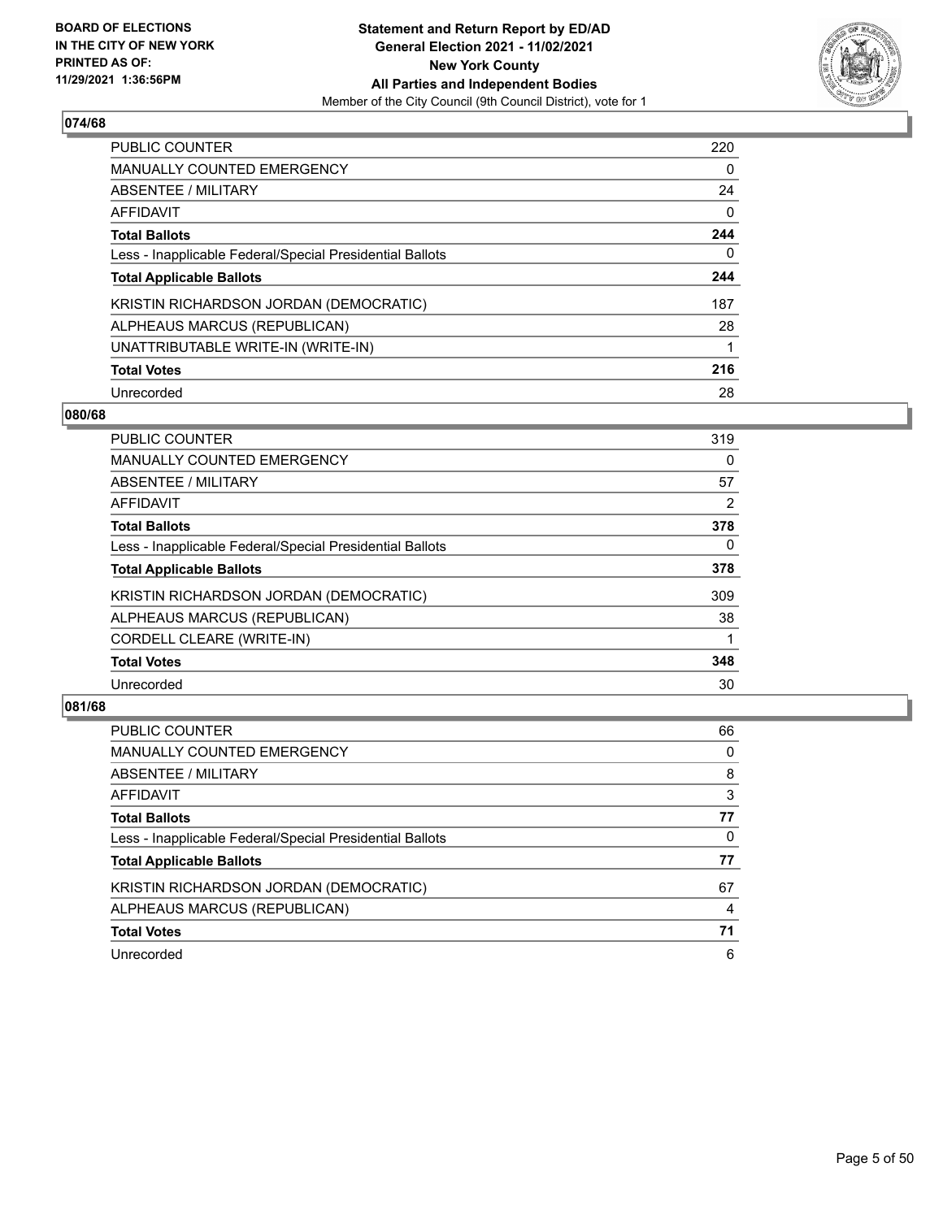BOARD OF ELECTIONS
IN THE CITY OF NEW YORK
PRINTED AS OF:
11/29/2021 1:36:56PM

**Statement and Return Report by ED/AD**
**General Election 2021 - 11/02/2021**
**New York County**
**All Parties and Independent Bodies**
Member of the City Council (9th Council District), vote for 1

### 074/68

| | |
|---|---|
| PUBLIC COUNTER | 220 |
| MANUALLY COUNTED EMERGENCY | 0 |
| ABSENTEE / MILITARY | 24 |
| AFFIDAVIT | 0 |
| **Total Ballots** | **244** |
| Less - Inapplicable Federal/Special Presidential Ballots | 0 |
| **Total Applicable Ballots** | **244** |
| KRISTIN RICHARDSON JORDAN (DEMOCRATIC) | 187 |
| ALPHEAUS MARCUS (REPUBLICAN) | 28 |
| UNATTRIBUTABLE WRITE-IN (WRITE-IN) | 1 |
| **Total Votes** | **216** |
| Unrecorded | 28 |

### 080/68

| | |
|---|---|
| PUBLIC COUNTER | 319 |
| MANUALLY COUNTED EMERGENCY | 0 |
| ABSENTEE / MILITARY | 57 |
| AFFIDAVIT | 2 |
| **Total Ballots** | **378** |
| Less - Inapplicable Federal/Special Presidential Ballots | 0 |
| **Total Applicable Ballots** | **378** |
| KRISTIN RICHARDSON JORDAN (DEMOCRATIC) | 309 |
| ALPHEAUS MARCUS (REPUBLICAN) | 38 |
| CORDELL CLEARE (WRITE-IN) | 1 |
| **Total Votes** | **348** |
| Unrecorded | 30 |

### 081/68

| | |
|---|---|
| PUBLIC COUNTER | 66 |
| MANUALLY COUNTED EMERGENCY | 0 |
| ABSENTEE / MILITARY | 8 |
| AFFIDAVIT | 3 |
| **Total Ballots** | **77** |
| Less - Inapplicable Federal/Special Presidential Ballots | 0 |
| **Total Applicable Ballots** | **77** |
| KRISTIN RICHARDSON JORDAN (DEMOCRATIC) | 67 |
| ALPHEAUS MARCUS (REPUBLICAN) | 4 |
| **Total Votes** | **71** |
| Unrecorded | 6 |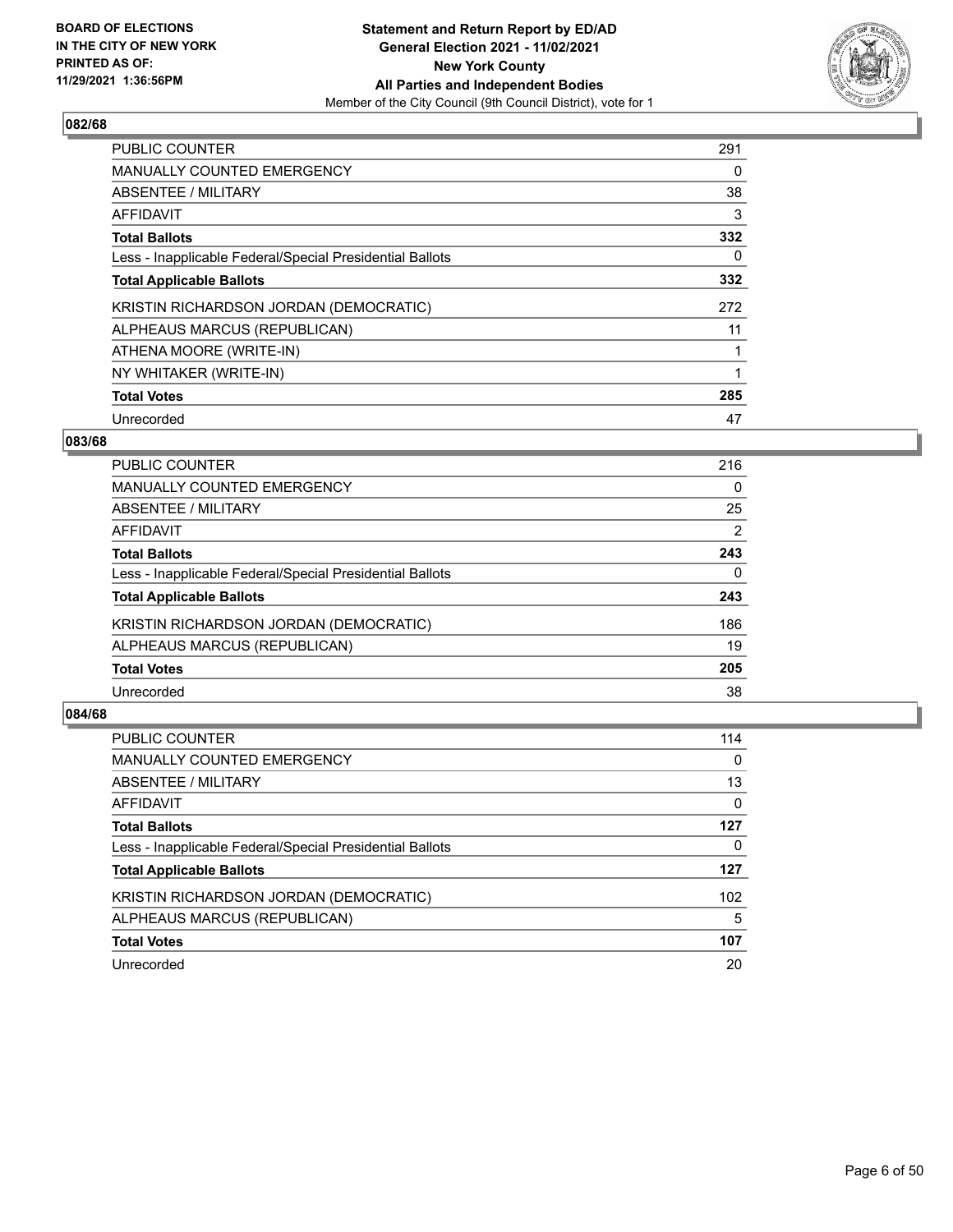**BOARD OF ELECTIONS IN THE CITY OF NEW YORK PRINTED AS OF: 11/29/2021 1:36:56PM**

**Statement and Return Report by ED/AD General Election 2021 - 11/02/2021 New York County All Parties and Independent Bodies**

Member of the City Council (9th Council District), vote for 1

### 082/68

| | |
|---|---|
| PUBLIC COUNTER | 291 |
| MANUALLY COUNTED EMERGENCY | 0 |
| ABSENTEE / MILITARY | 38 |
| AFFIDAVIT | 3 |
| **Total Ballots** | **332** |
| Less - Inapplicable Federal/Special Presidential Ballots | 0 |
| **Total Applicable Ballots** | **332** |
| KRISTIN RICHARDSON JORDAN (DEMOCRATIC) | 272 |
| ALPHEAUS MARCUS (REPUBLICAN) | 11 |
| ATHENA MOORE (WRITE-IN) | 1 |
| NY WHITAKER (WRITE-IN) | 1 |
| **Total Votes** | **285** |
| Unrecorded | 47 |

### 083/68

| | |
|---|---|
| PUBLIC COUNTER | 216 |
| MANUALLY COUNTED EMERGENCY | 0 |
| ABSENTEE / MILITARY | 25 |
| AFFIDAVIT | 2 |
| **Total Ballots** | **243** |
| Less - Inapplicable Federal/Special Presidential Ballots | 0 |
| **Total Applicable Ballots** | **243** |
| KRISTIN RICHARDSON JORDAN (DEMOCRATIC) | 186 |
| ALPHEAUS MARCUS (REPUBLICAN) | 19 |
| **Total Votes** | **205** |
| Unrecorded | 38 |

### 084/68

| | |
|---|---|
| PUBLIC COUNTER | 114 |
| MANUALLY COUNTED EMERGENCY | 0 |
| ABSENTEE / MILITARY | 13 |
| AFFIDAVIT | 0 |
| **Total Ballots** | **127** |
| Less - Inapplicable Federal/Special Presidential Ballots | 0 |
| **Total Applicable Ballots** | **127** |
| KRISTIN RICHARDSON JORDAN (DEMOCRATIC) | 102 |
| ALPHEAUS MARCUS (REPUBLICAN) | 5 |
| **Total Votes** | **107** |
| Unrecorded | 20 |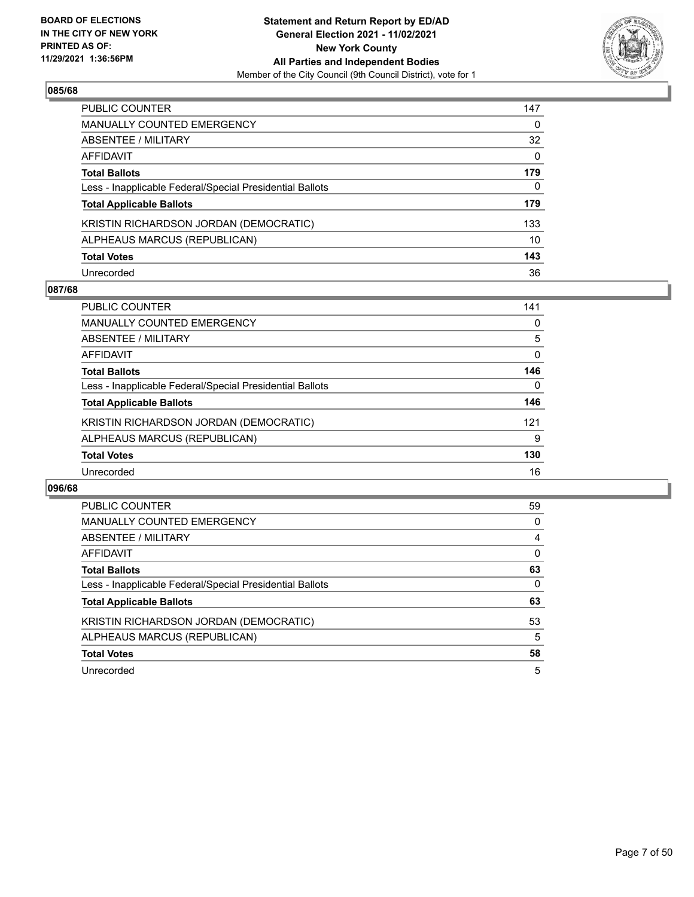### 085/68

| | |
|---|---|
| PUBLIC COUNTER | 147 |
| MANUALLY COUNTED EMERGENCY | 0 |
| ABSENTEE / MILITARY | 32 |
| AFFIDAVIT | 0 |
| **Total Ballots** | **179** |
| Less - Inapplicable Federal/Special Presidential Ballots | 0 |
| **Total Applicable Ballots** | **179** |
| KRISTIN RICHARDSON JORDAN (DEMOCRATIC) | 133 |
| ALPHEAUS MARCUS (REPUBLICAN) | 10 |
| **Total Votes** | **143** |
| Unrecorded | 36 |

### 087/68

| | |
|---|---|
| PUBLIC COUNTER | 141 |
| MANUALLY COUNTED EMERGENCY | 0 |
| ABSENTEE / MILITARY | 5 |
| AFFIDAVIT | 0 |
| **Total Ballots** | **146** |
| Less - Inapplicable Federal/Special Presidential Ballots | 0 |
| **Total Applicable Ballots** | **146** |
| KRISTIN RICHARDSON JORDAN (DEMOCRATIC) | 121 |
| ALPHEAUS MARCUS (REPUBLICAN) | 9 |
| **Total Votes** | **130** |
| Unrecorded | 16 |

### 096/68

| | |
|---|---|
| PUBLIC COUNTER | 59 |
| MANUALLY COUNTED EMERGENCY | 0 |
| ABSENTEE / MILITARY | 4 |
| AFFIDAVIT | 0 |
| **Total Ballots** | **63** |
| Less - Inapplicable Federal/Special Presidential Ballots | 0 |
| **Total Applicable Ballots** | **63** |
| KRISTIN RICHARDSON JORDAN (DEMOCRATIC) | 53 |
| ALPHEAUS MARCUS (REPUBLICAN) | 5 |
| **Total Votes** | **58** |
| Unrecorded | 5 |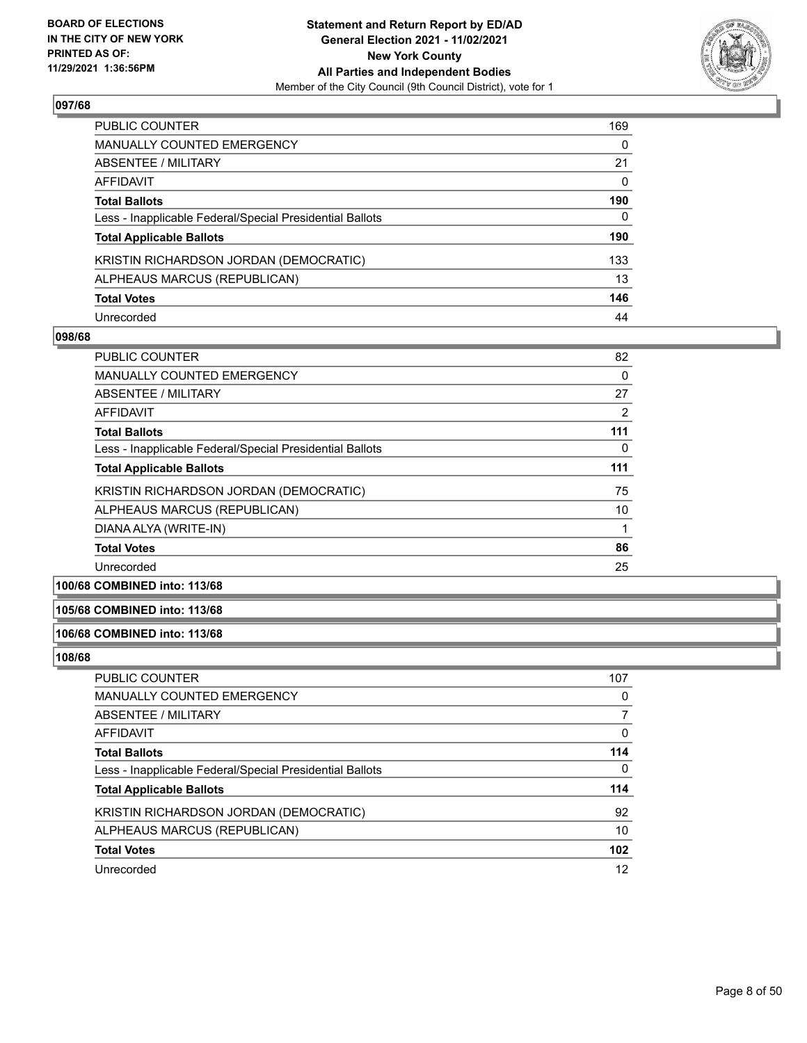## 097/68

| | |
|---|---|
| PUBLIC COUNTER | 169 |
| MANUALLY COUNTED EMERGENCY | 0 |
| ABSENTEE / MILITARY | 21 |
| AFFIDAVIT | 0 |
| **Total Ballots** | **190** |
| Less - Inapplicable Federal/Special Presidential Ballots | 0 |
| **Total Applicable Ballots** | **190** |
| KRISTIN RICHARDSON JORDAN (DEMOCRATIC) | 133 |
| ALPHEAUS MARCUS (REPUBLICAN) | 13 |
| **Total Votes** | **146** |
| Unrecorded | 44 |

## 098/68

| | |
|---|---|
| PUBLIC COUNTER | 82 |
| MANUALLY COUNTED EMERGENCY | 0 |
| ABSENTEE / MILITARY | 27 |
| AFFIDAVIT | 2 |
| **Total Ballots** | **111** |
| Less - Inapplicable Federal/Special Presidential Ballots | 0 |
| **Total Applicable Ballots** | **111** |
| KRISTIN RICHARDSON JORDAN (DEMOCRATIC) | 75 |
| ALPHEAUS MARCUS (REPUBLICAN) | 10 |
| DIANA ALYA (WRITE-IN) | 1 |
| **Total Votes** | **86** |
| Unrecorded | 25 |

## 100/68 COMBINED into: 113/68

## 105/68 COMBINED into: 113/68

## 106/68 COMBINED into: 113/68

## 108/68

| | |
|---|---|
| PUBLIC COUNTER | 107 |
| MANUALLY COUNTED EMERGENCY | 0 |
| ABSENTEE / MILITARY | 7 |
| AFFIDAVIT | 0 |
| **Total Ballots** | **114** |
| Less - Inapplicable Federal/Special Presidential Ballots | 0 |
| **Total Applicable Ballots** | **114** |
| KRISTIN RICHARDSON JORDAN (DEMOCRATIC) | 92 |
| ALPHEAUS MARCUS (REPUBLICAN) | 10 |
| **Total Votes** | **102** |
| Unrecorded | 12 |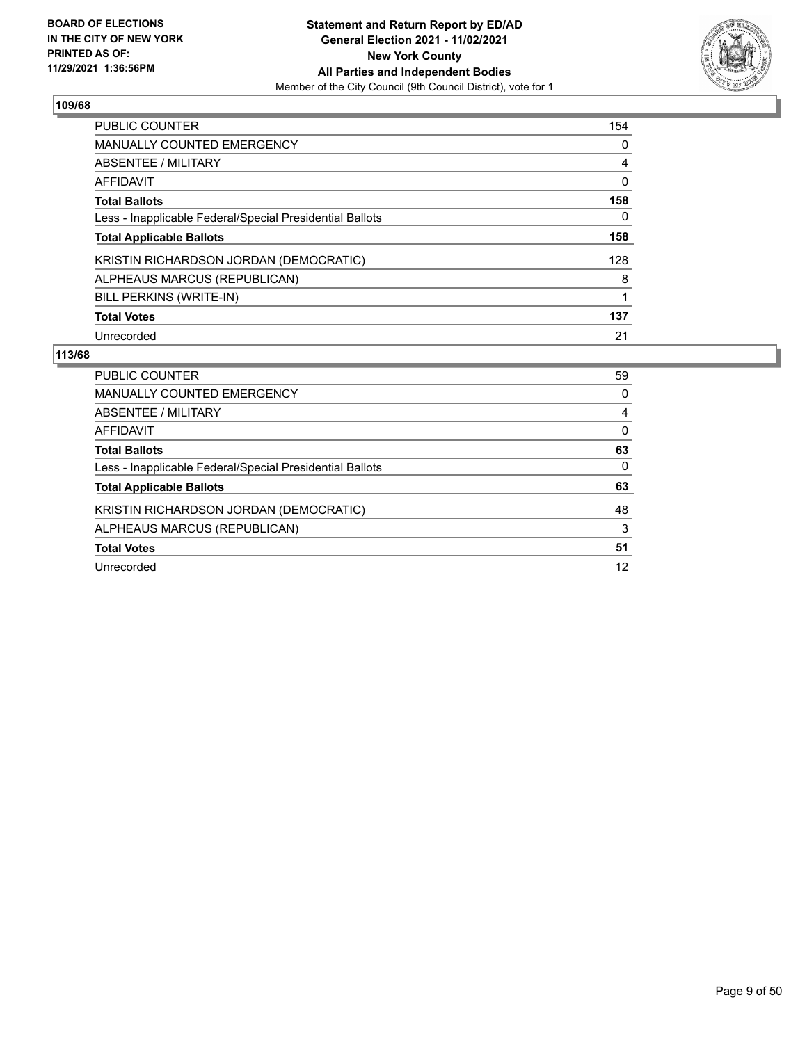**BOARD OF ELECTIONS IN THE CITY OF NEW YORK PRINTED AS OF: 11/29/2021 1:36:56PM**

**Statement and Return Report by ED/AD General Election 2021 - 11/02/2021 New York County All Parties and Independent Bodies**

Member of the City Council (9th Council District), vote for 1

## 109/68

| | |
|---|---|
| PUBLIC COUNTER | 154 |
| MANUALLY COUNTED EMERGENCY | 0 |
| ABSENTEE / MILITARY | 4 |
| AFFIDAVIT | 0 |
| **Total Ballots** | **158** |
| Less - Inapplicable Federal/Special Presidential Ballots | 0 |
| **Total Applicable Ballots** | **158** |
| KRISTIN RICHARDSON JORDAN (DEMOCRATIC) | 128 |
| ALPHEAUS MARCUS (REPUBLICAN) | 8 |
| BILL PERKINS (WRITE-IN) | 1 |
| **Total Votes** | **137** |
| Unrecorded | 21 |

## 113/68

| | |
|---|---|
| PUBLIC COUNTER | 59 |
| MANUALLY COUNTED EMERGENCY | 0 |
| ABSENTEE / MILITARY | 4 |
| AFFIDAVIT | 0 |
| **Total Ballots** | **63** |
| Less - Inapplicable Federal/Special Presidential Ballots | 0 |
| **Total Applicable Ballots** | **63** |
| KRISTIN RICHARDSON JORDAN (DEMOCRATIC) | 48 |
| ALPHEAUS MARCUS (REPUBLICAN) | 3 |
| **Total Votes** | **51** |
| Unrecorded | 12 |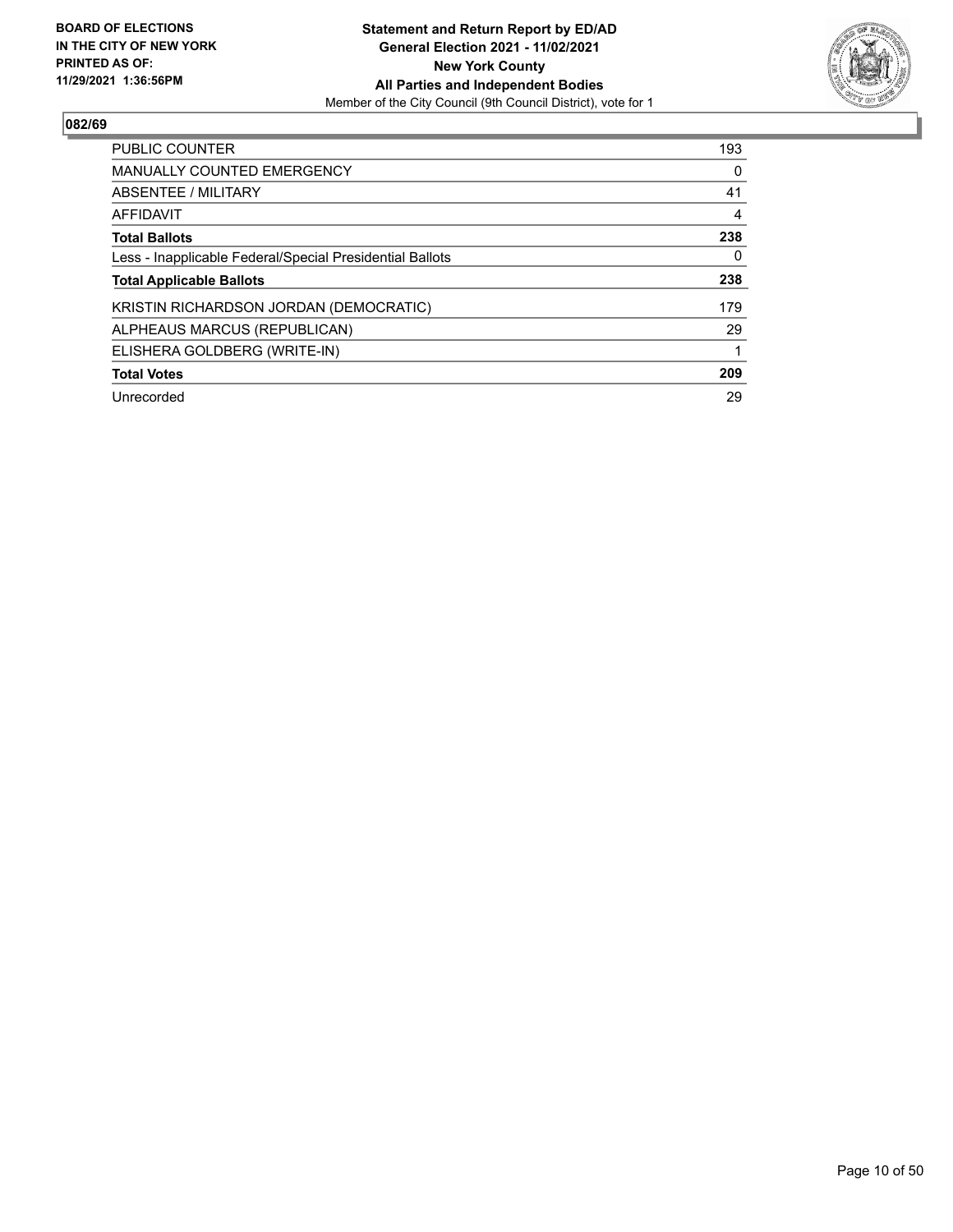**BOARD OF ELECTIONS IN THE CITY OF NEW YORK PRINTED AS OF: 11/29/2021 1:36:56PM**

**Statement and Return Report by ED/AD**
**General Election 2021 - 11/02/2021**
**New York County**
**All Parties and Independent Bodies**
Member of the City Council (9th Council District), vote for 1

## 082/69

| | |
|---|---|
| PUBLIC COUNTER | 193 |
| MANUALLY COUNTED EMERGENCY | 0 |
| ABSENTEE / MILITARY | 41 |
| AFFIDAVIT | 4 |
| **Total Ballots** | **238** |
| Less - Inapplicable Federal/Special Presidential Ballots | 0 |
| **Total Applicable Ballots** | **238** |
| KRISTIN RICHARDSON JORDAN (DEMOCRATIC) | 179 |
| ALPHEAUS MARCUS (REPUBLICAN) | 29 |
| ELISHERA GOLDBERG (WRITE-IN) | 1 |
| **Total Votes** | **209** |
| Unrecorded | 29 |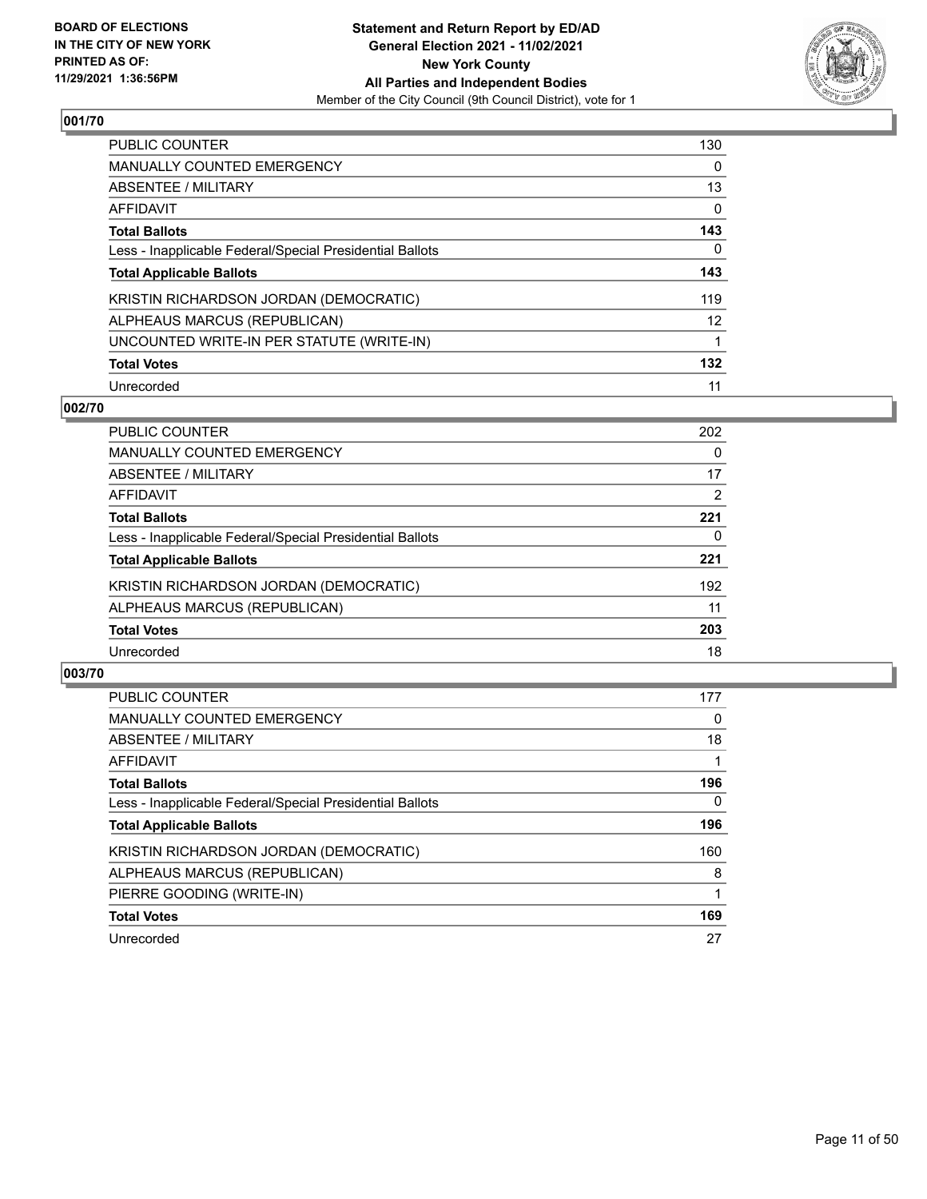BOARD OF ELECTIONS
IN THE CITY OF NEW YORK
PRINTED AS OF:
11/29/2021 1:36:56PM

**Statement and Return Report by ED/AD**
**General Election 2021 - 11/02/2021**
**New York County**
**All Parties and Independent Bodies**
Member of the City Council (9th Council District), vote for 1

## 001/70

| | |
|---|---|
| PUBLIC COUNTER | 130 |
| MANUALLY COUNTED EMERGENCY | 0 |
| ABSENTEE / MILITARY | 13 |
| AFFIDAVIT | 0 |
| **Total Ballots** | **143** |
| Less - Inapplicable Federal/Special Presidential Ballots | 0 |
| **Total Applicable Ballots** | **143** |
| KRISTIN RICHARDSON JORDAN (DEMOCRATIC) | 119 |
| ALPHEAUS MARCUS (REPUBLICAN) | 12 |
| UNCOUNTED WRITE-IN PER STATUTE (WRITE-IN) | 1 |
| **Total Votes** | **132** |
| Unrecorded | 11 |

## 002/70

| | |
|---|---|
| PUBLIC COUNTER | 202 |
| MANUALLY COUNTED EMERGENCY | 0 |
| ABSENTEE / MILITARY | 17 |
| AFFIDAVIT | 2 |
| **Total Ballots** | **221** |
| Less - Inapplicable Federal/Special Presidential Ballots | 0 |
| **Total Applicable Ballots** | **221** |
| KRISTIN RICHARDSON JORDAN (DEMOCRATIC) | 192 |
| ALPHEAUS MARCUS (REPUBLICAN) | 11 |
| **Total Votes** | **203** |
| Unrecorded | 18 |

## 003/70

| | |
|---|---|
| PUBLIC COUNTER | 177 |
| MANUALLY COUNTED EMERGENCY | 0 |
| ABSENTEE / MILITARY | 18 |
| AFFIDAVIT | 1 |
| **Total Ballots** | **196** |
| Less - Inapplicable Federal/Special Presidential Ballots | 0 |
| **Total Applicable Ballots** | **196** |
| KRISTIN RICHARDSON JORDAN (DEMOCRATIC) | 160 |
| ALPHEAUS MARCUS (REPUBLICAN) | 8 |
| PIERRE GOODING (WRITE-IN) | 1 |
| **Total Votes** | **169** |
| Unrecorded | 27 |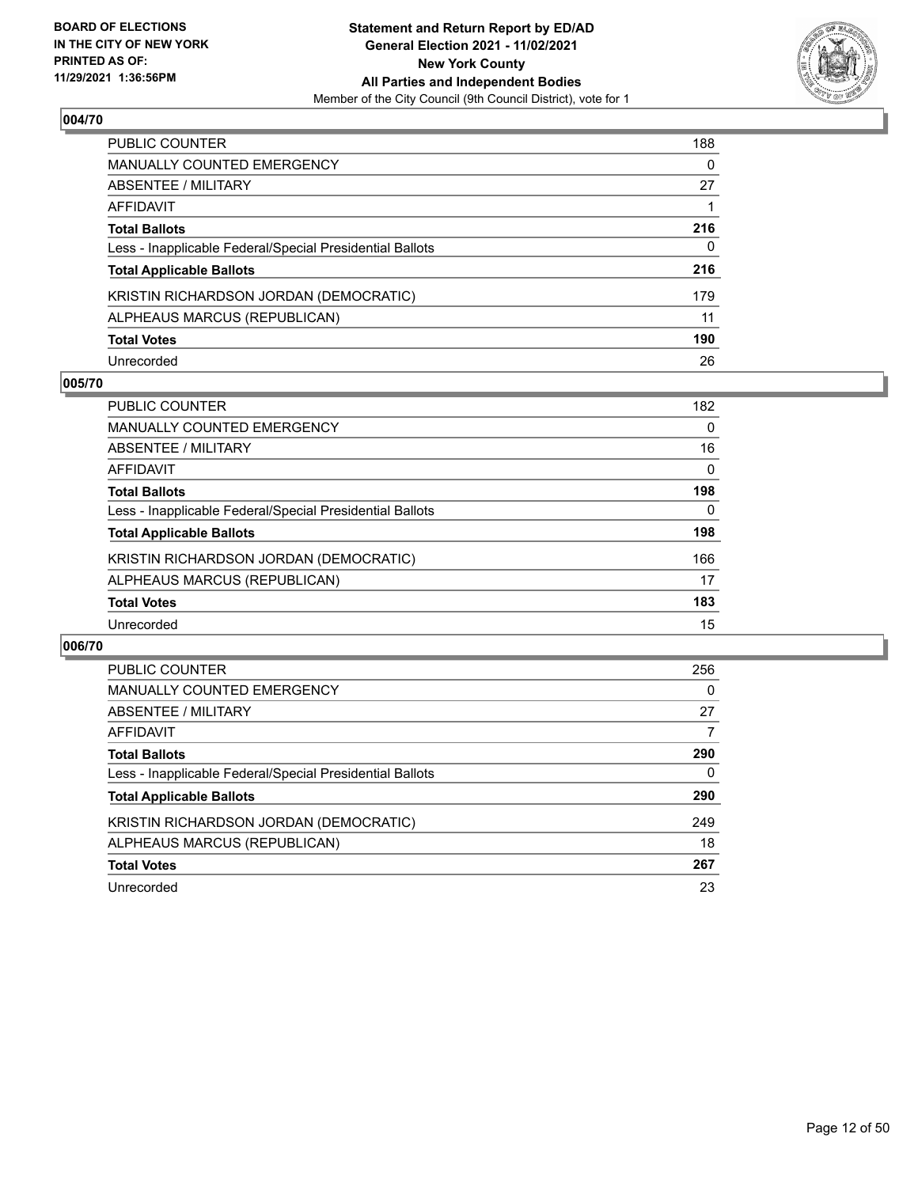## 004/70

| | |
|---|---|
| PUBLIC COUNTER | 188 |
| MANUALLY COUNTED EMERGENCY | 0 |
| ABSENTEE / MILITARY | 27 |
| AFFIDAVIT | 1 |
| **Total Ballots** | **216** |
| Less - Inapplicable Federal/Special Presidential Ballots | 0 |
| **Total Applicable Ballots** | **216** |
| KRISTIN RICHARDSON JORDAN (DEMOCRATIC) | 179 |
| ALPHEAUS MARCUS (REPUBLICAN) | 11 |
| **Total Votes** | **190** |
| Unrecorded | 26 |

## 005/70

| | |
|---|---|
| PUBLIC COUNTER | 182 |
| MANUALLY COUNTED EMERGENCY | 0 |
| ABSENTEE / MILITARY | 16 |
| AFFIDAVIT | 0 |
| **Total Ballots** | **198** |
| Less - Inapplicable Federal/Special Presidential Ballots | 0 |
| **Total Applicable Ballots** | **198** |
| KRISTIN RICHARDSON JORDAN (DEMOCRATIC) | 166 |
| ALPHEAUS MARCUS (REPUBLICAN) | 17 |
| **Total Votes** | **183** |
| Unrecorded | 15 |

## 006/70

| | |
|---|---|
| PUBLIC COUNTER | 256 |
| MANUALLY COUNTED EMERGENCY | 0 |
| ABSENTEE / MILITARY | 27 |
| AFFIDAVIT | 7 |
| **Total Ballots** | **290** |
| Less - Inapplicable Federal/Special Presidential Ballots | 0 |
| **Total Applicable Ballots** | **290** |
| KRISTIN RICHARDSON JORDAN (DEMOCRATIC) | 249 |
| ALPHEAUS MARCUS (REPUBLICAN) | 18 |
| **Total Votes** | **267** |
| Unrecorded | 23 |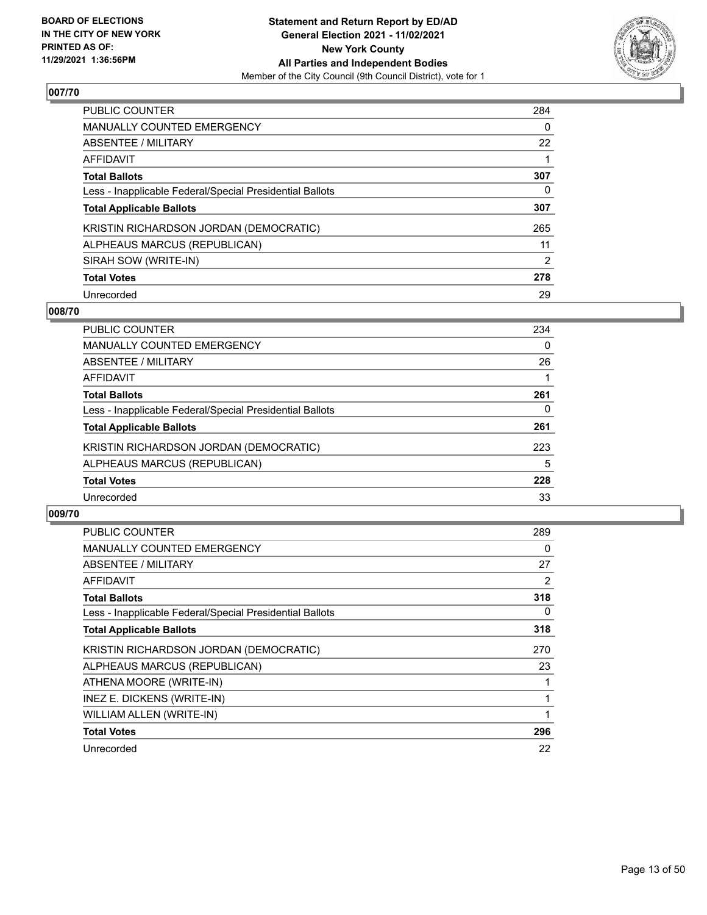## 007/70

| | |
|---|---|
| PUBLIC COUNTER | 284 |
| MANUALLY COUNTED EMERGENCY | 0 |
| ABSENTEE / MILITARY | 22 |
| AFFIDAVIT | 1 |
| **Total Ballots** | **307** |
| Less - Inapplicable Federal/Special Presidential Ballots | 0 |
| **Total Applicable Ballots** | **307** |
| KRISTIN RICHARDSON JORDAN (DEMOCRATIC) | 265 |
| ALPHEAUS MARCUS (REPUBLICAN) | 11 |
| SIRAH SOW (WRITE-IN) | 2 |
| **Total Votes** | **278** |
| Unrecorded | 29 |

## 008/70

| | |
|---|---|
| PUBLIC COUNTER | 234 |
| MANUALLY COUNTED EMERGENCY | 0 |
| ABSENTEE / MILITARY | 26 |
| AFFIDAVIT | 1 |
| **Total Ballots** | **261** |
| Less - Inapplicable Federal/Special Presidential Ballots | 0 |
| **Total Applicable Ballots** | **261** |
| KRISTIN RICHARDSON JORDAN (DEMOCRATIC) | 223 |
| ALPHEAUS MARCUS (REPUBLICAN) | 5 |
| **Total Votes** | **228** |
| Unrecorded | 33 |

## 009/70

| | |
|---|---|
| PUBLIC COUNTER | 289 |
| MANUALLY COUNTED EMERGENCY | 0 |
| ABSENTEE / MILITARY | 27 |
| AFFIDAVIT | 2 |
| **Total Ballots** | **318** |
| Less - Inapplicable Federal/Special Presidential Ballots | 0 |
| **Total Applicable Ballots** | **318** |
| KRISTIN RICHARDSON JORDAN (DEMOCRATIC) | 270 |
| ALPHEAUS MARCUS (REPUBLICAN) | 23 |
| ATHENA MOORE (WRITE-IN) | 1 |
| INEZ E. DICKENS (WRITE-IN) | 1 |
| WILLIAM ALLEN (WRITE-IN) | 1 |
| **Total Votes** | **296** |
| Unrecorded | 22 |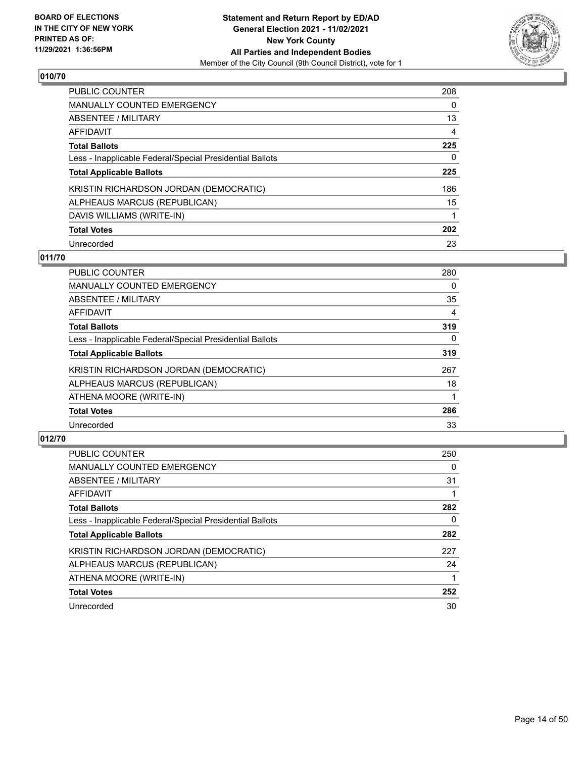**BOARD OF ELECTIONS IN THE CITY OF NEW YORK PRINTED AS OF: 11/29/2021 1:36:56PM**

**Statement and Return Report by ED/AD General Election 2021 - 11/02/2021 New York County All Parties and Independent Bodies**

Member of the City Council (9th Council District), vote for 1

## 010/70

| | |
|---|---|
| PUBLIC COUNTER | 208 |
| MANUALLY COUNTED EMERGENCY | 0 |
| ABSENTEE / MILITARY | 13 |
| AFFIDAVIT | 4 |
| **Total Ballots** | **225** |
| Less - Inapplicable Federal/Special Presidential Ballots | 0 |
| **Total Applicable Ballots** | **225** |
| KRISTIN RICHARDSON JORDAN (DEMOCRATIC) | 186 |
| ALPHEAUS MARCUS (REPUBLICAN) | 15 |
| DAVIS WILLIAMS (WRITE-IN) | 1 |
| **Total Votes** | **202** |
| Unrecorded | 23 |

## 011/70

| | |
|---|---|
| PUBLIC COUNTER | 280 |
| MANUALLY COUNTED EMERGENCY | 0 |
| ABSENTEE / MILITARY | 35 |
| AFFIDAVIT | 4 |
| **Total Ballots** | **319** |
| Less - Inapplicable Federal/Special Presidential Ballots | 0 |
| **Total Applicable Ballots** | **319** |
| KRISTIN RICHARDSON JORDAN (DEMOCRATIC) | 267 |
| ALPHEAUS MARCUS (REPUBLICAN) | 18 |
| ATHENA MOORE (WRITE-IN) | 1 |
| **Total Votes** | **286** |
| Unrecorded | 33 |

## 012/70

| | |
|---|---|
| PUBLIC COUNTER | 250 |
| MANUALLY COUNTED EMERGENCY | 0 |
| ABSENTEE / MILITARY | 31 |
| AFFIDAVIT | 1 |
| **Total Ballots** | **282** |
| Less - Inapplicable Federal/Special Presidential Ballots | 0 |
| **Total Applicable Ballots** | **282** |
| KRISTIN RICHARDSON JORDAN (DEMOCRATIC) | 227 |
| ALPHEAUS MARCUS (REPUBLICAN) | 24 |
| ATHENA MOORE (WRITE-IN) | 1 |
| **Total Votes** | **252** |
| Unrecorded | 30 |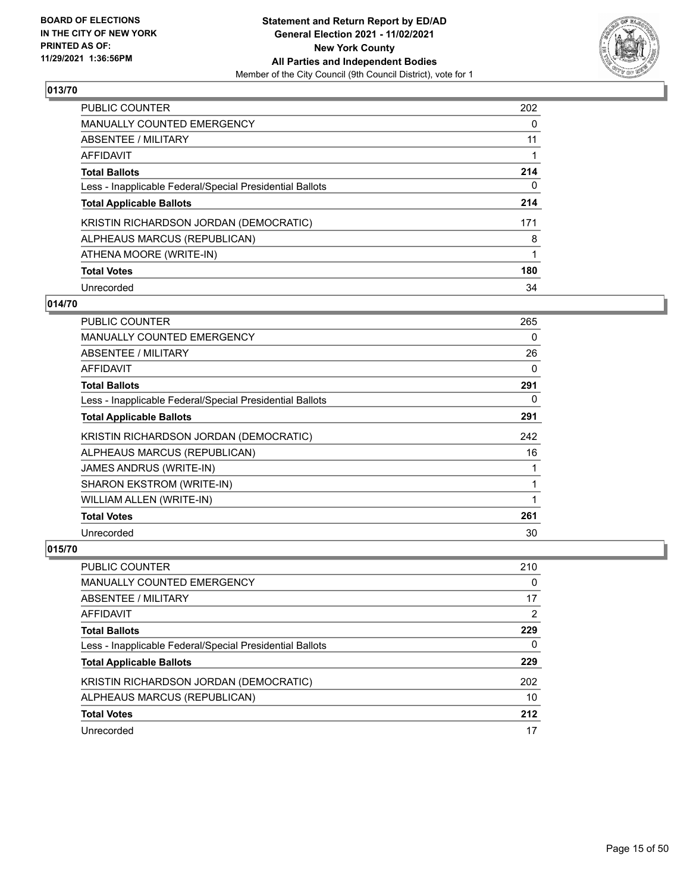**BOARD OF ELECTIONS IN THE CITY OF NEW YORK PRINTED AS OF: 11/29/2021 1:36:56PM**

**Statement and Return Report by ED/AD General Election 2021 - 11/02/2021 New York County All Parties and Independent Bodies**
Member of the City Council (9th Council District), vote for 1

## 013/70

| | |
|---|---|
| PUBLIC COUNTER | 202 |
| MANUALLY COUNTED EMERGENCY | 0 |
| ABSENTEE / MILITARY | 11 |
| AFFIDAVIT | 1 |
| **Total Ballots** | **214** |
| Less - Inapplicable Federal/Special Presidential Ballots | 0 |
| **Total Applicable Ballots** | **214** |
| KRISTIN RICHARDSON JORDAN (DEMOCRATIC) | 171 |
| ALPHEAUS MARCUS (REPUBLICAN) | 8 |
| ATHENA MOORE (WRITE-IN) | 1 |
| **Total Votes** | **180** |
| Unrecorded | 34 |

## 014/70

| | |
|---|---|
| PUBLIC COUNTER | 265 |
| MANUALLY COUNTED EMERGENCY | 0 |
| ABSENTEE / MILITARY | 26 |
| AFFIDAVIT | 0 |
| **Total Ballots** | **291** |
| Less - Inapplicable Federal/Special Presidential Ballots | 0 |
| **Total Applicable Ballots** | **291** |
| KRISTIN RICHARDSON JORDAN (DEMOCRATIC) | 242 |
| ALPHEAUS MARCUS (REPUBLICAN) | 16 |
| JAMES ANDRUS (WRITE-IN) | 1 |
| SHARON EKSTROM (WRITE-IN) | 1 |
| WILLIAM ALLEN (WRITE-IN) | 1 |
| **Total Votes** | **261** |
| Unrecorded | 30 |

## 015/70

| | |
|---|---|
| PUBLIC COUNTER | 210 |
| MANUALLY COUNTED EMERGENCY | 0 |
| ABSENTEE / MILITARY | 17 |
| AFFIDAVIT | 2 |
| **Total Ballots** | **229** |
| Less - Inapplicable Federal/Special Presidential Ballots | 0 |
| **Total Applicable Ballots** | **229** |
| KRISTIN RICHARDSON JORDAN (DEMOCRATIC) | 202 |
| ALPHEAUS MARCUS (REPUBLICAN) | 10 |
| **Total Votes** | **212** |
| Unrecorded | 17 |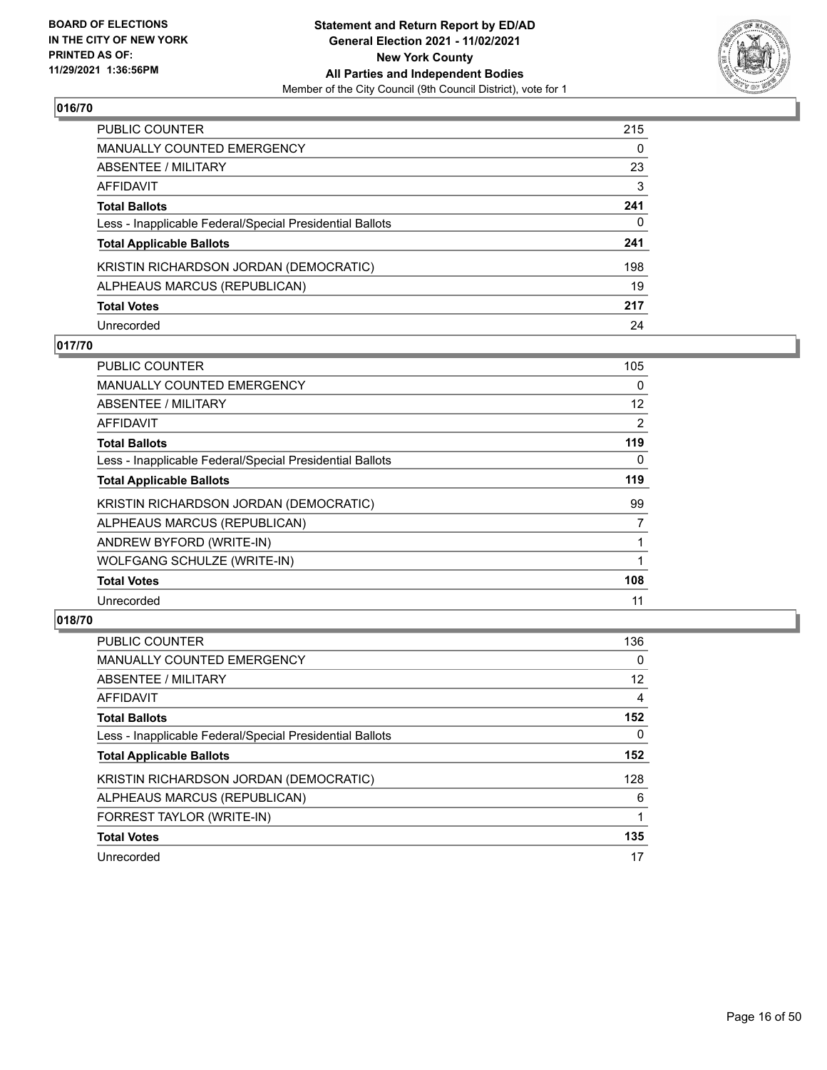**BOARD OF ELECTIONS IN THE CITY OF NEW YORK PRINTED AS OF: 11/29/2021 1:36:56PM**

**Statement and Return Report by ED/AD General Election 2021 - 11/02/2021 New York County All Parties and Independent Bodies**

Member of the City Council (9th Council District), vote for 1

## 016/70

| | |
|---|---|
| PUBLIC COUNTER | 215 |
| MANUALLY COUNTED EMERGENCY | 0 |
| ABSENTEE / MILITARY | 23 |
| AFFIDAVIT | 3 |
| **Total Ballots** | **241** |
| Less - Inapplicable Federal/Special Presidential Ballots | 0 |
| **Total Applicable Ballots** | **241** |
| KRISTIN RICHARDSON JORDAN (DEMOCRATIC) | 198 |
| ALPHEAUS MARCUS (REPUBLICAN) | 19 |
| **Total Votes** | **217** |
| Unrecorded | 24 |

## 017/70

| | |
|---|---|
| PUBLIC COUNTER | 105 |
| MANUALLY COUNTED EMERGENCY | 0 |
| ABSENTEE / MILITARY | 12 |
| AFFIDAVIT | 2 |
| **Total Ballots** | **119** |
| Less - Inapplicable Federal/Special Presidential Ballots | 0 |
| **Total Applicable Ballots** | **119** |
| KRISTIN RICHARDSON JORDAN (DEMOCRATIC) | 99 |
| ALPHEAUS MARCUS (REPUBLICAN) | 7 |
| ANDREW BYFORD (WRITE-IN) | 1 |
| WOLFGANG SCHULZE (WRITE-IN) | 1 |
| **Total Votes** | **108** |
| Unrecorded | 11 |

## 018/70

| | |
|---|---|
| PUBLIC COUNTER | 136 |
| MANUALLY COUNTED EMERGENCY | 0 |
| ABSENTEE / MILITARY | 12 |
| AFFIDAVIT | 4 |
| **Total Ballots** | **152** |
| Less - Inapplicable Federal/Special Presidential Ballots | 0 |
| **Total Applicable Ballots** | **152** |
| KRISTIN RICHARDSON JORDAN (DEMOCRATIC) | 128 |
| ALPHEAUS MARCUS (REPUBLICAN) | 6 |
| FORREST TAYLOR (WRITE-IN) | 1 |
| **Total Votes** | **135** |
| Unrecorded | 17 |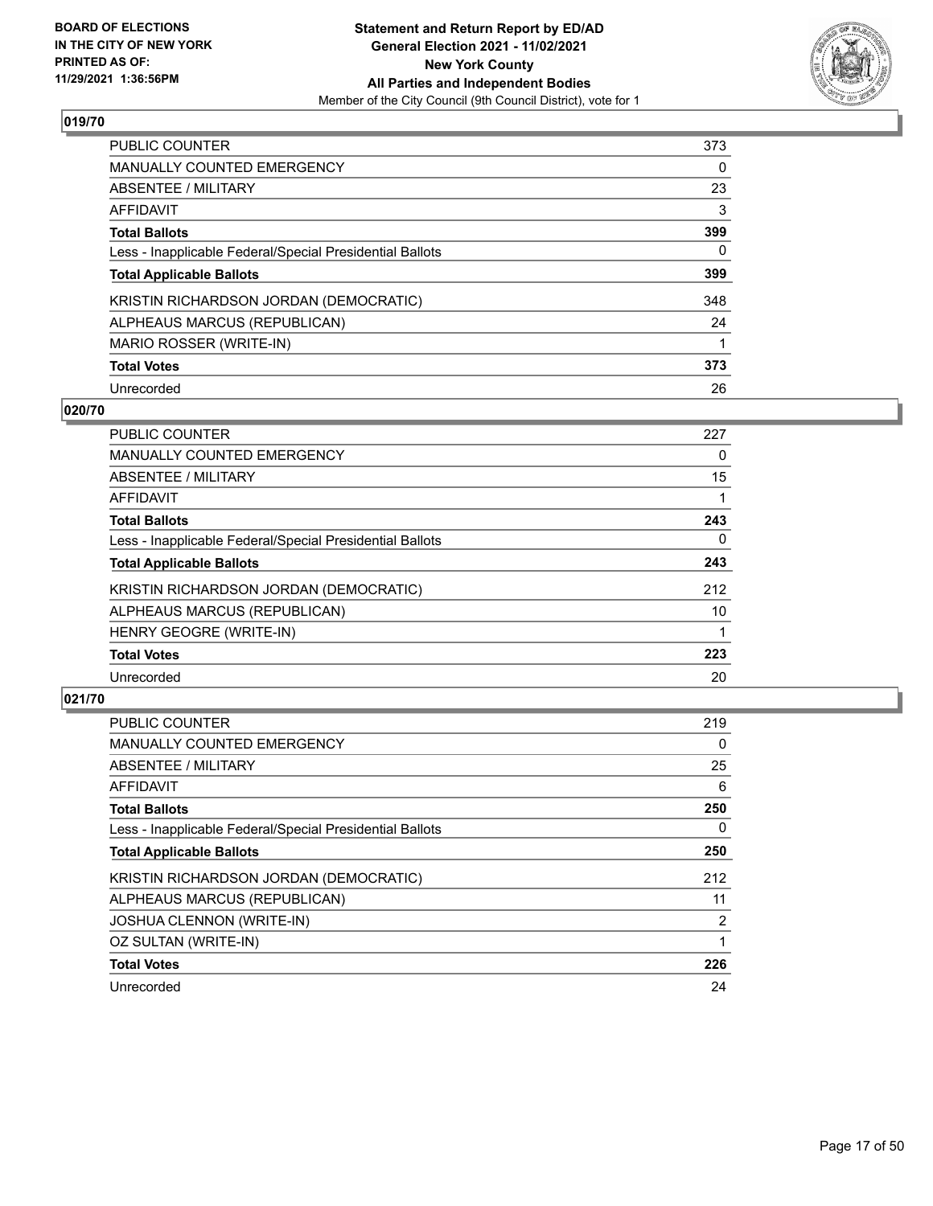BOARD OF ELECTIONS
IN THE CITY OF NEW YORK
PRINTED AS OF:
11/29/2021 1:36:56PM

**Statement and Return Report by ED/AD**
**General Election 2021 - 11/02/2021**
**New York County**
**All Parties and Independent Bodies**
Member of the City Council (9th Council District), vote for 1

## 019/70

| | |
|---|---|
| PUBLIC COUNTER | 373 |
| MANUALLY COUNTED EMERGENCY | 0 |
| ABSENTEE / MILITARY | 23 |
| AFFIDAVIT | 3 |
| **Total Ballots** | **399** |
| Less - Inapplicable Federal/Special Presidential Ballots | 0 |
| **Total Applicable Ballots** | **399** |
| KRISTIN RICHARDSON JORDAN (DEMOCRATIC) | 348 |
| ALPHEAUS MARCUS (REPUBLICAN) | 24 |
| MARIO ROSSER (WRITE-IN) | 1 |
| **Total Votes** | **373** |
| Unrecorded | 26 |

## 020/70

| | |
|---|---|
| PUBLIC COUNTER | 227 |
| MANUALLY COUNTED EMERGENCY | 0 |
| ABSENTEE / MILITARY | 15 |
| AFFIDAVIT | 1 |
| **Total Ballots** | **243** |
| Less - Inapplicable Federal/Special Presidential Ballots | 0 |
| **Total Applicable Ballots** | **243** |
| KRISTIN RICHARDSON JORDAN (DEMOCRATIC) | 212 |
| ALPHEAUS MARCUS (REPUBLICAN) | 10 |
| HENRY GEOGRE (WRITE-IN) | 1 |
| **Total Votes** | **223** |
| Unrecorded | 20 |

## 021/70

| | |
|---|---|
| PUBLIC COUNTER | 219 |
| MANUALLY COUNTED EMERGENCY | 0 |
| ABSENTEE / MILITARY | 25 |
| AFFIDAVIT | 6 |
| **Total Ballots** | **250** |
| Less - Inapplicable Federal/Special Presidential Ballots | 0 |
| **Total Applicable Ballots** | **250** |
| KRISTIN RICHARDSON JORDAN (DEMOCRATIC) | 212 |
| ALPHEAUS MARCUS (REPUBLICAN) | 11 |
| JOSHUA CLENNON (WRITE-IN) | 2 |
| OZ SULTAN (WRITE-IN) | 1 |
| **Total Votes** | **226** |
| Unrecorded | 24 |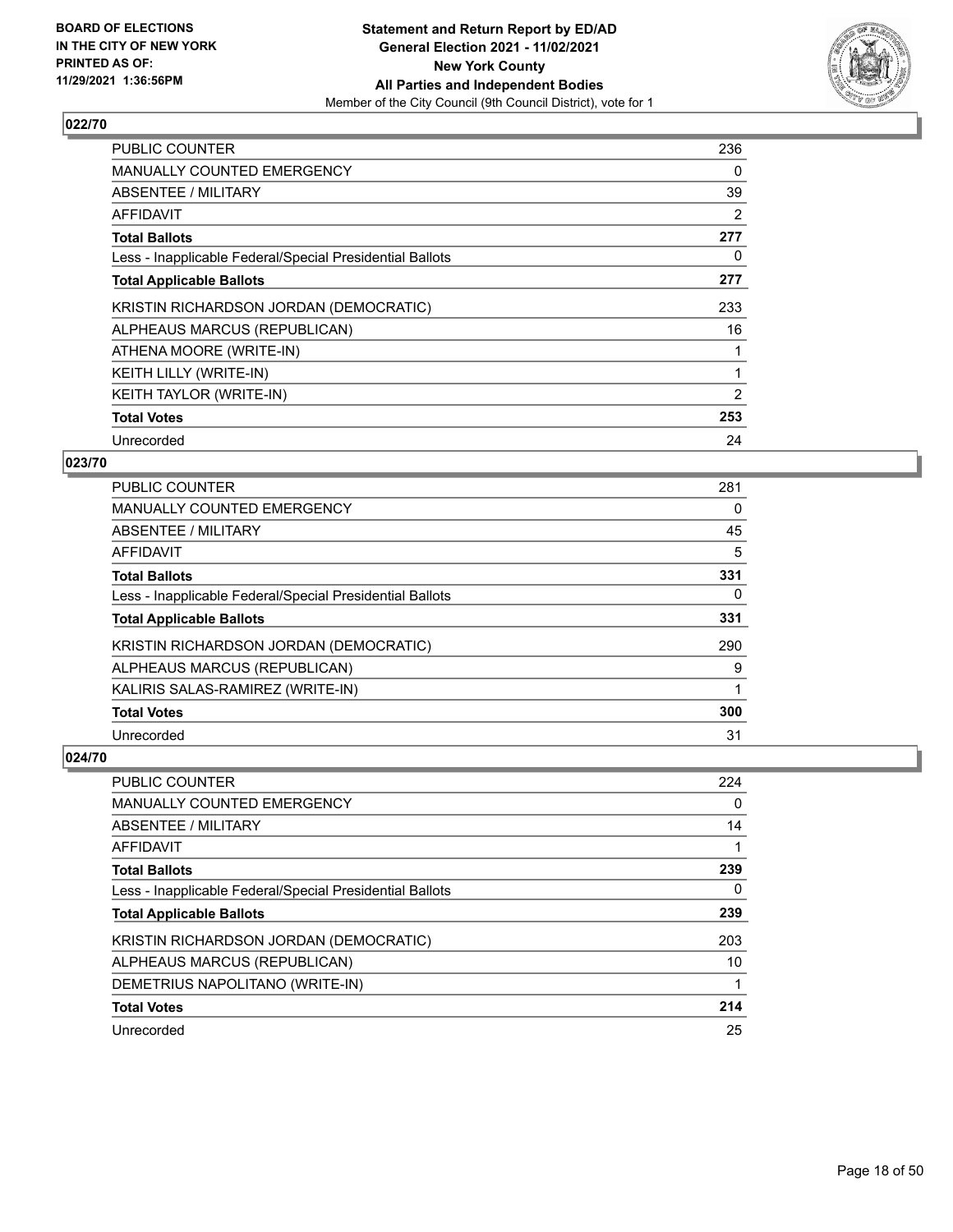## 022/70

| | |
|---|---|
| PUBLIC COUNTER | 236 |
| MANUALLY COUNTED EMERGENCY | 0 |
| ABSENTEE / MILITARY | 39 |
| AFFIDAVIT | 2 |
| **Total Ballots** | **277** |
| Less - Inapplicable Federal/Special Presidential Ballots | 0 |
| **Total Applicable Ballots** | **277** |
| KRISTIN RICHARDSON JORDAN (DEMOCRATIC) | 233 |
| ALPHEAUS MARCUS (REPUBLICAN) | 16 |
| ATHENA MOORE (WRITE-IN) | 1 |
| KEITH LILLY (WRITE-IN) | 1 |
| KEITH TAYLOR (WRITE-IN) | 2 |
| **Total Votes** | **253** |
| Unrecorded | 24 |

## 023/70

| | |
|---|---|
| PUBLIC COUNTER | 281 |
| MANUALLY COUNTED EMERGENCY | 0 |
| ABSENTEE / MILITARY | 45 |
| AFFIDAVIT | 5 |
| **Total Ballots** | **331** |
| Less - Inapplicable Federal/Special Presidential Ballots | 0 |
| **Total Applicable Ballots** | **331** |
| KRISTIN RICHARDSON JORDAN (DEMOCRATIC) | 290 |
| ALPHEAUS MARCUS (REPUBLICAN) | 9 |
| KALIRIS SALAS-RAMIREZ (WRITE-IN) | 1 |
| **Total Votes** | **300** |
| Unrecorded | 31 |

## 024/70

| | |
|---|---|
| PUBLIC COUNTER | 224 |
| MANUALLY COUNTED EMERGENCY | 0 |
| ABSENTEE / MILITARY | 14 |
| AFFIDAVIT | 1 |
| **Total Ballots** | **239** |
| Less - Inapplicable Federal/Special Presidential Ballots | 0 |
| **Total Applicable Ballots** | **239** |
| KRISTIN RICHARDSON JORDAN (DEMOCRATIC) | 203 |
| ALPHEAUS MARCUS (REPUBLICAN) | 10 |
| DEMETRIUS NAPOLITANO (WRITE-IN) | 1 |
| **Total Votes** | **214** |
| Unrecorded | 25 |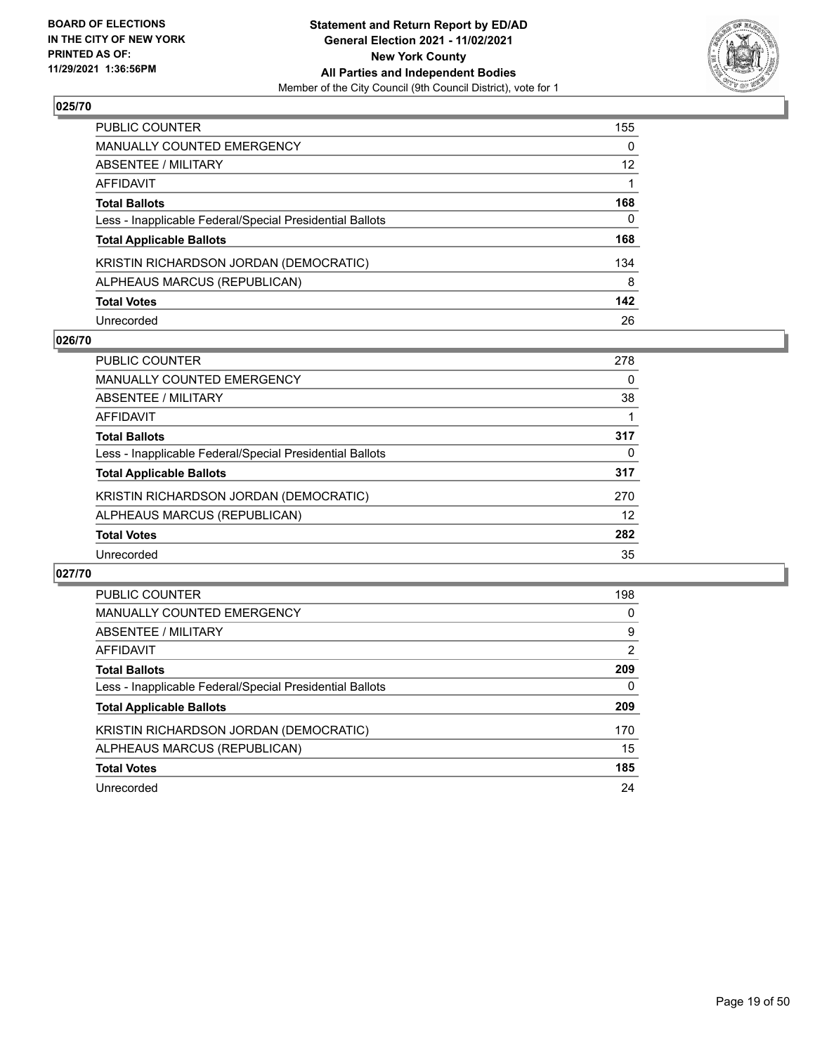BOARD OF ELECTIONS
IN THE CITY OF NEW YORK
PRINTED AS OF:
11/29/2021 1:36:56PM

**Statement and Return Report by ED/AD**
**General Election 2021 - 11/02/2021**
**New York County**
**All Parties and Independent Bodies**
Member of the City Council (9th Council District), vote for 1

## 025/70

| | |
|---|---|
| PUBLIC COUNTER | 155 |
| MANUALLY COUNTED EMERGENCY | 0 |
| ABSENTEE / MILITARY | 12 |
| AFFIDAVIT | 1 |
| **Total Ballots** | **168** |
| Less - Inapplicable Federal/Special Presidential Ballots | 0 |
| **Total Applicable Ballots** | **168** |
| KRISTIN RICHARDSON JORDAN (DEMOCRATIC) | 134 |
| ALPHEAUS MARCUS (REPUBLICAN) | 8 |
| **Total Votes** | **142** |
| Unrecorded | 26 |

## 026/70

| | |
|---|---|
| PUBLIC COUNTER | 278 |
| MANUALLY COUNTED EMERGENCY | 0 |
| ABSENTEE / MILITARY | 38 |
| AFFIDAVIT | 1 |
| **Total Ballots** | **317** |
| Less - Inapplicable Federal/Special Presidential Ballots | 0 |
| **Total Applicable Ballots** | **317** |
| KRISTIN RICHARDSON JORDAN (DEMOCRATIC) | 270 |
| ALPHEAUS MARCUS (REPUBLICAN) | 12 |
| **Total Votes** | **282** |
| Unrecorded | 35 |

## 027/70

| | |
|---|---|
| PUBLIC COUNTER | 198 |
| MANUALLY COUNTED EMERGENCY | 0 |
| ABSENTEE / MILITARY | 9 |
| AFFIDAVIT | 2 |
| **Total Ballots** | **209** |
| Less - Inapplicable Federal/Special Presidential Ballots | 0 |
| **Total Applicable Ballots** | **209** |
| KRISTIN RICHARDSON JORDAN (DEMOCRATIC) | 170 |
| ALPHEAUS MARCUS (REPUBLICAN) | 15 |
| **Total Votes** | **185** |
| Unrecorded | 24 |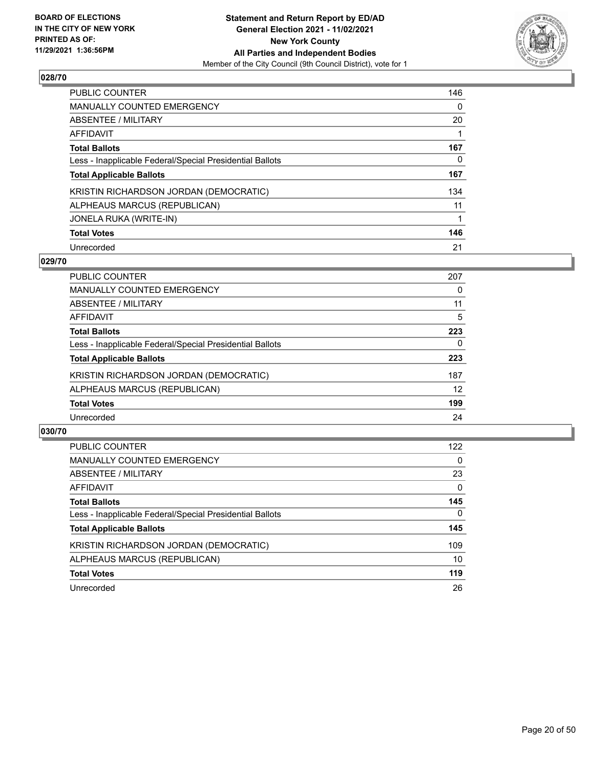## 028/70

| | |
|---|---|
| PUBLIC COUNTER | 146 |
| MANUALLY COUNTED EMERGENCY | 0 |
| ABSENTEE / MILITARY | 20 |
| AFFIDAVIT | 1 |
| **Total Ballots** | **167** |
| Less - Inapplicable Federal/Special Presidential Ballots | 0 |
| **Total Applicable Ballots** | **167** |
| KRISTIN RICHARDSON JORDAN (DEMOCRATIC) | 134 |
| ALPHEAUS MARCUS (REPUBLICAN) | 11 |
| JONELA RUKA (WRITE-IN) | 1 |
| **Total Votes** | **146** |
| Unrecorded | 21 |

## 029/70

| | |
|---|---|
| PUBLIC COUNTER | 207 |
| MANUALLY COUNTED EMERGENCY | 0 |
| ABSENTEE / MILITARY | 11 |
| AFFIDAVIT | 5 |
| **Total Ballots** | **223** |
| Less - Inapplicable Federal/Special Presidential Ballots | 0 |
| **Total Applicable Ballots** | **223** |
| KRISTIN RICHARDSON JORDAN (DEMOCRATIC) | 187 |
| ALPHEAUS MARCUS (REPUBLICAN) | 12 |
| **Total Votes** | **199** |
| Unrecorded | 24 |

## 030/70

| | |
|---|---|
| PUBLIC COUNTER | 122 |
| MANUALLY COUNTED EMERGENCY | 0 |
| ABSENTEE / MILITARY | 23 |
| AFFIDAVIT | 0 |
| **Total Ballots** | **145** |
| Less - Inapplicable Federal/Special Presidential Ballots | 0 |
| **Total Applicable Ballots** | **145** |
| KRISTIN RICHARDSON JORDAN (DEMOCRATIC) | 109 |
| ALPHEAUS MARCUS (REPUBLICAN) | 10 |
| **Total Votes** | **119** |
| Unrecorded | 26 |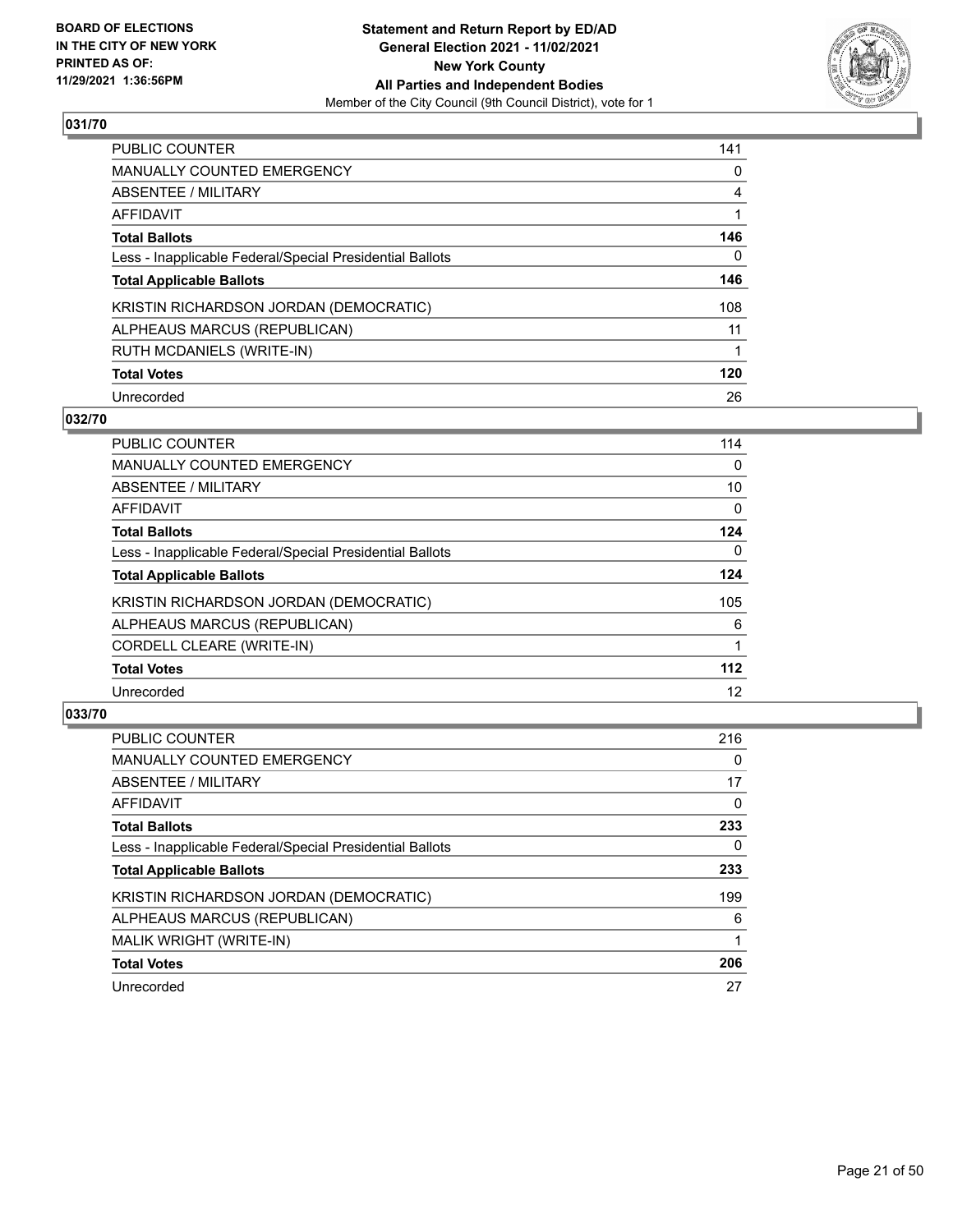**031/70**

| | |
|---|---|
| PUBLIC COUNTER | 141 |
| MANUALLY COUNTED EMERGENCY | 0 |
| ABSENTEE / MILITARY | 4 |
| AFFIDAVIT | 1 |
| **Total Ballots** | **146** |
| Less - Inapplicable Federal/Special Presidential Ballots | 0 |
| **Total Applicable Ballots** | **146** |
| KRISTIN RICHARDSON JORDAN (DEMOCRATIC) | 108 |
| ALPHEAUS MARCUS (REPUBLICAN) | 11 |
| RUTH MCDANIELS (WRITE-IN) | 1 |
| **Total Votes** | **120** |
| Unrecorded | 26 |

**032/70**

| | |
|---|---|
| PUBLIC COUNTER | 114 |
| MANUALLY COUNTED EMERGENCY | 0 |
| ABSENTEE / MILITARY | 10 |
| AFFIDAVIT | 0 |
| **Total Ballots** | **124** |
| Less - Inapplicable Federal/Special Presidential Ballots | 0 |
| **Total Applicable Ballots** | **124** |
| KRISTIN RICHARDSON JORDAN (DEMOCRATIC) | 105 |
| ALPHEAUS MARCUS (REPUBLICAN) | 6 |
| CORDELL CLEARE (WRITE-IN) | 1 |
| **Total Votes** | **112** |
| Unrecorded | 12 |

**033/70**

| | |
|---|---|
| PUBLIC COUNTER | 216 |
| MANUALLY COUNTED EMERGENCY | 0 |
| ABSENTEE / MILITARY | 17 |
| AFFIDAVIT | 0 |
| **Total Ballots** | **233** |
| Less - Inapplicable Federal/Special Presidential Ballots | 0 |
| **Total Applicable Ballots** | **233** |
| KRISTIN RICHARDSON JORDAN (DEMOCRATIC) | 199 |
| ALPHEAUS MARCUS (REPUBLICAN) | 6 |
| MALIK WRIGHT (WRITE-IN) | 1 |
| **Total Votes** | **206** |
| Unrecorded | 27 |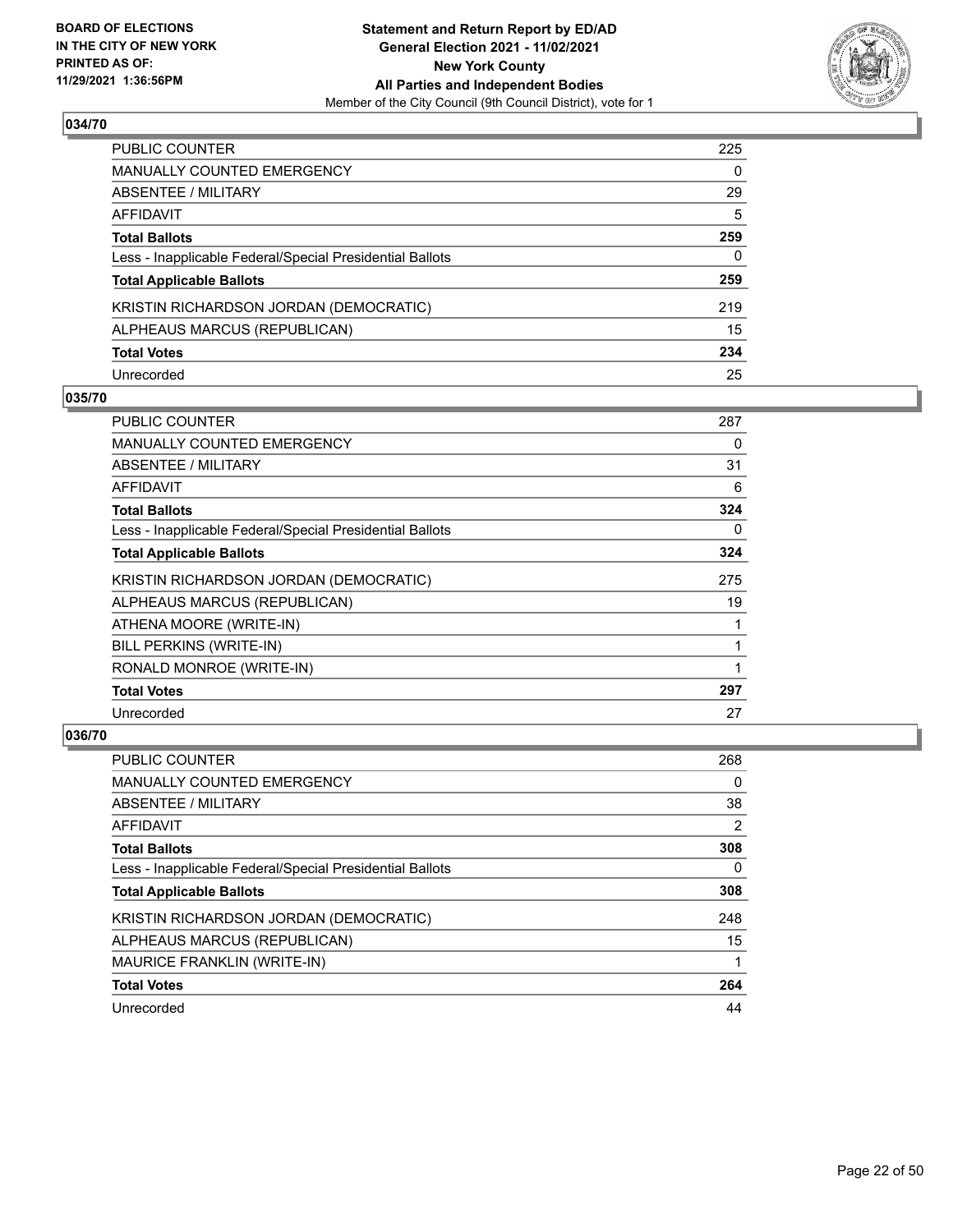## 034/70

| | |
|---|---|
| PUBLIC COUNTER | 225 |
| MANUALLY COUNTED EMERGENCY | 0 |
| ABSENTEE / MILITARY | 29 |
| AFFIDAVIT | 5 |
| **Total Ballots** | **259** |
| Less - Inapplicable Federal/Special Presidential Ballots | 0 |
| **Total Applicable Ballots** | **259** |
| KRISTIN RICHARDSON JORDAN (DEMOCRATIC) | 219 |
| ALPHEAUS MARCUS (REPUBLICAN) | 15 |
| **Total Votes** | **234** |
| Unrecorded | 25 |

## 035/70

| | |
|---|---|
| PUBLIC COUNTER | 287 |
| MANUALLY COUNTED EMERGENCY | 0 |
| ABSENTEE / MILITARY | 31 |
| AFFIDAVIT | 6 |
| **Total Ballots** | **324** |
| Less - Inapplicable Federal/Special Presidential Ballots | 0 |
| **Total Applicable Ballots** | **324** |
| KRISTIN RICHARDSON JORDAN (DEMOCRATIC) | 275 |
| ALPHEAUS MARCUS (REPUBLICAN) | 19 |
| ATHENA MOORE (WRITE-IN) | 1 |
| BILL PERKINS (WRITE-IN) | 1 |
| RONALD MONROE (WRITE-IN) | 1 |
| **Total Votes** | **297** |
| Unrecorded | 27 |

## 036/70

| | |
|---|---|
| PUBLIC COUNTER | 268 |
| MANUALLY COUNTED EMERGENCY | 0 |
| ABSENTEE / MILITARY | 38 |
| AFFIDAVIT | 2 |
| **Total Ballots** | **308** |
| Less - Inapplicable Federal/Special Presidential Ballots | 0 |
| **Total Applicable Ballots** | **308** |
| KRISTIN RICHARDSON JORDAN (DEMOCRATIC) | 248 |
| ALPHEAUS MARCUS (REPUBLICAN) | 15 |
| MAURICE FRANKLIN (WRITE-IN) | 1 |
| **Total Votes** | **264** |
| Unrecorded | 44 |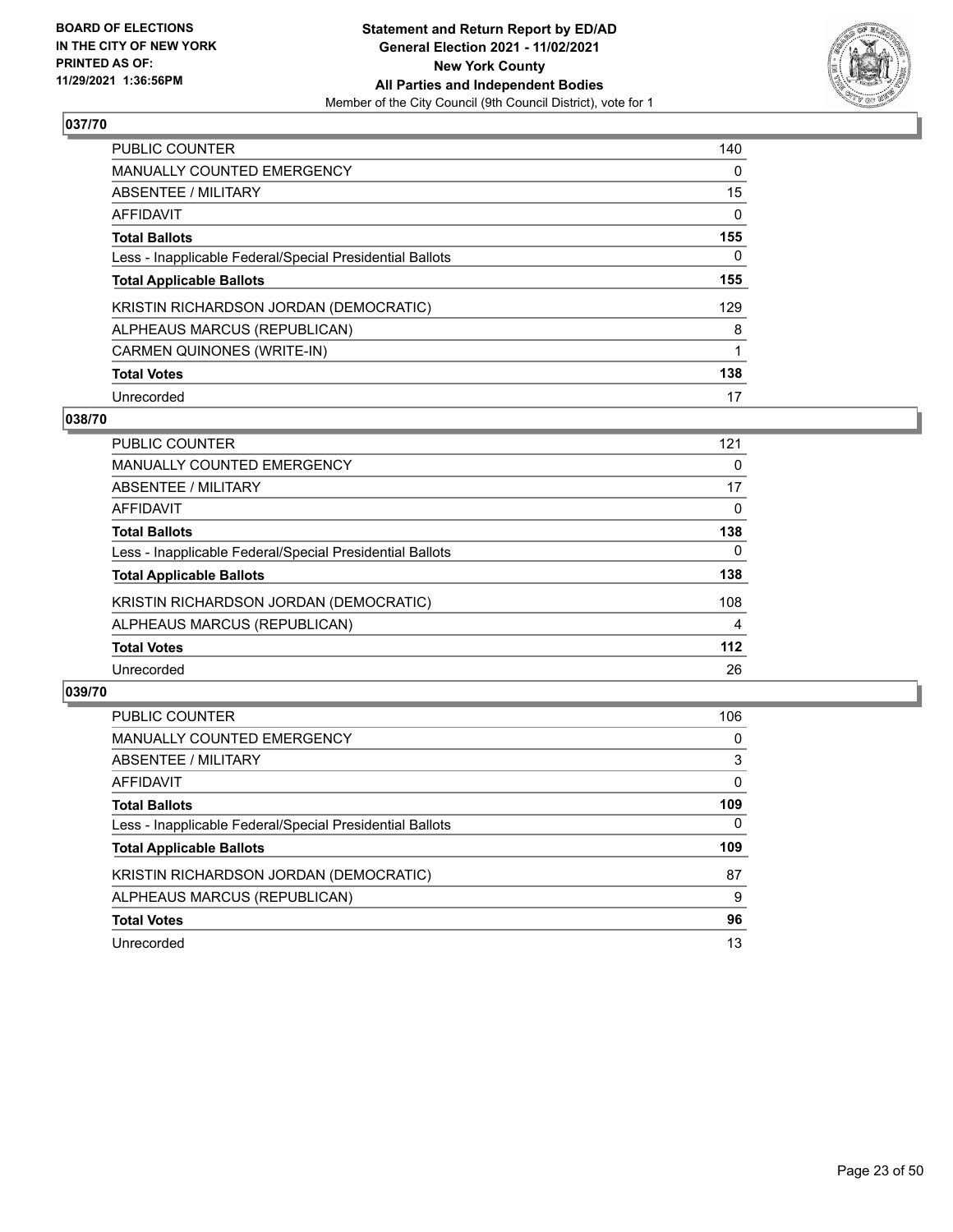**BOARD OF ELECTIONS IN THE CITY OF NEW YORK PRINTED AS OF: 11/29/2021 1:36:56PM**

**Statement and Return Report by ED/AD General Election 2021 - 11/02/2021 New York County All Parties and Independent Bodies**
Member of the City Council (9th Council District), vote for 1

## 037/70

| | |
|---|---|
| PUBLIC COUNTER | 140 |
| MANUALLY COUNTED EMERGENCY | 0 |
| ABSENTEE / MILITARY | 15 |
| AFFIDAVIT | 0 |
| **Total Ballots** | **155** |
| Less - Inapplicable Federal/Special Presidential Ballots | 0 |
| **Total Applicable Ballots** | **155** |
| KRISTIN RICHARDSON JORDAN (DEMOCRATIC) | 129 |
| ALPHEAUS MARCUS (REPUBLICAN) | 8 |
| CARMEN QUINONES (WRITE-IN) | 1 |
| **Total Votes** | **138** |
| Unrecorded | 17 |

## 038/70

| | |
|---|---|
| PUBLIC COUNTER | 121 |
| MANUALLY COUNTED EMERGENCY | 0 |
| ABSENTEE / MILITARY | 17 |
| AFFIDAVIT | 0 |
| **Total Ballots** | **138** |
| Less - Inapplicable Federal/Special Presidential Ballots | 0 |
| **Total Applicable Ballots** | **138** |
| KRISTIN RICHARDSON JORDAN (DEMOCRATIC) | 108 |
| ALPHEAUS MARCUS (REPUBLICAN) | 4 |
| **Total Votes** | **112** |
| Unrecorded | 26 |

## 039/70

| | |
|---|---|
| PUBLIC COUNTER | 106 |
| MANUALLY COUNTED EMERGENCY | 0 |
| ABSENTEE / MILITARY | 3 |
| AFFIDAVIT | 0 |
| **Total Ballots** | **109** |
| Less - Inapplicable Federal/Special Presidential Ballots | 0 |
| **Total Applicable Ballots** | **109** |
| KRISTIN RICHARDSON JORDAN (DEMOCRATIC) | 87 |
| ALPHEAUS MARCUS (REPUBLICAN) | 9 |
| **Total Votes** | **96** |
| Unrecorded | 13 |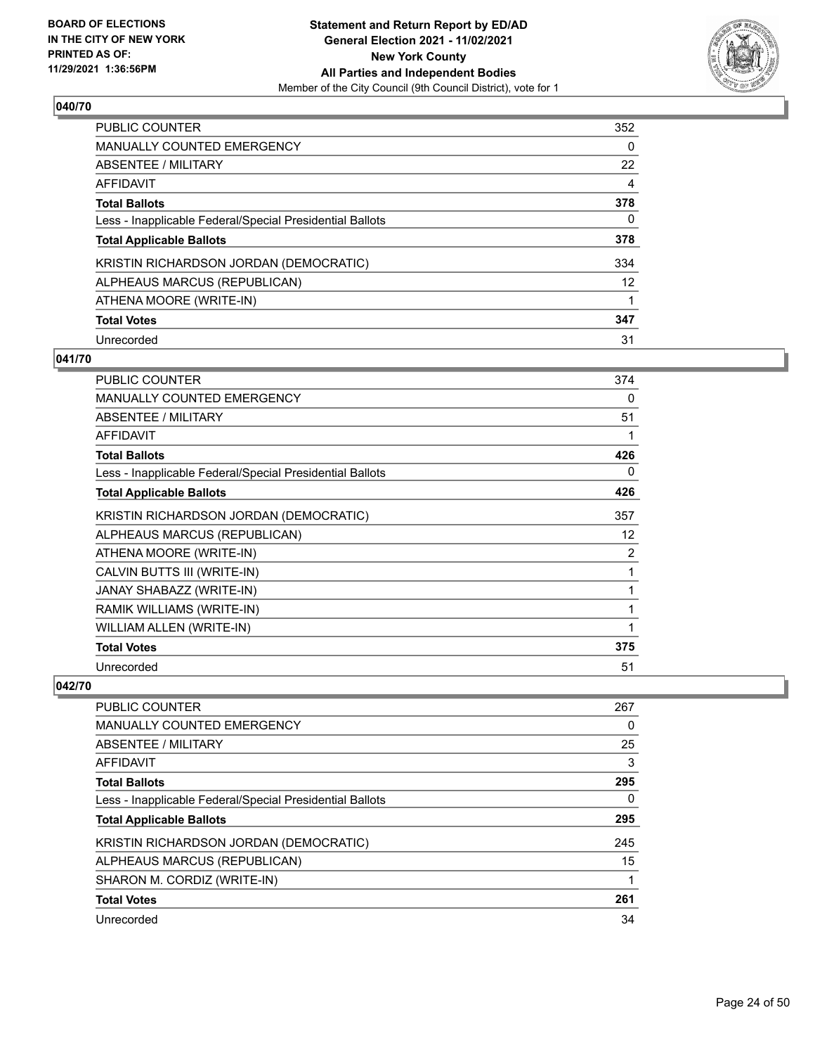**Statement and Return Report by ED/AD**
**General Election 2021 - 11/02/2021**
**New York County**
**All Parties and Independent Bodies**
Member of the City Council (9th Council District), vote for 1

BOARD OF ELECTIONS
IN THE CITY OF NEW YORK
PRINTED AS OF:
11/29/2021 1:36:56PM

### 040/70

| | |
|---|---|
| PUBLIC COUNTER | 352 |
| MANUALLY COUNTED EMERGENCY | 0 |
| ABSENTEE / MILITARY | 22 |
| AFFIDAVIT | 4 |
| **Total Ballots** | **378** |
| Less - Inapplicable Federal/Special Presidential Ballots | 0 |
| **Total Applicable Ballots** | **378** |
| KRISTIN RICHARDSON JORDAN (DEMOCRATIC) | 334 |
| ALPHEAUS MARCUS (REPUBLICAN) | 12 |
| ATHENA MOORE (WRITE-IN) | 1 |
| **Total Votes** | **347** |
| Unrecorded | 31 |

### 041/70

| | |
|---|---|
| PUBLIC COUNTER | 374 |
| MANUALLY COUNTED EMERGENCY | 0 |
| ABSENTEE / MILITARY | 51 |
| AFFIDAVIT | 1 |
| **Total Ballots** | **426** |
| Less - Inapplicable Federal/Special Presidential Ballots | 0 |
| **Total Applicable Ballots** | **426** |
| KRISTIN RICHARDSON JORDAN (DEMOCRATIC) | 357 |
| ALPHEAUS MARCUS (REPUBLICAN) | 12 |
| ATHENA MOORE (WRITE-IN) | 2 |
| CALVIN BUTTS III (WRITE-IN) | 1 |
| JANAY SHABAZZ (WRITE-IN) | 1 |
| RAMIK WILLIAMS (WRITE-IN) | 1 |
| WILLIAM ALLEN (WRITE-IN) | 1 |
| **Total Votes** | **375** |
| Unrecorded | 51 |

### 042/70

| | |
|---|---|
| PUBLIC COUNTER | 267 |
| MANUALLY COUNTED EMERGENCY | 0 |
| ABSENTEE / MILITARY | 25 |
| AFFIDAVIT | 3 |
| **Total Ballots** | **295** |
| Less - Inapplicable Federal/Special Presidential Ballots | 0 |
| **Total Applicable Ballots** | **295** |
| KRISTIN RICHARDSON JORDAN (DEMOCRATIC) | 245 |
| ALPHEAUS MARCUS (REPUBLICAN) | 15 |
| SHARON M. CORDIZ (WRITE-IN) | 1 |
| **Total Votes** | **261** |
| Unrecorded | 34 |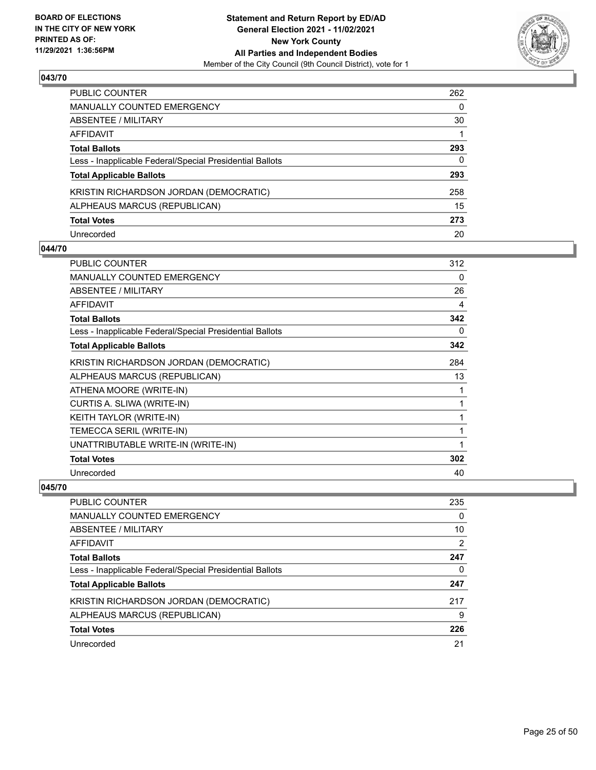BOARD OF ELECTIONS
IN THE CITY OF NEW YORK
PRINTED AS OF:
11/29/2021 1:36:56PM

**Statement and Return Report by ED/AD**
**General Election 2021 - 11/02/2021**
**New York County**
**All Parties and Independent Bodies**
Member of the City Council (9th Council District), vote for 1

### 043/70

| | |
|---|---|
| PUBLIC COUNTER | 262 |
| MANUALLY COUNTED EMERGENCY | 0 |
| ABSENTEE / MILITARY | 30 |
| AFFIDAVIT | 1 |
| **Total Ballots** | **293** |
| Less - Inapplicable Federal/Special Presidential Ballots | 0 |
| **Total Applicable Ballots** | **293** |
| KRISTIN RICHARDSON JORDAN (DEMOCRATIC) | 258 |
| ALPHEAUS MARCUS (REPUBLICAN) | 15 |
| **Total Votes** | **273** |
| Unrecorded | 20 |

### 044/70

| | |
|---|---|
| PUBLIC COUNTER | 312 |
| MANUALLY COUNTED EMERGENCY | 0 |
| ABSENTEE / MILITARY | 26 |
| AFFIDAVIT | 4 |
| **Total Ballots** | **342** |
| Less - Inapplicable Federal/Special Presidential Ballots | 0 |
| **Total Applicable Ballots** | **342** |
| KRISTIN RICHARDSON JORDAN (DEMOCRATIC) | 284 |
| ALPHEAUS MARCUS (REPUBLICAN) | 13 |
| ATHENA MOORE (WRITE-IN) | 1 |
| CURTIS A. SLIWA (WRITE-IN) | 1 |
| KEITH TAYLOR (WRITE-IN) | 1 |
| TEMECCA SERIL (WRITE-IN) | 1 |
| UNATTRIBUTABLE WRITE-IN (WRITE-IN) | 1 |
| **Total Votes** | **302** |
| Unrecorded | 40 |

### 045/70

| | |
|---|---|
| PUBLIC COUNTER | 235 |
| MANUALLY COUNTED EMERGENCY | 0 |
| ABSENTEE / MILITARY | 10 |
| AFFIDAVIT | 2 |
| **Total Ballots** | **247** |
| Less - Inapplicable Federal/Special Presidential Ballots | 0 |
| **Total Applicable Ballots** | **247** |
| KRISTIN RICHARDSON JORDAN (DEMOCRATIC) | 217 |
| ALPHEAUS MARCUS (REPUBLICAN) | 9 |
| **Total Votes** | **226** |
| Unrecorded | 21 |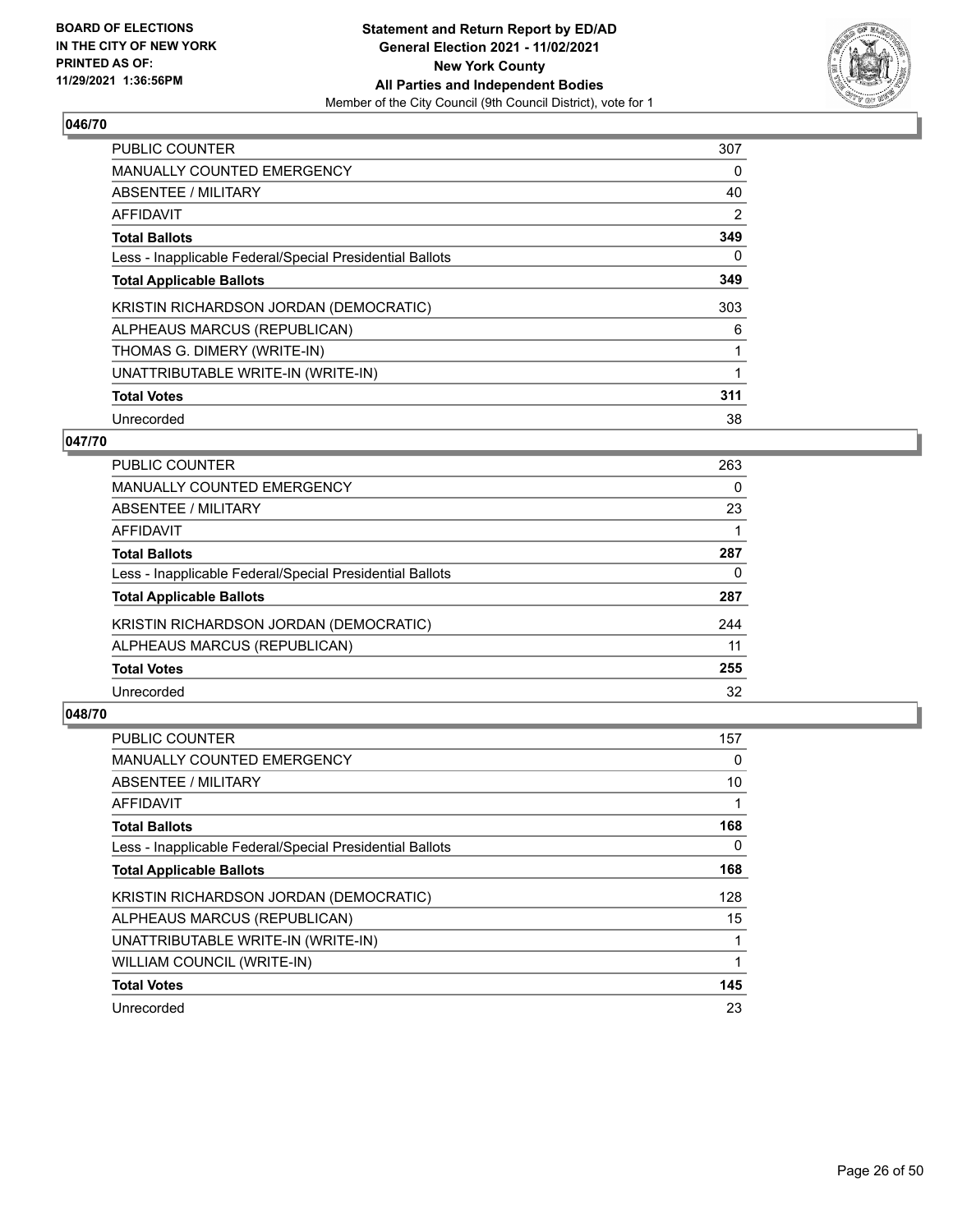## 046/70

| | |
|---|---|
| PUBLIC COUNTER | 307 |
| MANUALLY COUNTED EMERGENCY | 0 |
| ABSENTEE / MILITARY | 40 |
| AFFIDAVIT | 2 |
| **Total Ballots** | **349** |
| Less - Inapplicable Federal/Special Presidential Ballots | 0 |
| **Total Applicable Ballots** | **349** |
| KRISTIN RICHARDSON JORDAN (DEMOCRATIC) | 303 |
| ALPHEAUS MARCUS (REPUBLICAN) | 6 |
| THOMAS G. DIMERY (WRITE-IN) | 1 |
| UNATTRIBUTABLE WRITE-IN (WRITE-IN) | 1 |
| **Total Votes** | **311** |
| Unrecorded | 38 |

## 047/70

| | |
|---|---|
| PUBLIC COUNTER | 263 |
| MANUALLY COUNTED EMERGENCY | 0 |
| ABSENTEE / MILITARY | 23 |
| AFFIDAVIT | 1 |
| **Total Ballots** | **287** |
| Less - Inapplicable Federal/Special Presidential Ballots | 0 |
| **Total Applicable Ballots** | **287** |
| KRISTIN RICHARDSON JORDAN (DEMOCRATIC) | 244 |
| ALPHEAUS MARCUS (REPUBLICAN) | 11 |
| **Total Votes** | **255** |
| Unrecorded | 32 |

## 048/70

| | |
|---|---|
| PUBLIC COUNTER | 157 |
| MANUALLY COUNTED EMERGENCY | 0 |
| ABSENTEE / MILITARY | 10 |
| AFFIDAVIT | 1 |
| **Total Ballots** | **168** |
| Less - Inapplicable Federal/Special Presidential Ballots | 0 |
| **Total Applicable Ballots** | **168** |
| KRISTIN RICHARDSON JORDAN (DEMOCRATIC) | 128 |
| ALPHEAUS MARCUS (REPUBLICAN) | 15 |
| UNATTRIBUTABLE WRITE-IN (WRITE-IN) | 1 |
| WILLIAM COUNCIL (WRITE-IN) | 1 |
| **Total Votes** | **145** |
| Unrecorded | 23 |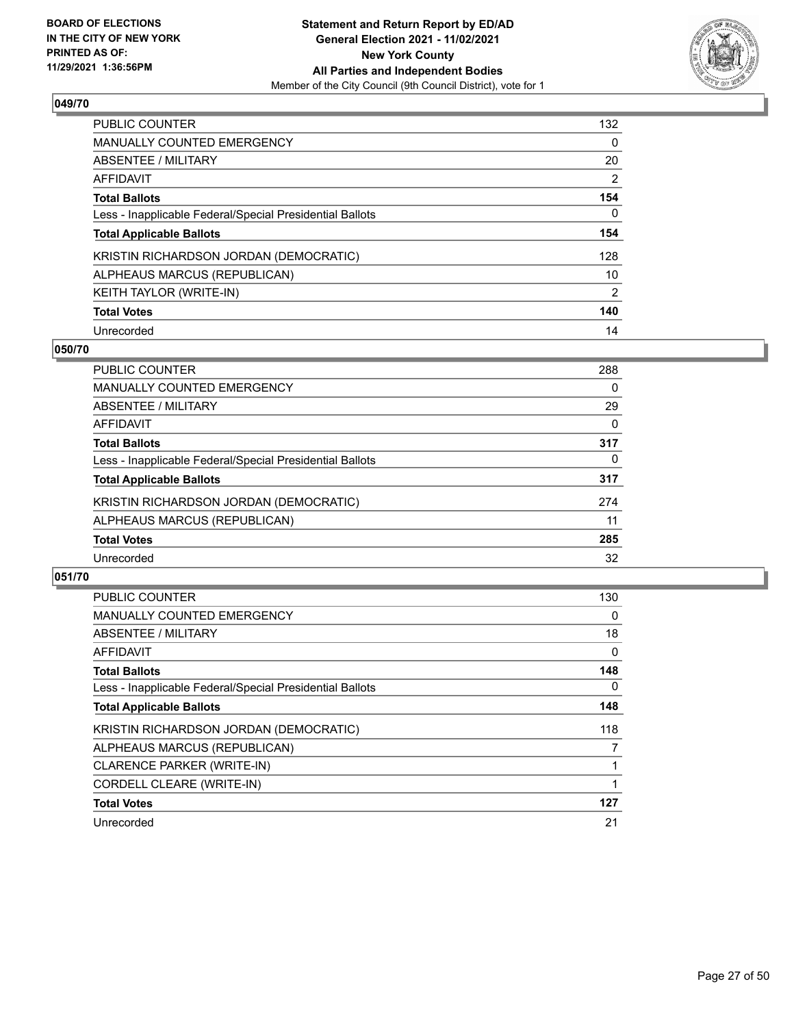**BOARD OF ELECTIONS IN THE CITY OF NEW YORK PRINTED AS OF: 11/29/2021 1:36:56PM**

**Statement and Return Report by ED/AD General Election 2021 - 11/02/2021 New York County All Parties and Independent Bodies**

Member of the City Council (9th Council District), vote for 1

## 049/70

| | |
|---|---|
| PUBLIC COUNTER | 132 |
| MANUALLY COUNTED EMERGENCY | 0 |
| ABSENTEE / MILITARY | 20 |
| AFFIDAVIT | 2 |
| **Total Ballots** | **154** |
| Less - Inapplicable Federal/Special Presidential Ballots | 0 |
| **Total Applicable Ballots** | **154** |
| KRISTIN RICHARDSON JORDAN (DEMOCRATIC) | 128 |
| ALPHEAUS MARCUS (REPUBLICAN) | 10 |
| KEITH TAYLOR (WRITE-IN) | 2 |
| **Total Votes** | **140** |
| Unrecorded | 14 |

## 050/70

| | |
|---|---|
| PUBLIC COUNTER | 288 |
| MANUALLY COUNTED EMERGENCY | 0 |
| ABSENTEE / MILITARY | 29 |
| AFFIDAVIT | 0 |
| **Total Ballots** | **317** |
| Less - Inapplicable Federal/Special Presidential Ballots | 0 |
| **Total Applicable Ballots** | **317** |
| KRISTIN RICHARDSON JORDAN (DEMOCRATIC) | 274 |
| ALPHEAUS MARCUS (REPUBLICAN) | 11 |
| **Total Votes** | **285** |
| Unrecorded | 32 |

## 051/70

| | |
|---|---|
| PUBLIC COUNTER | 130 |
| MANUALLY COUNTED EMERGENCY | 0 |
| ABSENTEE / MILITARY | 18 |
| AFFIDAVIT | 0 |
| **Total Ballots** | **148** |
| Less - Inapplicable Federal/Special Presidential Ballots | 0 |
| **Total Applicable Ballots** | **148** |
| KRISTIN RICHARDSON JORDAN (DEMOCRATIC) | 118 |
| ALPHEAUS MARCUS (REPUBLICAN) | 7 |
| CLARENCE PARKER (WRITE-IN) | 1 |
| CORDELL CLEARE (WRITE-IN) | 1 |
| **Total Votes** | **127** |
| Unrecorded | 21 |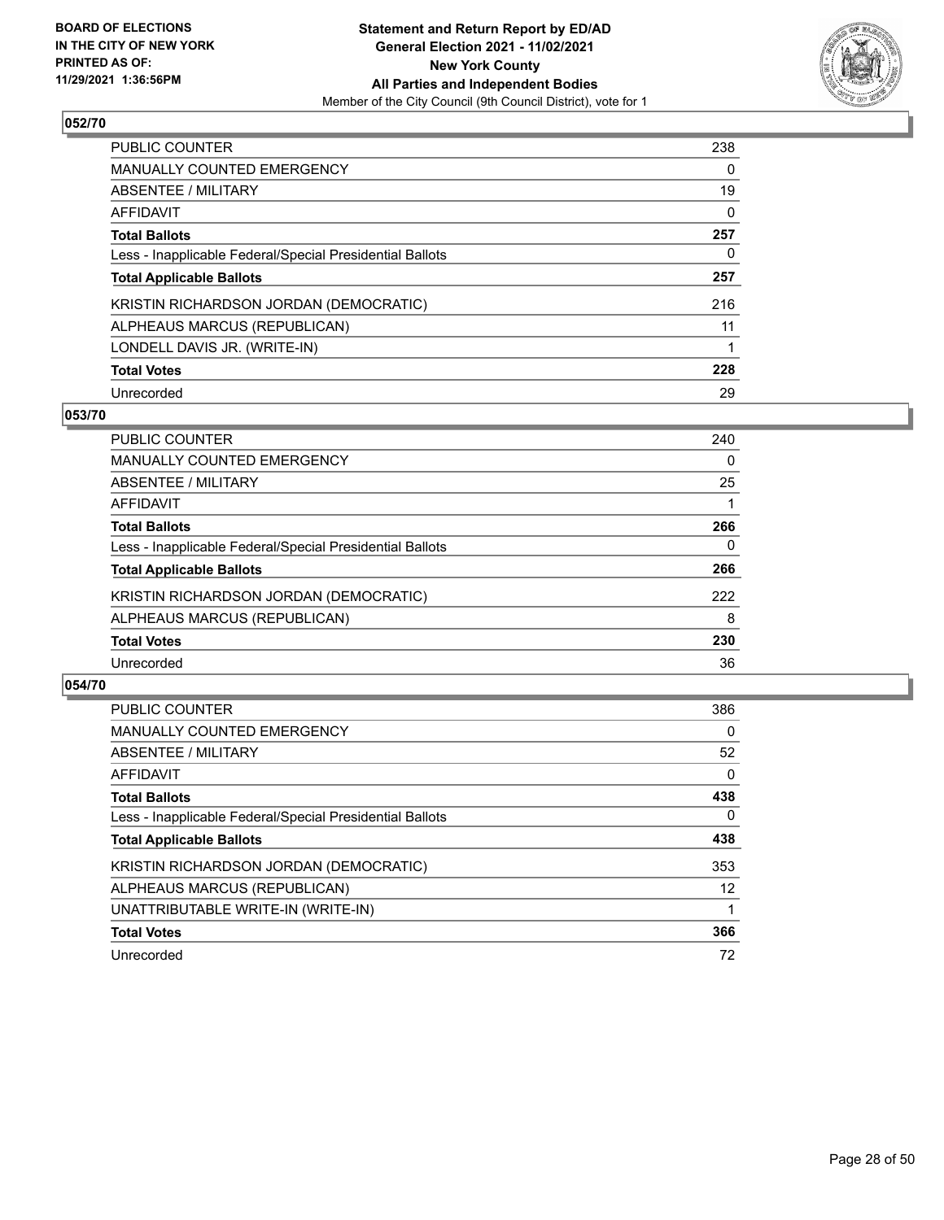**BOARD OF ELECTIONS IN THE CITY OF NEW YORK PRINTED AS OF: 11/29/2021 1:36:56PM**

**Statement and Return Report by ED/AD General Election 2021 - 11/02/2021 New York County All Parties and Independent Bodies**
Member of the City Council (9th Council District), vote for 1

### 052/70

| | |
|---|---|
| PUBLIC COUNTER | 238 |
| MANUALLY COUNTED EMERGENCY | 0 |
| ABSENTEE / MILITARY | 19 |
| AFFIDAVIT | 0 |
| **Total Ballots** | **257** |
| Less - Inapplicable Federal/Special Presidential Ballots | 0 |
| **Total Applicable Ballots** | **257** |
| KRISTIN RICHARDSON JORDAN (DEMOCRATIC) | 216 |
| ALPHEAUS MARCUS (REPUBLICAN) | 11 |
| LONDELL DAVIS JR. (WRITE-IN) | 1 |
| **Total Votes** | **228** |
| Unrecorded | 29 |

### 053/70

| | |
|---|---|
| PUBLIC COUNTER | 240 |
| MANUALLY COUNTED EMERGENCY | 0 |
| ABSENTEE / MILITARY | 25 |
| AFFIDAVIT | 1 |
| **Total Ballots** | **266** |
| Less - Inapplicable Federal/Special Presidential Ballots | 0 |
| **Total Applicable Ballots** | **266** |
| KRISTIN RICHARDSON JORDAN (DEMOCRATIC) | 222 |
| ALPHEAUS MARCUS (REPUBLICAN) | 8 |
| **Total Votes** | **230** |
| Unrecorded | 36 |

### 054/70

| | |
|---|---|
| PUBLIC COUNTER | 386 |
| MANUALLY COUNTED EMERGENCY | 0 |
| ABSENTEE / MILITARY | 52 |
| AFFIDAVIT | 0 |
| **Total Ballots** | **438** |
| Less - Inapplicable Federal/Special Presidential Ballots | 0 |
| **Total Applicable Ballots** | **438** |
| KRISTIN RICHARDSON JORDAN (DEMOCRATIC) | 353 |
| ALPHEAUS MARCUS (REPUBLICAN) | 12 |
| UNATTRIBUTABLE WRITE-IN (WRITE-IN) | 1 |
| **Total Votes** | **366** |
| Unrecorded | 72 |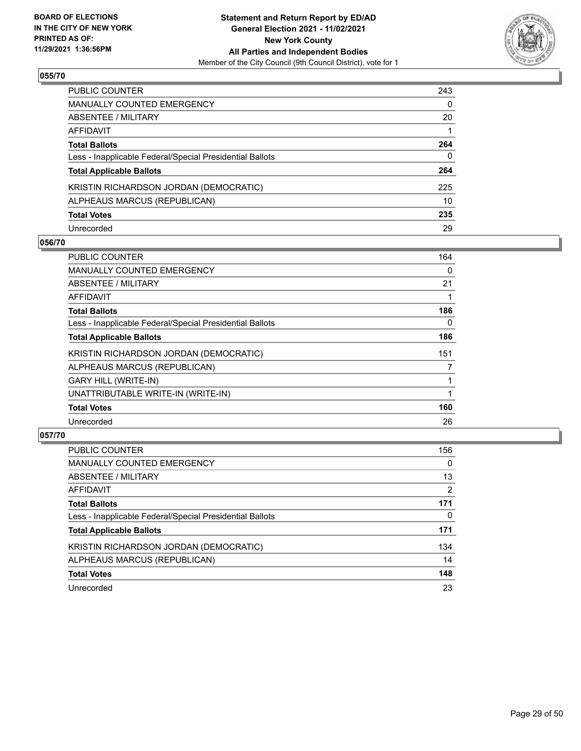**BOARD OF ELECTIONS IN THE CITY OF NEW YORK PRINTED AS OF: 11/29/2021 1:36:56PM**

**Statement and Return Report by ED/AD General Election 2021 - 11/02/2021 New York County All Parties and Independent Bodies**
Member of the City Council (9th Council District), vote for 1

### 055/70

| | |
|---|---|
| PUBLIC COUNTER | 243 |
| MANUALLY COUNTED EMERGENCY | 0 |
| ABSENTEE / MILITARY | 20 |
| AFFIDAVIT | 1 |
| **Total Ballots** | **264** |
| Less - Inapplicable Federal/Special Presidential Ballots | 0 |
| **Total Applicable Ballots** | **264** |
| KRISTIN RICHARDSON JORDAN (DEMOCRATIC) | 225 |
| ALPHEAUS MARCUS (REPUBLICAN) | 10 |
| **Total Votes** | **235** |
| Unrecorded | 29 |

### 056/70

| | |
|---|---|
| PUBLIC COUNTER | 164 |
| MANUALLY COUNTED EMERGENCY | 0 |
| ABSENTEE / MILITARY | 21 |
| AFFIDAVIT | 1 |
| **Total Ballots** | **186** |
| Less - Inapplicable Federal/Special Presidential Ballots | 0 |
| **Total Applicable Ballots** | **186** |
| KRISTIN RICHARDSON JORDAN (DEMOCRATIC) | 151 |
| ALPHEAUS MARCUS (REPUBLICAN) | 7 |
| GARY HILL (WRITE-IN) | 1 |
| UNATTRIBUTABLE WRITE-IN (WRITE-IN) | 1 |
| **Total Votes** | **160** |
| Unrecorded | 26 |

### 057/70

| | |
|---|---|
| PUBLIC COUNTER | 156 |
| MANUALLY COUNTED EMERGENCY | 0 |
| ABSENTEE / MILITARY | 13 |
| AFFIDAVIT | 2 |
| **Total Ballots** | **171** |
| Less - Inapplicable Federal/Special Presidential Ballots | 0 |
| **Total Applicable Ballots** | **171** |
| KRISTIN RICHARDSON JORDAN (DEMOCRATIC) | 134 |
| ALPHEAUS MARCUS (REPUBLICAN) | 14 |
| **Total Votes** | **148** |
| Unrecorded | 23 |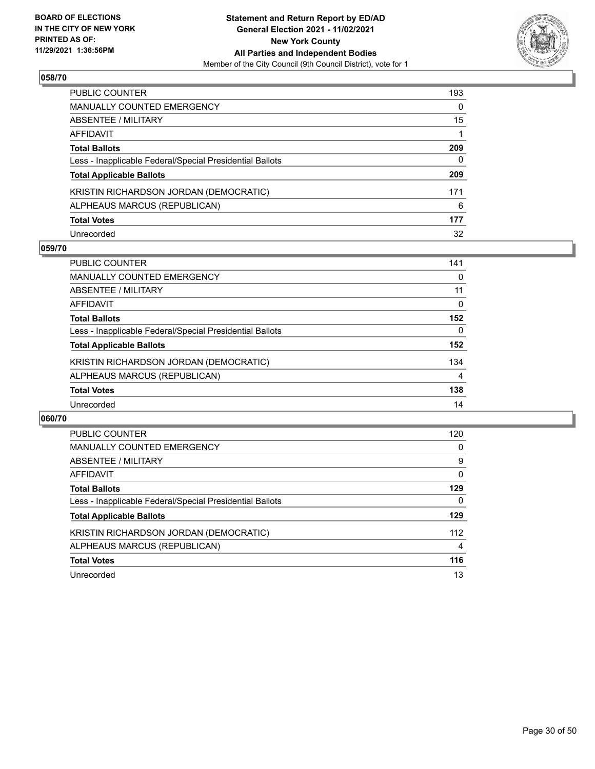BOARD OF ELECTIONS
IN THE CITY OF NEW YORK
PRINTED AS OF:
11/29/2021 1:36:56PM

**Statement and Return Report by ED/AD**
**General Election 2021 - 11/02/2021**
**New York County**
**All Parties and Independent Bodies**
Member of the City Council (9th Council District), vote for 1

### 058/70

| | |
|---|---|
| PUBLIC COUNTER | 193 |
| MANUALLY COUNTED EMERGENCY | 0 |
| ABSENTEE / MILITARY | 15 |
| AFFIDAVIT | 1 |
| **Total Ballots** | **209** |
| Less - Inapplicable Federal/Special Presidential Ballots | 0 |
| **Total Applicable Ballots** | **209** |
| KRISTIN RICHARDSON JORDAN (DEMOCRATIC) | 171 |
| ALPHEAUS MARCUS (REPUBLICAN) | 6 |
| **Total Votes** | **177** |
| Unrecorded | 32 |

### 059/70

| | |
|---|---|
| PUBLIC COUNTER | 141 |
| MANUALLY COUNTED EMERGENCY | 0 |
| ABSENTEE / MILITARY | 11 |
| AFFIDAVIT | 0 |
| **Total Ballots** | **152** |
| Less - Inapplicable Federal/Special Presidential Ballots | 0 |
| **Total Applicable Ballots** | **152** |
| KRISTIN RICHARDSON JORDAN (DEMOCRATIC) | 134 |
| ALPHEAUS MARCUS (REPUBLICAN) | 4 |
| **Total Votes** | **138** |
| Unrecorded | 14 |

### 060/70

| | |
|---|---|
| PUBLIC COUNTER | 120 |
| MANUALLY COUNTED EMERGENCY | 0 |
| ABSENTEE / MILITARY | 9 |
| AFFIDAVIT | 0 |
| **Total Ballots** | **129** |
| Less - Inapplicable Federal/Special Presidential Ballots | 0 |
| **Total Applicable Ballots** | **129** |
| KRISTIN RICHARDSON JORDAN (DEMOCRATIC) | 112 |
| ALPHEAUS MARCUS (REPUBLICAN) | 4 |
| **Total Votes** | **116** |
| Unrecorded | 13 |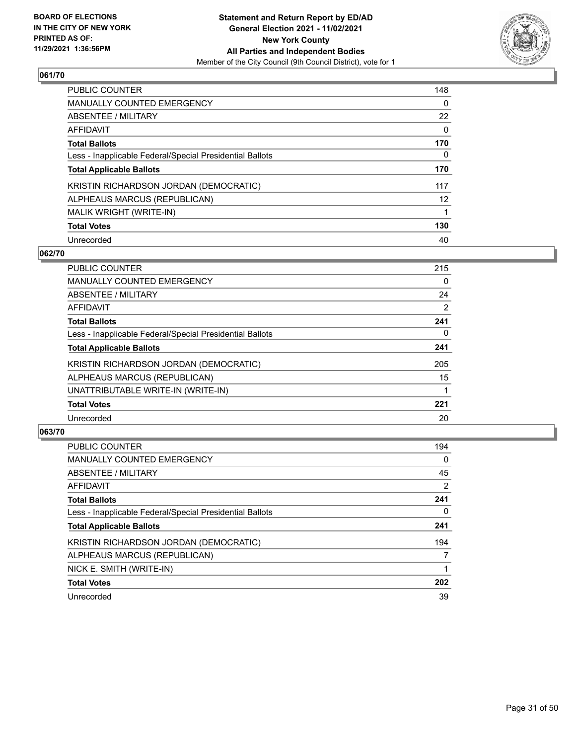## 061/70

| | |
|---|---|
| PUBLIC COUNTER | 148 |
| MANUALLY COUNTED EMERGENCY | 0 |
| ABSENTEE / MILITARY | 22 |
| AFFIDAVIT | 0 |
| **Total Ballots** | **170** |
| Less - Inapplicable Federal/Special Presidential Ballots | 0 |
| **Total Applicable Ballots** | **170** |
| KRISTIN RICHARDSON JORDAN (DEMOCRATIC) | 117 |
| ALPHEAUS MARCUS (REPUBLICAN) | 12 |
| MALIK WRIGHT (WRITE-IN) | 1 |
| **Total Votes** | **130** |
| Unrecorded | 40 |

## 062/70

| | |
|---|---|
| PUBLIC COUNTER | 215 |
| MANUALLY COUNTED EMERGENCY | 0 |
| ABSENTEE / MILITARY | 24 |
| AFFIDAVIT | 2 |
| **Total Ballots** | **241** |
| Less - Inapplicable Federal/Special Presidential Ballots | 0 |
| **Total Applicable Ballots** | **241** |
| KRISTIN RICHARDSON JORDAN (DEMOCRATIC) | 205 |
| ALPHEAUS MARCUS (REPUBLICAN) | 15 |
| UNATTRIBUTABLE WRITE-IN (WRITE-IN) | 1 |
| **Total Votes** | **221** |
| Unrecorded | 20 |

## 063/70

| | |
|---|---|
| PUBLIC COUNTER | 194 |
| MANUALLY COUNTED EMERGENCY | 0 |
| ABSENTEE / MILITARY | 45 |
| AFFIDAVIT | 2 |
| **Total Ballots** | **241** |
| Less - Inapplicable Federal/Special Presidential Ballots | 0 |
| **Total Applicable Ballots** | **241** |
| KRISTIN RICHARDSON JORDAN (DEMOCRATIC) | 194 |
| ALPHEAUS MARCUS (REPUBLICAN) | 7 |
| NICK E. SMITH (WRITE-IN) | 1 |
| **Total Votes** | **202** |
| Unrecorded | 39 |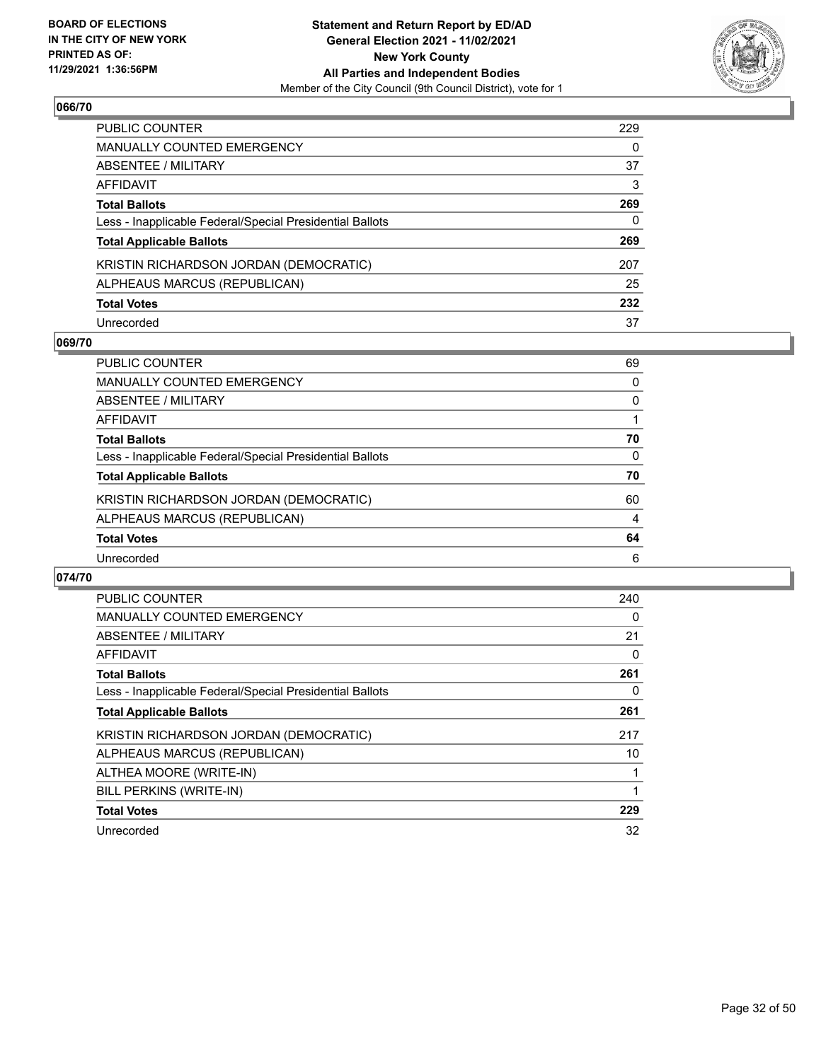**BOARD OF ELECTIONS IN THE CITY OF NEW YORK PRINTED AS OF: 11/29/2021 1:36:56PM**

**Statement and Return Report by ED/AD General Election 2021 - 11/02/2021 New York County All Parties and Independent Bodies**

Member of the City Council (9th Council District), vote for 1

## 066/70

| | |
|---|---|
| PUBLIC COUNTER | 229 |
| MANUALLY COUNTED EMERGENCY | 0 |
| ABSENTEE / MILITARY | 37 |
| AFFIDAVIT | 3 |
| **Total Ballots** | **269** |
| Less - Inapplicable Federal/Special Presidential Ballots | 0 |
| **Total Applicable Ballots** | **269** |
| KRISTIN RICHARDSON JORDAN (DEMOCRATIC) | 207 |
| ALPHEAUS MARCUS (REPUBLICAN) | 25 |
| **Total Votes** | **232** |
| Unrecorded | 37 |

## 069/70

| | |
|---|---|
| PUBLIC COUNTER | 69 |
| MANUALLY COUNTED EMERGENCY | 0 |
| ABSENTEE / MILITARY | 0 |
| AFFIDAVIT | 1 |
| **Total Ballots** | **70** |
| Less - Inapplicable Federal/Special Presidential Ballots | 0 |
| **Total Applicable Ballots** | **70** |
| KRISTIN RICHARDSON JORDAN (DEMOCRATIC) | 60 |
| ALPHEAUS MARCUS (REPUBLICAN) | 4 |
| **Total Votes** | **64** |
| Unrecorded | 6 |

## 074/70

| | |
|---|---|
| PUBLIC COUNTER | 240 |
| MANUALLY COUNTED EMERGENCY | 0 |
| ABSENTEE / MILITARY | 21 |
| AFFIDAVIT | 0 |
| **Total Ballots** | **261** |
| Less - Inapplicable Federal/Special Presidential Ballots | 0 |
| **Total Applicable Ballots** | **261** |
| KRISTIN RICHARDSON JORDAN (DEMOCRATIC) | 217 |
| ALPHEAUS MARCUS (REPUBLICAN) | 10 |
| ALTHEA MOORE (WRITE-IN) | 1 |
| BILL PERKINS (WRITE-IN) | 1 |
| **Total Votes** | **229** |
| Unrecorded | 32 |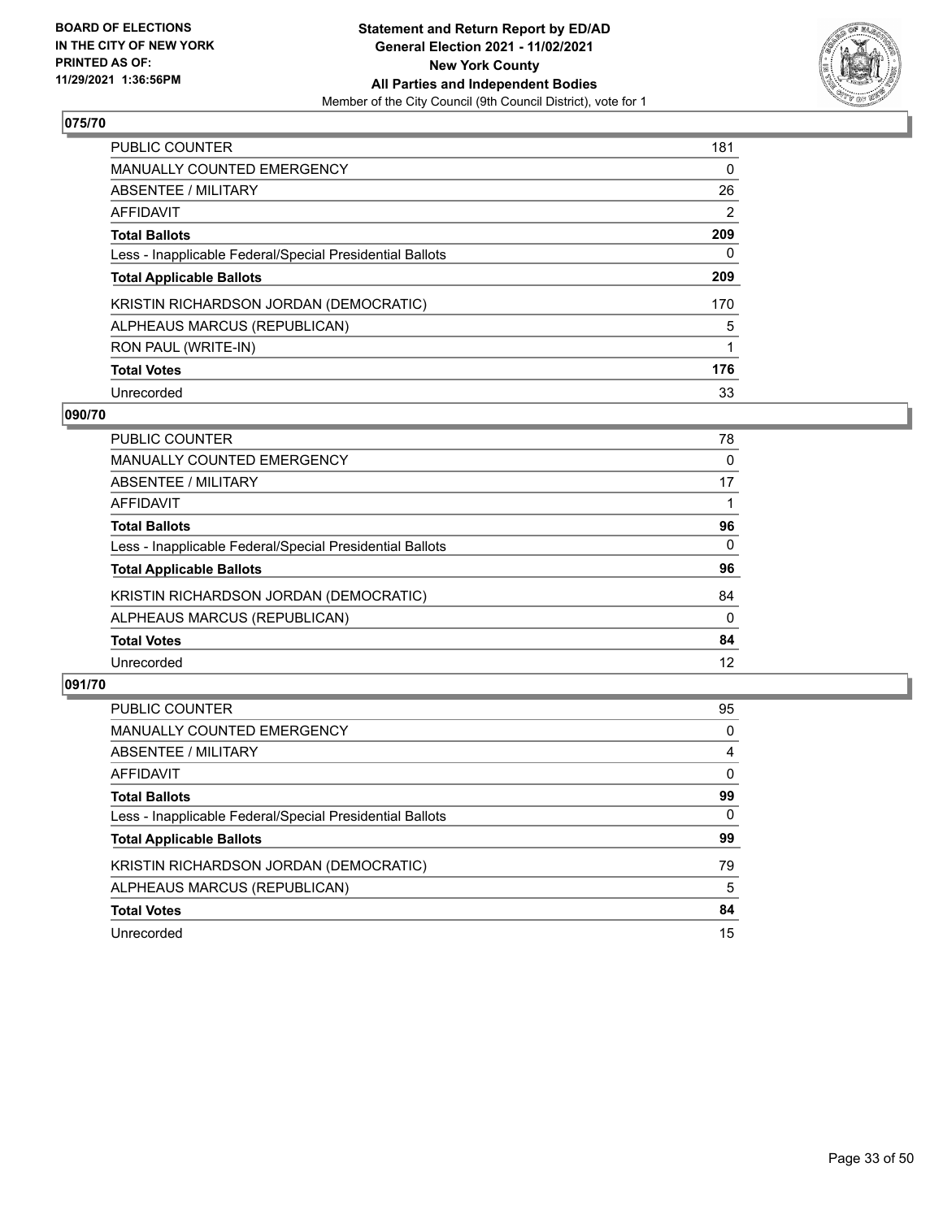## 075/70

| | |
|---|---|
| PUBLIC COUNTER | 181 |
| MANUALLY COUNTED EMERGENCY | 0 |
| ABSENTEE / MILITARY | 26 |
| AFFIDAVIT | 2 |
| **Total Ballots** | **209** |
| Less - Inapplicable Federal/Special Presidential Ballots | 0 |
| **Total Applicable Ballots** | **209** |
| KRISTIN RICHARDSON JORDAN (DEMOCRATIC) | 170 |
| ALPHEAUS MARCUS (REPUBLICAN) | 5 |
| RON PAUL (WRITE-IN) | 1 |
| **Total Votes** | **176** |
| Unrecorded | 33 |

## 090/70

| | |
|---|---|
| PUBLIC COUNTER | 78 |
| MANUALLY COUNTED EMERGENCY | 0 |
| ABSENTEE / MILITARY | 17 |
| AFFIDAVIT | 1 |
| **Total Ballots** | **96** |
| Less - Inapplicable Federal/Special Presidential Ballots | 0 |
| **Total Applicable Ballots** | **96** |
| KRISTIN RICHARDSON JORDAN (DEMOCRATIC) | 84 |
| ALPHEAUS MARCUS (REPUBLICAN) | 0 |
| **Total Votes** | **84** |
| Unrecorded | 12 |

## 091/70

| | |
|---|---|
| PUBLIC COUNTER | 95 |
| MANUALLY COUNTED EMERGENCY | 0 |
| ABSENTEE / MILITARY | 4 |
| AFFIDAVIT | 0 |
| **Total Ballots** | **99** |
| Less - Inapplicable Federal/Special Presidential Ballots | 0 |
| **Total Applicable Ballots** | **99** |
| KRISTIN RICHARDSON JORDAN (DEMOCRATIC) | 79 |
| ALPHEAUS MARCUS (REPUBLICAN) | 5 |
| **Total Votes** | **84** |
| Unrecorded | 15 |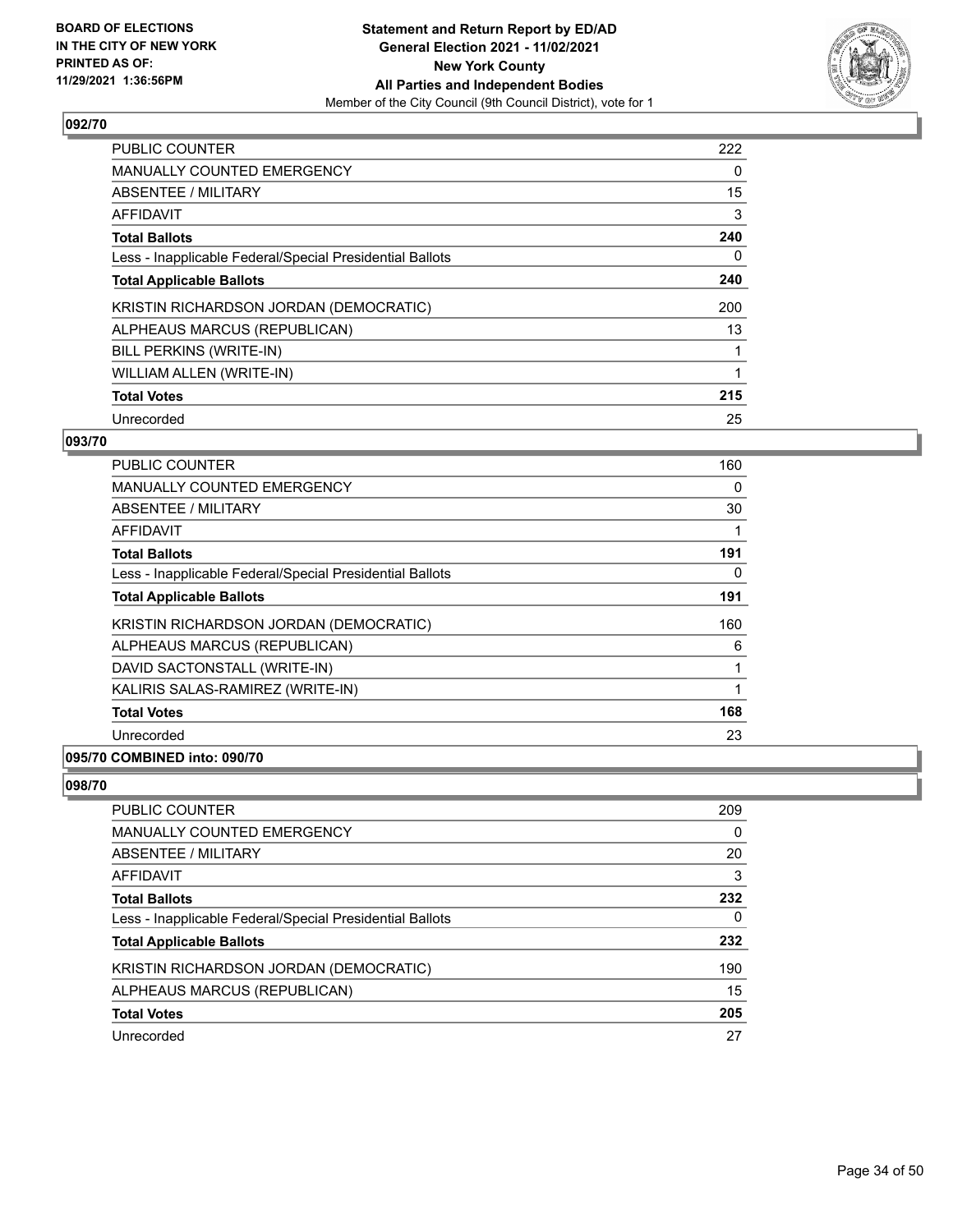## 092/70

| | |
|---|---|
| PUBLIC COUNTER | 222 |
| MANUALLY COUNTED EMERGENCY | 0 |
| ABSENTEE / MILITARY | 15 |
| AFFIDAVIT | 3 |
| **Total Ballots** | **240** |
| Less - Inapplicable Federal/Special Presidential Ballots | 0 |
| **Total Applicable Ballots** | **240** |
| KRISTIN RICHARDSON JORDAN (DEMOCRATIC) | 200 |
| ALPHEAUS MARCUS (REPUBLICAN) | 13 |
| BILL PERKINS (WRITE-IN) | 1 |
| WILLIAM ALLEN (WRITE-IN) | 1 |
| **Total Votes** | **215** |
| Unrecorded | 25 |

## 093/70

| | |
|---|---|
| PUBLIC COUNTER | 160 |
| MANUALLY COUNTED EMERGENCY | 0 |
| ABSENTEE / MILITARY | 30 |
| AFFIDAVIT | 1 |
| **Total Ballots** | **191** |
| Less - Inapplicable Federal/Special Presidential Ballots | 0 |
| **Total Applicable Ballots** | **191** |
| KRISTIN RICHARDSON JORDAN (DEMOCRATIC) | 160 |
| ALPHEAUS MARCUS (REPUBLICAN) | 6 |
| DAVID SACTONSTALL (WRITE-IN) | 1 |
| KALIRIS SALAS-RAMIREZ (WRITE-IN) | 1 |
| **Total Votes** | **168** |
| Unrecorded | 23 |

## 095/70 COMBINED into: 090/70

## 098/70

| | |
|---|---|
| PUBLIC COUNTER | 209 |
| MANUALLY COUNTED EMERGENCY | 0 |
| ABSENTEE / MILITARY | 20 |
| AFFIDAVIT | 3 |
| **Total Ballots** | **232** |
| Less - Inapplicable Federal/Special Presidential Ballots | 0 |
| **Total Applicable Ballots** | **232** |
| KRISTIN RICHARDSON JORDAN (DEMOCRATIC) | 190 |
| ALPHEAUS MARCUS (REPUBLICAN) | 15 |
| **Total Votes** | **205** |
| Unrecorded | 27 |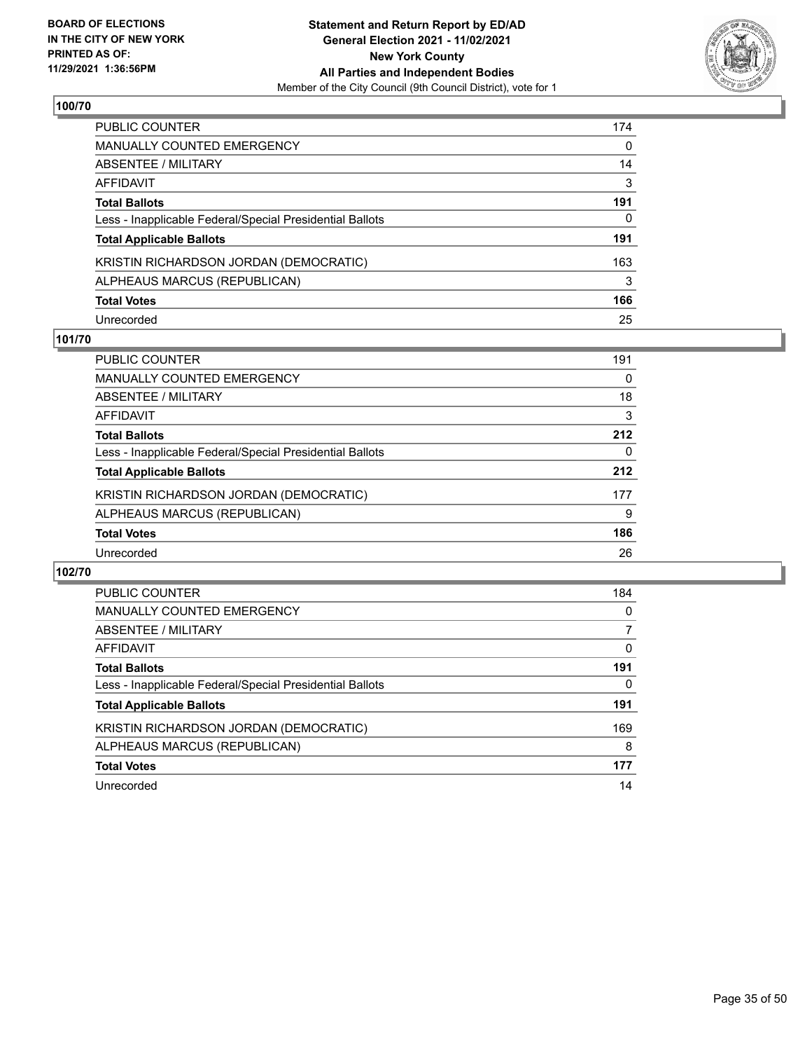**BOARD OF ELECTIONS IN THE CITY OF NEW YORK PRINTED AS OF: 11/29/2021 1:36:56PM**

**Statement and Return Report by ED/AD General Election 2021 - 11/02/2021 New York County All Parties and Independent Bodies**

Member of the City Council (9th Council District), vote for 1

### 100/70

| | |
|---|---|
| PUBLIC COUNTER | 174 |
| MANUALLY COUNTED EMERGENCY | 0 |
| ABSENTEE / MILITARY | 14 |
| AFFIDAVIT | 3 |
| **Total Ballots** | **191** |
| Less - Inapplicable Federal/Special Presidential Ballots | 0 |
| **Total Applicable Ballots** | **191** |
| KRISTIN RICHARDSON JORDAN (DEMOCRATIC) | 163 |
| ALPHEAUS MARCUS (REPUBLICAN) | 3 |
| **Total Votes** | **166** |
| Unrecorded | 25 |

### 101/70

| | |
|---|---|
| PUBLIC COUNTER | 191 |
| MANUALLY COUNTED EMERGENCY | 0 |
| ABSENTEE / MILITARY | 18 |
| AFFIDAVIT | 3 |
| **Total Ballots** | **212** |
| Less - Inapplicable Federal/Special Presidential Ballots | 0 |
| **Total Applicable Ballots** | **212** |
| KRISTIN RICHARDSON JORDAN (DEMOCRATIC) | 177 |
| ALPHEAUS MARCUS (REPUBLICAN) | 9 |
| **Total Votes** | **186** |
| Unrecorded | 26 |

### 102/70

| | |
|---|---|
| PUBLIC COUNTER | 184 |
| MANUALLY COUNTED EMERGENCY | 0 |
| ABSENTEE / MILITARY | 7 |
| AFFIDAVIT | 0 |
| **Total Ballots** | **191** |
| Less - Inapplicable Federal/Special Presidential Ballots | 0 |
| **Total Applicable Ballots** | **191** |
| KRISTIN RICHARDSON JORDAN (DEMOCRATIC) | 169 |
| ALPHEAUS MARCUS (REPUBLICAN) | 8 |
| **Total Votes** | **177** |
| Unrecorded | 14 |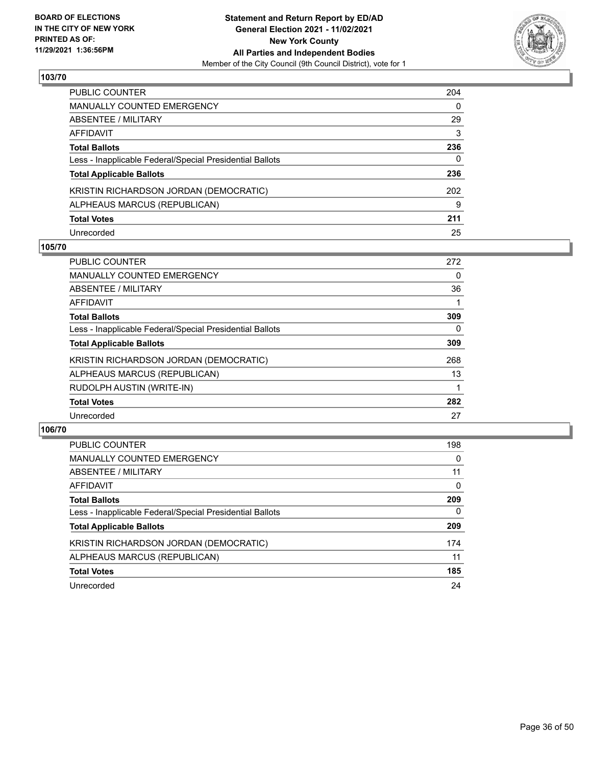**BOARD OF ELECTIONS IN THE CITY OF NEW YORK PRINTED AS OF: 11/29/2021 1:36:56PM**

**Statement and Return Report by ED/AD General Election 2021 - 11/02/2021 New York County All Parties and Independent Bodies**

Member of the City Council (9th Council District), vote for 1

### 103/70

| | |
|---|---|
| PUBLIC COUNTER | 204 |
| MANUALLY COUNTED EMERGENCY | 0 |
| ABSENTEE / MILITARY | 29 |
| AFFIDAVIT | 3 |
| **Total Ballots** | **236** |
| Less - Inapplicable Federal/Special Presidential Ballots | 0 |
| **Total Applicable Ballots** | **236** |
| KRISTIN RICHARDSON JORDAN (DEMOCRATIC) | 202 |
| ALPHEAUS MARCUS (REPUBLICAN) | 9 |
| **Total Votes** | **211** |
| Unrecorded | 25 |

### 105/70

| | |
|---|---|
| PUBLIC COUNTER | 272 |
| MANUALLY COUNTED EMERGENCY | 0 |
| ABSENTEE / MILITARY | 36 |
| AFFIDAVIT | 1 |
| **Total Ballots** | **309** |
| Less - Inapplicable Federal/Special Presidential Ballots | 0 |
| **Total Applicable Ballots** | **309** |
| KRISTIN RICHARDSON JORDAN (DEMOCRATIC) | 268 |
| ALPHEAUS MARCUS (REPUBLICAN) | 13 |
| RUDOLPH AUSTIN (WRITE-IN) | 1 |
| **Total Votes** | **282** |
| Unrecorded | 27 |

### 106/70

| | |
|---|---|
| PUBLIC COUNTER | 198 |
| MANUALLY COUNTED EMERGENCY | 0 |
| ABSENTEE / MILITARY | 11 |
| AFFIDAVIT | 0 |
| **Total Ballots** | **209** |
| Less - Inapplicable Federal/Special Presidential Ballots | 0 |
| **Total Applicable Ballots** | **209** |
| KRISTIN RICHARDSON JORDAN (DEMOCRATIC) | 174 |
| ALPHEAUS MARCUS (REPUBLICAN) | 11 |
| **Total Votes** | **185** |
| Unrecorded | 24 |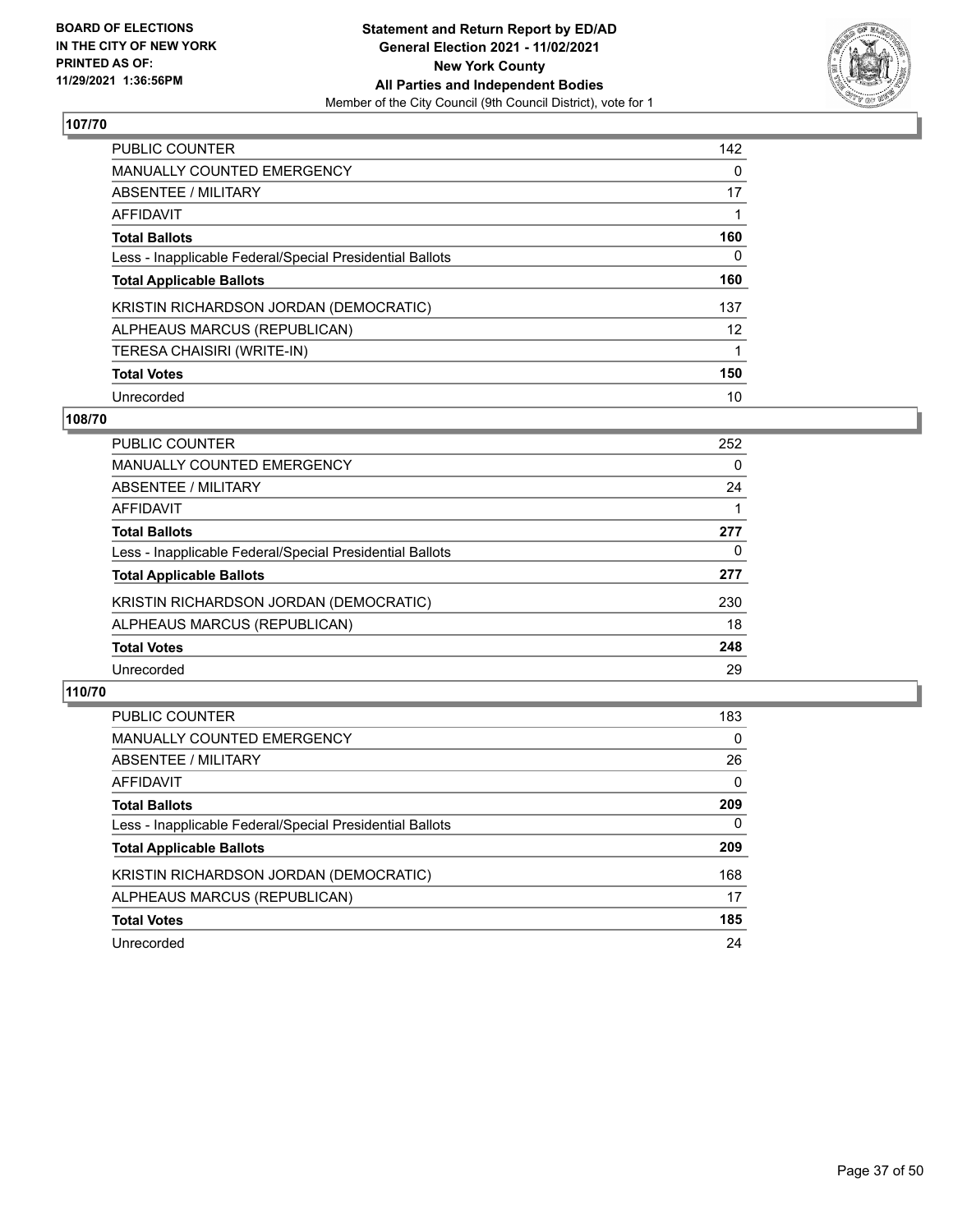**BOARD OF ELECTIONS IN THE CITY OF NEW YORK PRINTED AS OF: 11/29/2021 1:36:56PM**

**Statement and Return Report by ED/AD General Election 2021 - 11/02/2021 New York County All Parties and Independent Bodies**

Member of the City Council (9th Council District), vote for 1

## 107/70

| | |
|---|---|
| PUBLIC COUNTER | 142 |
| MANUALLY COUNTED EMERGENCY | 0 |
| ABSENTEE / MILITARY | 17 |
| AFFIDAVIT | 1 |
| **Total Ballots** | **160** |
| Less - Inapplicable Federal/Special Presidential Ballots | 0 |
| **Total Applicable Ballots** | **160** |
| KRISTIN RICHARDSON JORDAN (DEMOCRATIC) | 137 |
| ALPHEAUS MARCUS (REPUBLICAN) | 12 |
| TERESA CHAISIRI (WRITE-IN) | 1 |
| **Total Votes** | **150** |
| Unrecorded | 10 |

## 108/70

| | |
|---|---|
| PUBLIC COUNTER | 252 |
| MANUALLY COUNTED EMERGENCY | 0 |
| ABSENTEE / MILITARY | 24 |
| AFFIDAVIT | 1 |
| **Total Ballots** | **277** |
| Less - Inapplicable Federal/Special Presidential Ballots | 0 |
| **Total Applicable Ballots** | **277** |
| KRISTIN RICHARDSON JORDAN (DEMOCRATIC) | 230 |
| ALPHEAUS MARCUS (REPUBLICAN) | 18 |
| **Total Votes** | **248** |
| Unrecorded | 29 |

## 110/70

| | |
|---|---|
| PUBLIC COUNTER | 183 |
| MANUALLY COUNTED EMERGENCY | 0 |
| ABSENTEE / MILITARY | 26 |
| AFFIDAVIT | 0 |
| **Total Ballots** | **209** |
| Less - Inapplicable Federal/Special Presidential Ballots | 0 |
| **Total Applicable Ballots** | **209** |
| KRISTIN RICHARDSON JORDAN (DEMOCRATIC) | 168 |
| ALPHEAUS MARCUS (REPUBLICAN) | 17 |
| **Total Votes** | **185** |
| Unrecorded | 24 |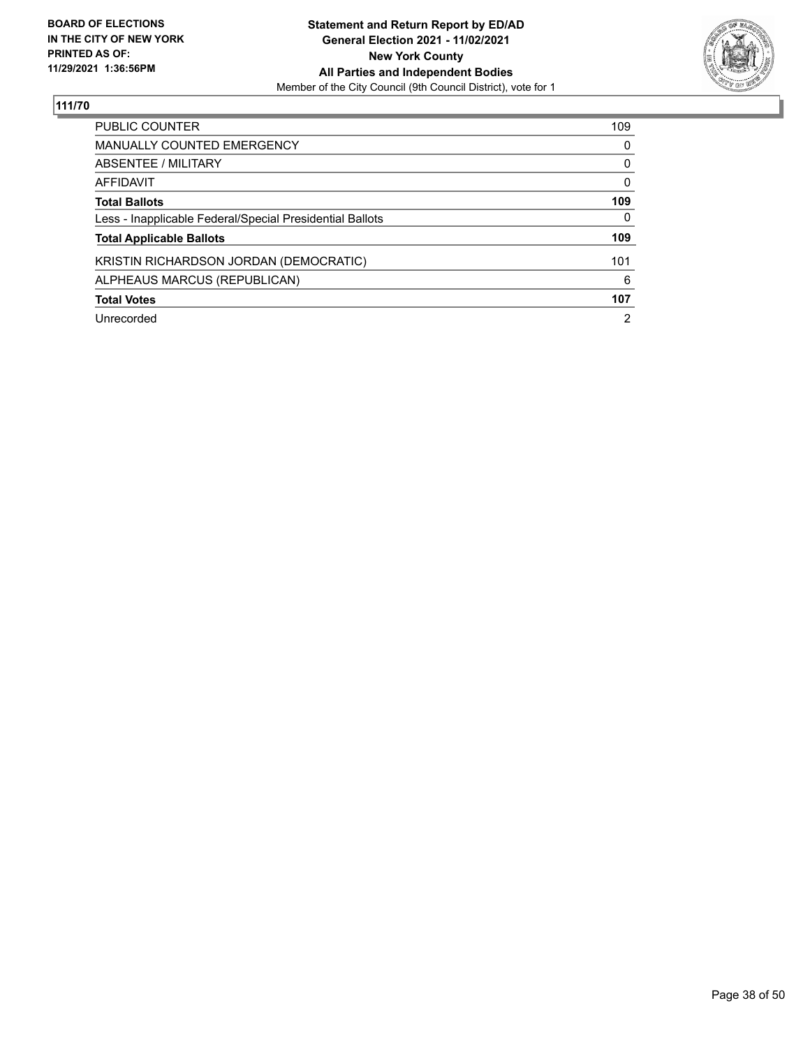**BOARD OF ELECTIONS IN THE CITY OF NEW YORK PRINTED AS OF: 11/29/2021 1:36:56PM**

**Statement and Return Report by ED/AD General Election 2021 - 11/02/2021 New York County All Parties and Independent Bodies**

Member of the City Council (9th Council District), vote for 1

## 111/70

| | |
|---|---|
| PUBLIC COUNTER | 109 |
| MANUALLY COUNTED EMERGENCY | 0 |
| ABSENTEE / MILITARY | 0 |
| AFFIDAVIT | 0 |
| **Total Ballots** | **109** |
| Less - Inapplicable Federal/Special Presidential Ballots | 0 |
| **Total Applicable Ballots** | **109** |
| KRISTIN RICHARDSON JORDAN (DEMOCRATIC) | 101 |
| ALPHEAUS MARCUS (REPUBLICAN) | 6 |
| **Total Votes** | **107** |
| Unrecorded | 2 |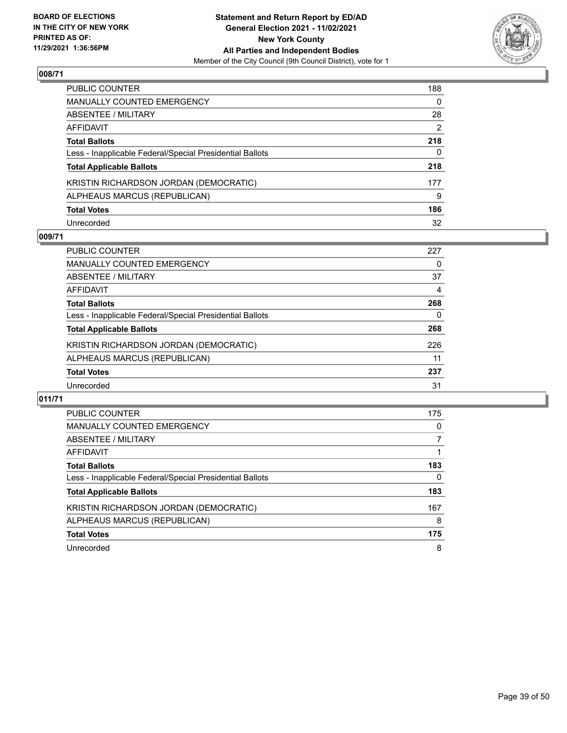**BOARD OF ELECTIONS IN THE CITY OF NEW YORK PRINTED AS OF: 11/29/2021 1:36:56PM**

**Statement and Return Report by ED/AD General Election 2021 - 11/02/2021 New York County All Parties and Independent Bodies**

Member of the City Council (9th Council District), vote for 1

### 008/71

| | |
|---|---|
| PUBLIC COUNTER | 188 |
| MANUALLY COUNTED EMERGENCY | 0 |
| ABSENTEE / MILITARY | 28 |
| AFFIDAVIT | 2 |
| **Total Ballots** | **218** |
| Less - Inapplicable Federal/Special Presidential Ballots | 0 |
| **Total Applicable Ballots** | **218** |
| KRISTIN RICHARDSON JORDAN (DEMOCRATIC) | 177 |
| ALPHEAUS MARCUS (REPUBLICAN) | 9 |
| **Total Votes** | **186** |
| Unrecorded | 32 |

### 009/71

| | |
|---|---|
| PUBLIC COUNTER | 227 |
| MANUALLY COUNTED EMERGENCY | 0 |
| ABSENTEE / MILITARY | 37 |
| AFFIDAVIT | 4 |
| **Total Ballots** | **268** |
| Less - Inapplicable Federal/Special Presidential Ballots | 0 |
| **Total Applicable Ballots** | **268** |
| KRISTIN RICHARDSON JORDAN (DEMOCRATIC) | 226 |
| ALPHEAUS MARCUS (REPUBLICAN) | 11 |
| **Total Votes** | **237** |
| Unrecorded | 31 |

### 011/71

| | |
|---|---|
| PUBLIC COUNTER | 175 |
| MANUALLY COUNTED EMERGENCY | 0 |
| ABSENTEE / MILITARY | 7 |
| AFFIDAVIT | 1 |
| **Total Ballots** | **183** |
| Less - Inapplicable Federal/Special Presidential Ballots | 0 |
| **Total Applicable Ballots** | **183** |
| KRISTIN RICHARDSON JORDAN (DEMOCRATIC) | 167 |
| ALPHEAUS MARCUS (REPUBLICAN) | 8 |
| **Total Votes** | **175** |
| Unrecorded | 8 |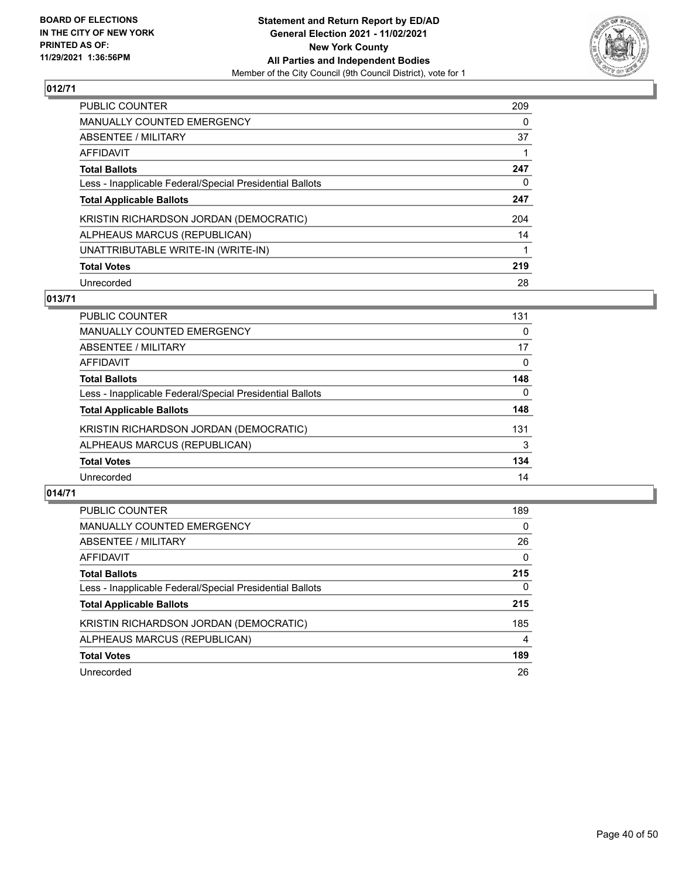**BOARD OF ELECTIONS IN THE CITY OF NEW YORK PRINTED AS OF: 11/29/2021 1:36:56PM**

**Statement and Return Report by ED/AD General Election 2021 - 11/02/2021 New York County All Parties and Independent Bodies**
Member of the City Council (9th Council District), vote for 1

## 012/71

| | |
|---|---|
| PUBLIC COUNTER | 209 |
| MANUALLY COUNTED EMERGENCY | 0 |
| ABSENTEE / MILITARY | 37 |
| AFFIDAVIT | 1 |
| **Total Ballots** | **247** |
| Less - Inapplicable Federal/Special Presidential Ballots | 0 |
| **Total Applicable Ballots** | **247** |
| KRISTIN RICHARDSON JORDAN (DEMOCRATIC) | 204 |
| ALPHEAUS MARCUS (REPUBLICAN) | 14 |
| UNATTRIBUTABLE WRITE-IN (WRITE-IN) | 1 |
| **Total Votes** | **219** |
| Unrecorded | 28 |

## 013/71

| | |
|---|---|
| PUBLIC COUNTER | 131 |
| MANUALLY COUNTED EMERGENCY | 0 |
| ABSENTEE / MILITARY | 17 |
| AFFIDAVIT | 0 |
| **Total Ballots** | **148** |
| Less - Inapplicable Federal/Special Presidential Ballots | 0 |
| **Total Applicable Ballots** | **148** |
| KRISTIN RICHARDSON JORDAN (DEMOCRATIC) | 131 |
| ALPHEAUS MARCUS (REPUBLICAN) | 3 |
| **Total Votes** | **134** |
| Unrecorded | 14 |

## 014/71

| | |
|---|---|
| PUBLIC COUNTER | 189 |
| MANUALLY COUNTED EMERGENCY | 0 |
| ABSENTEE / MILITARY | 26 |
| AFFIDAVIT | 0 |
| **Total Ballots** | **215** |
| Less - Inapplicable Federal/Special Presidential Ballots | 0 |
| **Total Applicable Ballots** | **215** |
| KRISTIN RICHARDSON JORDAN (DEMOCRATIC) | 185 |
| ALPHEAUS MARCUS (REPUBLICAN) | 4 |
| **Total Votes** | **189** |
| Unrecorded | 26 |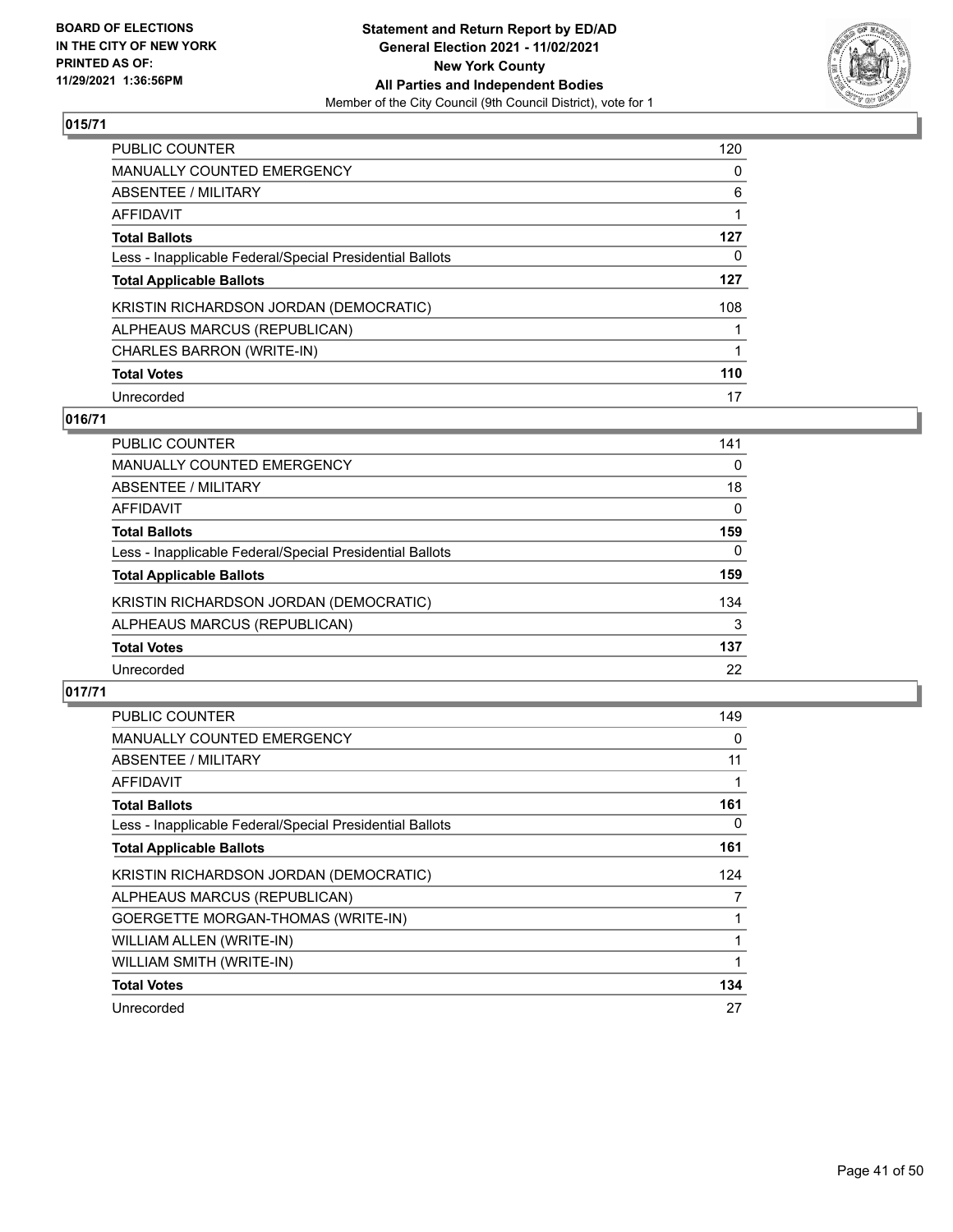**Statement and Return Report by ED/AD**
**General Election 2021 - 11/02/2021**
**New York County**
**All Parties and Independent Bodies**
Member of the City Council (9th Council District), vote for 1

BOARD OF ELECTIONS IN THE CITY OF NEW YORK PRINTED AS OF: 11/29/2021 1:36:56PM

## 015/71

| | |
|---|---|
| PUBLIC COUNTER | 120 |
| MANUALLY COUNTED EMERGENCY | 0 |
| ABSENTEE / MILITARY | 6 |
| AFFIDAVIT | 1 |
| **Total Ballots** | **127** |
| Less - Inapplicable Federal/Special Presidential Ballots | 0 |
| **Total Applicable Ballots** | **127** |
| KRISTIN RICHARDSON JORDAN (DEMOCRATIC) | 108 |
| ALPHEAUS MARCUS (REPUBLICAN) | 1 |
| CHARLES BARRON (WRITE-IN) | 1 |
| **Total Votes** | **110** |
| Unrecorded | 17 |

## 016/71

| | |
|---|---|
| PUBLIC COUNTER | 141 |
| MANUALLY COUNTED EMERGENCY | 0 |
| ABSENTEE / MILITARY | 18 |
| AFFIDAVIT | 0 |
| **Total Ballots** | **159** |
| Less - Inapplicable Federal/Special Presidential Ballots | 0 |
| **Total Applicable Ballots** | **159** |
| KRISTIN RICHARDSON JORDAN (DEMOCRATIC) | 134 |
| ALPHEAUS MARCUS (REPUBLICAN) | 3 |
| **Total Votes** | **137** |
| Unrecorded | 22 |

## 017/71

| | |
|---|---|
| PUBLIC COUNTER | 149 |
| MANUALLY COUNTED EMERGENCY | 0 |
| ABSENTEE / MILITARY | 11 |
| AFFIDAVIT | 1 |
| **Total Ballots** | **161** |
| Less - Inapplicable Federal/Special Presidential Ballots | 0 |
| **Total Applicable Ballots** | **161** |
| KRISTIN RICHARDSON JORDAN (DEMOCRATIC) | 124 |
| ALPHEAUS MARCUS (REPUBLICAN) | 7 |
| GOERGETTE MORGAN-THOMAS (WRITE-IN) | 1 |
| WILLIAM ALLEN (WRITE-IN) | 1 |
| WILLIAM SMITH (WRITE-IN) | 1 |
| **Total Votes** | **134** |
| Unrecorded | 27 |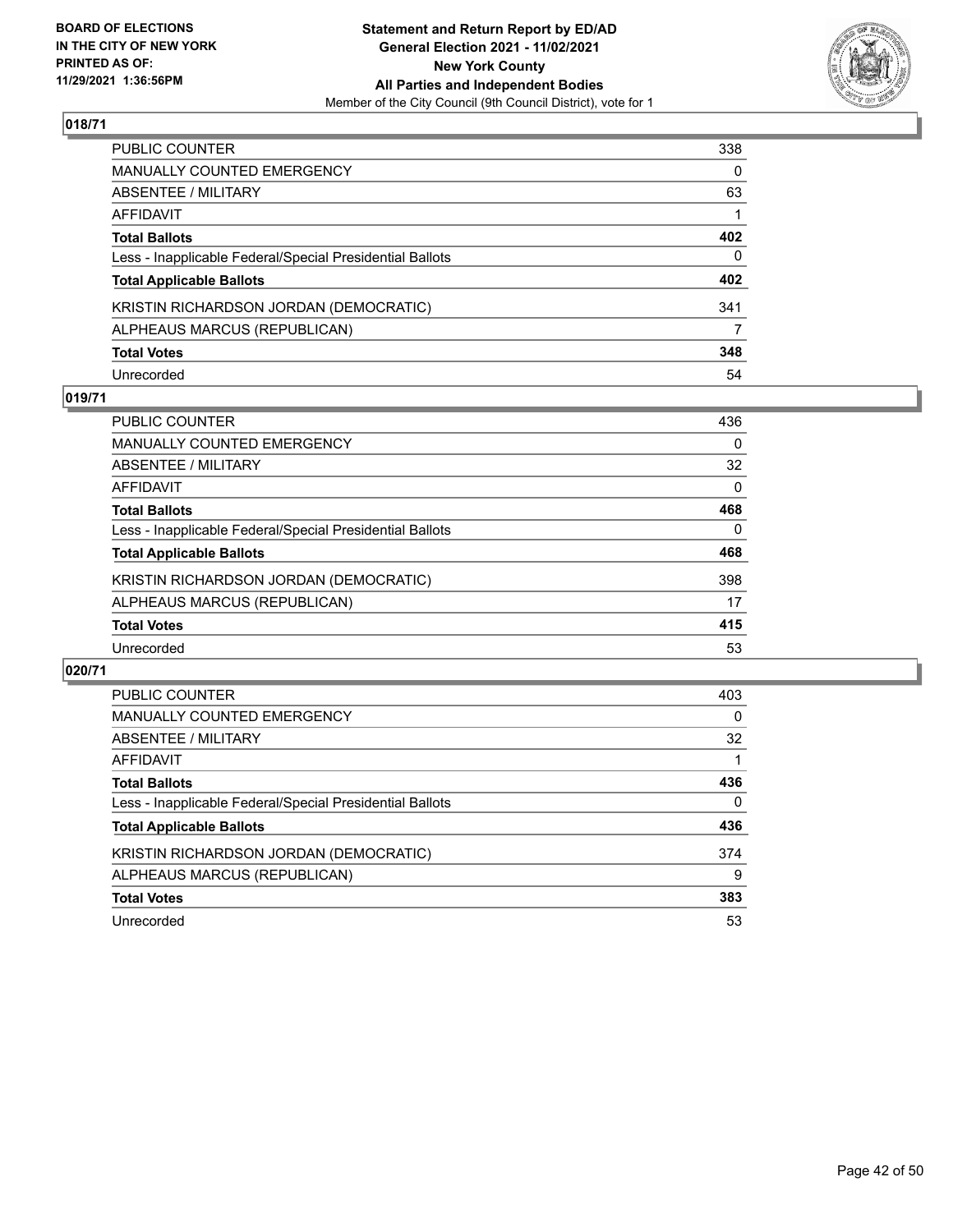## 018/71

| | |
|---|---|
| PUBLIC COUNTER | 338 |
| MANUALLY COUNTED EMERGENCY | 0 |
| ABSENTEE / MILITARY | 63 |
| AFFIDAVIT | 1 |
| **Total Ballots** | **402** |
| Less - Inapplicable Federal/Special Presidential Ballots | 0 |
| **Total Applicable Ballots** | **402** |
| KRISTIN RICHARDSON JORDAN (DEMOCRATIC) | 341 |
| ALPHEAUS MARCUS (REPUBLICAN) | 7 |
| **Total Votes** | **348** |
| Unrecorded | 54 |

## 019/71

| | |
|---|---|
| PUBLIC COUNTER | 436 |
| MANUALLY COUNTED EMERGENCY | 0 |
| ABSENTEE / MILITARY | 32 |
| AFFIDAVIT | 0 |
| **Total Ballots** | **468** |
| Less - Inapplicable Federal/Special Presidential Ballots | 0 |
| **Total Applicable Ballots** | **468** |
| KRISTIN RICHARDSON JORDAN (DEMOCRATIC) | 398 |
| ALPHEAUS MARCUS (REPUBLICAN) | 17 |
| **Total Votes** | **415** |
| Unrecorded | 53 |

## 020/71

| | |
|---|---|
| PUBLIC COUNTER | 403 |
| MANUALLY COUNTED EMERGENCY | 0 |
| ABSENTEE / MILITARY | 32 |
| AFFIDAVIT | 1 |
| **Total Ballots** | **436** |
| Less - Inapplicable Federal/Special Presidential Ballots | 0 |
| **Total Applicable Ballots** | **436** |
| KRISTIN RICHARDSON JORDAN (DEMOCRATIC) | 374 |
| ALPHEAUS MARCUS (REPUBLICAN) | 9 |
| **Total Votes** | **383** |
| Unrecorded | 53 |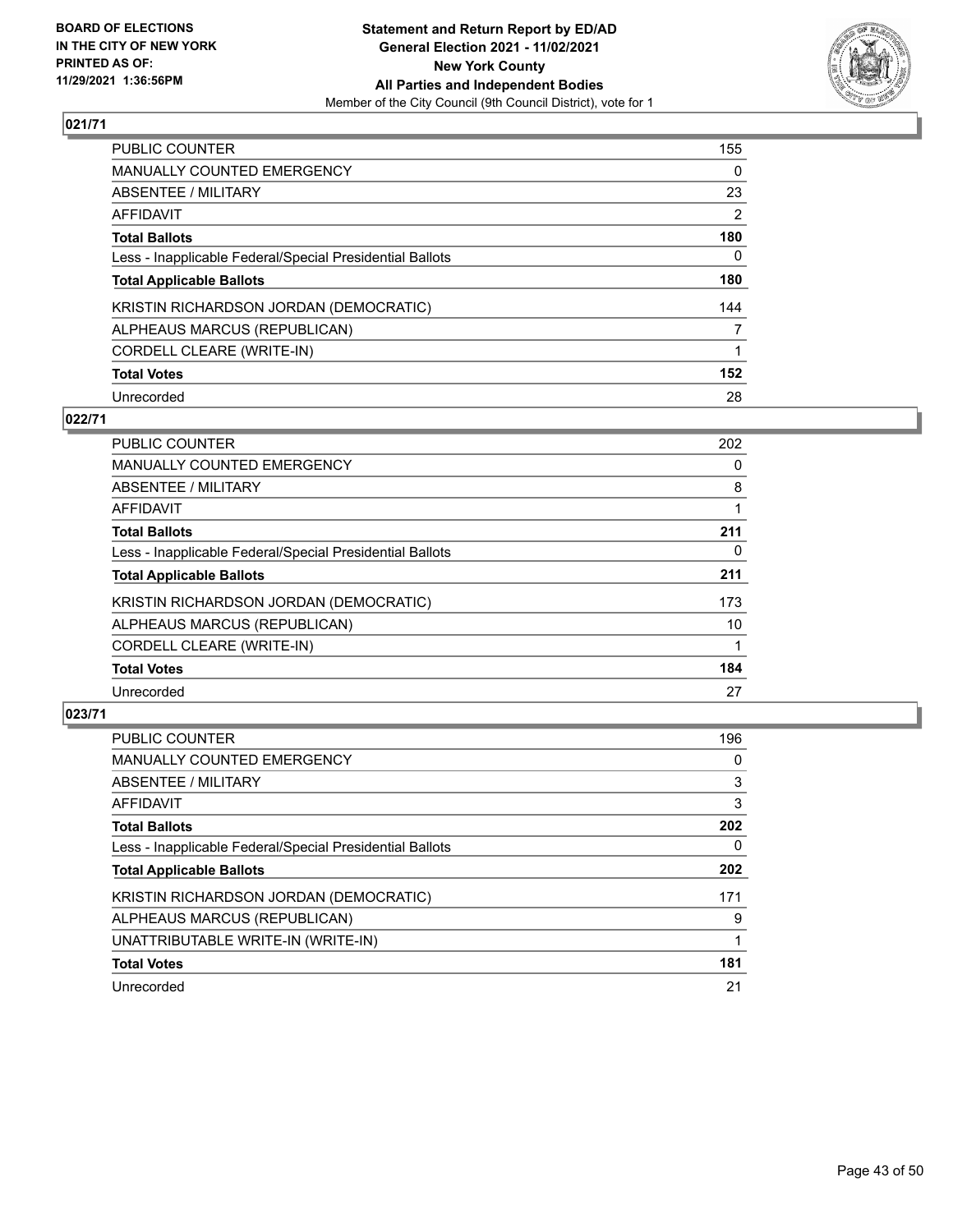BOARD OF ELECTIONS
IN THE CITY OF NEW YORK
PRINTED AS OF:
11/29/2021 1:36:56PM

**Statement and Return Report by ED/AD**
**General Election 2021 - 11/02/2021**
**New York County**
**All Parties and Independent Bodies**
Member of the City Council (9th Council District), vote for 1

## 021/71

| | |
|---|---|
| PUBLIC COUNTER | 155 |
| MANUALLY COUNTED EMERGENCY | 0 |
| ABSENTEE / MILITARY | 23 |
| AFFIDAVIT | 2 |
| **Total Ballots** | **180** |
| Less - Inapplicable Federal/Special Presidential Ballots | 0 |
| **Total Applicable Ballots** | **180** |
| KRISTIN RICHARDSON JORDAN (DEMOCRATIC) | 144 |
| ALPHEAUS MARCUS (REPUBLICAN) | 7 |
| CORDELL CLEARE (WRITE-IN) | 1 |
| **Total Votes** | **152** |
| Unrecorded | 28 |

## 022/71

| | |
|---|---|
| PUBLIC COUNTER | 202 |
| MANUALLY COUNTED EMERGENCY | 0 |
| ABSENTEE / MILITARY | 8 |
| AFFIDAVIT | 1 |
| **Total Ballots** | **211** |
| Less - Inapplicable Federal/Special Presidential Ballots | 0 |
| **Total Applicable Ballots** | **211** |
| KRISTIN RICHARDSON JORDAN (DEMOCRATIC) | 173 |
| ALPHEAUS MARCUS (REPUBLICAN) | 10 |
| CORDELL CLEARE (WRITE-IN) | 1 |
| **Total Votes** | **184** |
| Unrecorded | 27 |

## 023/71

| | |
|---|---|
| PUBLIC COUNTER | 196 |
| MANUALLY COUNTED EMERGENCY | 0 |
| ABSENTEE / MILITARY | 3 |
| AFFIDAVIT | 3 |
| **Total Ballots** | **202** |
| Less - Inapplicable Federal/Special Presidential Ballots | 0 |
| **Total Applicable Ballots** | **202** |
| KRISTIN RICHARDSON JORDAN (DEMOCRATIC) | 171 |
| ALPHEAUS MARCUS (REPUBLICAN) | 9 |
| UNATTRIBUTABLE WRITE-IN (WRITE-IN) | 1 |
| **Total Votes** | **181** |
| Unrecorded | 21 |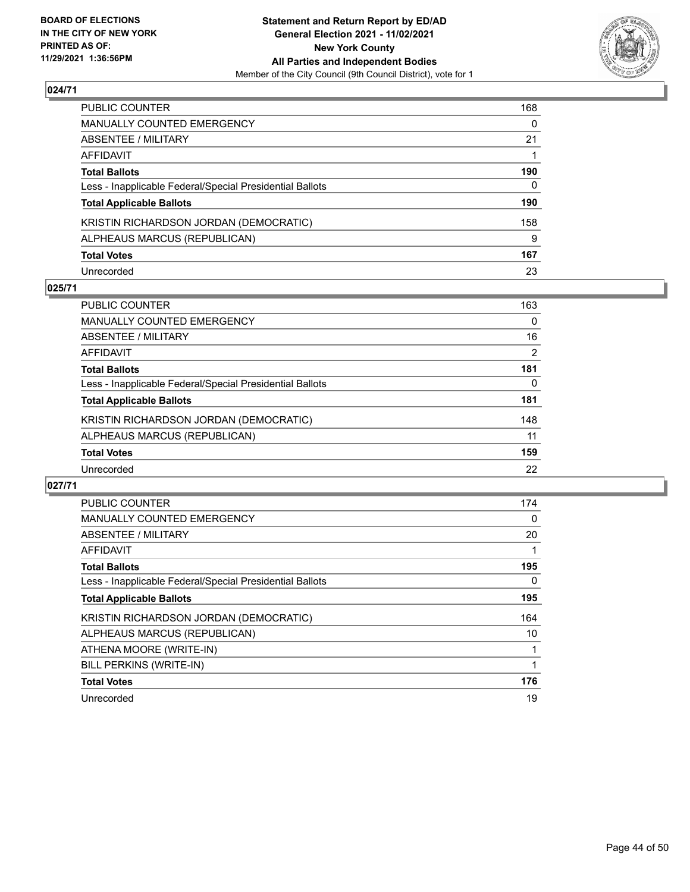BOARD OF ELECTIONS
IN THE CITY OF NEW YORK
PRINTED AS OF:
11/29/2021 1:36:56PM

**Statement and Return Report by ED/AD**
**General Election 2021 - 11/02/2021**
**New York County**
**All Parties and Independent Bodies**
Member of the City Council (9th Council District), vote for 1

## 024/71

| | |
|---|---|
| PUBLIC COUNTER | 168 |
| MANUALLY COUNTED EMERGENCY | 0 |
| ABSENTEE / MILITARY | 21 |
| AFFIDAVIT | 1 |
| **Total Ballots** | **190** |
| Less - Inapplicable Federal/Special Presidential Ballots | 0 |
| **Total Applicable Ballots** | **190** |
| KRISTIN RICHARDSON JORDAN (DEMOCRATIC) | 158 |
| ALPHEAUS MARCUS (REPUBLICAN) | 9 |
| **Total Votes** | **167** |
| Unrecorded | 23 |

## 025/71

| | |
|---|---|
| PUBLIC COUNTER | 163 |
| MANUALLY COUNTED EMERGENCY | 0 |
| ABSENTEE / MILITARY | 16 |
| AFFIDAVIT | 2 |
| **Total Ballots** | **181** |
| Less - Inapplicable Federal/Special Presidential Ballots | 0 |
| **Total Applicable Ballots** | **181** |
| KRISTIN RICHARDSON JORDAN (DEMOCRATIC) | 148 |
| ALPHEAUS MARCUS (REPUBLICAN) | 11 |
| **Total Votes** | **159** |
| Unrecorded | 22 |

## 027/71

| | |
|---|---|
| PUBLIC COUNTER | 174 |
| MANUALLY COUNTED EMERGENCY | 0 |
| ABSENTEE / MILITARY | 20 |
| AFFIDAVIT | 1 |
| **Total Ballots** | **195** |
| Less - Inapplicable Federal/Special Presidential Ballots | 0 |
| **Total Applicable Ballots** | **195** |
| KRISTIN RICHARDSON JORDAN (DEMOCRATIC) | 164 |
| ALPHEAUS MARCUS (REPUBLICAN) | 10 |
| ATHENA MOORE (WRITE-IN) | 1 |
| BILL PERKINS (WRITE-IN) | 1 |
| **Total Votes** | **176** |
| Unrecorded | 19 |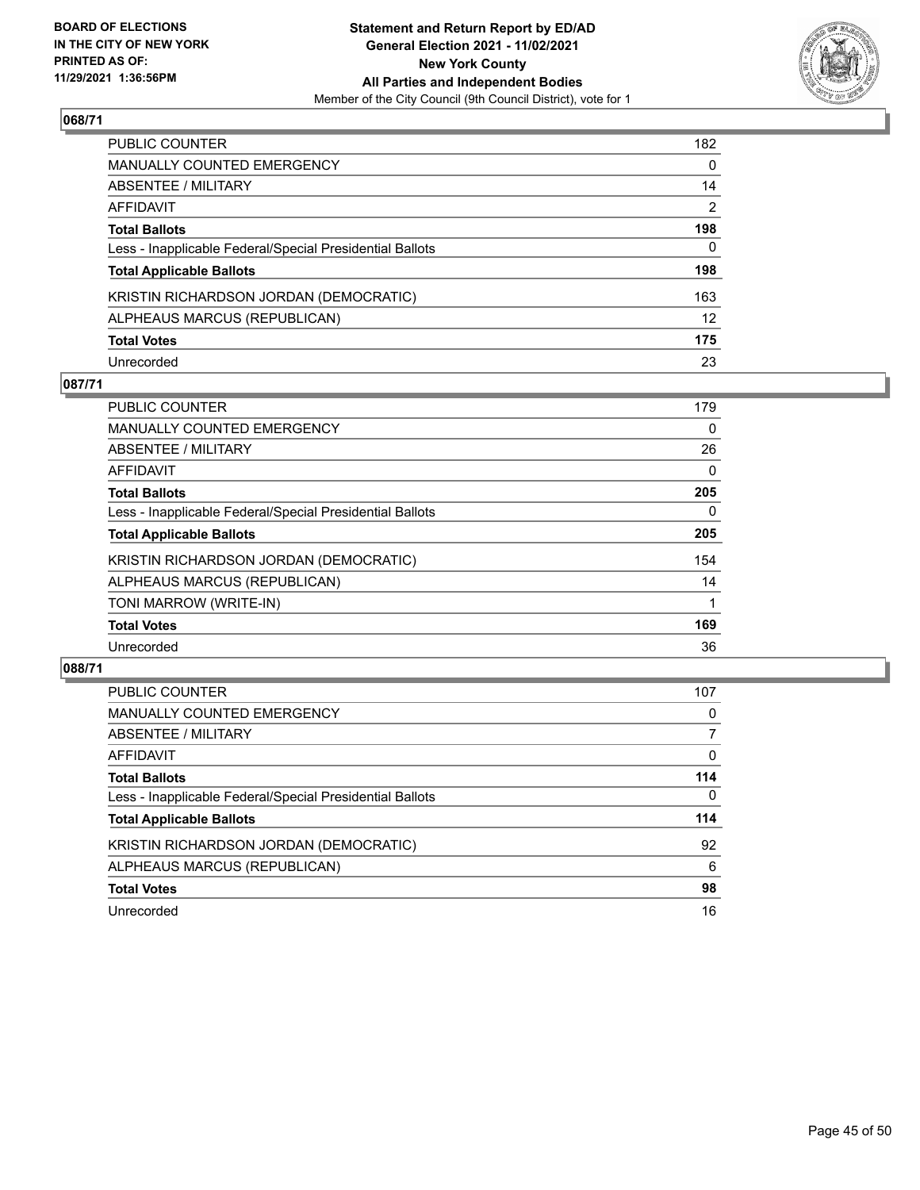**Statement and Return Report by ED/AD**
**General Election 2021 - 11/02/2021**
**New York County**
**All Parties and Independent Bodies**
Member of the City Council (9th Council District), vote for 1

BOARD OF ELECTIONS IN THE CITY OF NEW YORK PRINTED AS OF: 11/29/2021 1:36:56PM

## 068/71

| | |
|---|---|
| PUBLIC COUNTER | 182 |
| MANUALLY COUNTED EMERGENCY | 0 |
| ABSENTEE / MILITARY | 14 |
| AFFIDAVIT | 2 |
| **Total Ballots** | **198** |
| Less - Inapplicable Federal/Special Presidential Ballots | 0 |
| **Total Applicable Ballots** | **198** |
| KRISTIN RICHARDSON JORDAN (DEMOCRATIC) | 163 |
| ALPHEAUS MARCUS (REPUBLICAN) | 12 |
| **Total Votes** | **175** |
| Unrecorded | 23 |

## 087/71

| | |
|---|---|
| PUBLIC COUNTER | 179 |
| MANUALLY COUNTED EMERGENCY | 0 |
| ABSENTEE / MILITARY | 26 |
| AFFIDAVIT | 0 |
| **Total Ballots** | **205** |
| Less - Inapplicable Federal/Special Presidential Ballots | 0 |
| **Total Applicable Ballots** | **205** |
| KRISTIN RICHARDSON JORDAN (DEMOCRATIC) | 154 |
| ALPHEAUS MARCUS (REPUBLICAN) | 14 |
| TONI MARROW (WRITE-IN) | 1 |
| **Total Votes** | **169** |
| Unrecorded | 36 |

## 088/71

| | |
|---|---|
| PUBLIC COUNTER | 107 |
| MANUALLY COUNTED EMERGENCY | 0 |
| ABSENTEE / MILITARY | 7 |
| AFFIDAVIT | 0 |
| **Total Ballots** | **114** |
| Less - Inapplicable Federal/Special Presidential Ballots | 0 |
| **Total Applicable Ballots** | **114** |
| KRISTIN RICHARDSON JORDAN (DEMOCRATIC) | 92 |
| ALPHEAUS MARCUS (REPUBLICAN) | 6 |
| **Total Votes** | **98** |
| Unrecorded | 16 |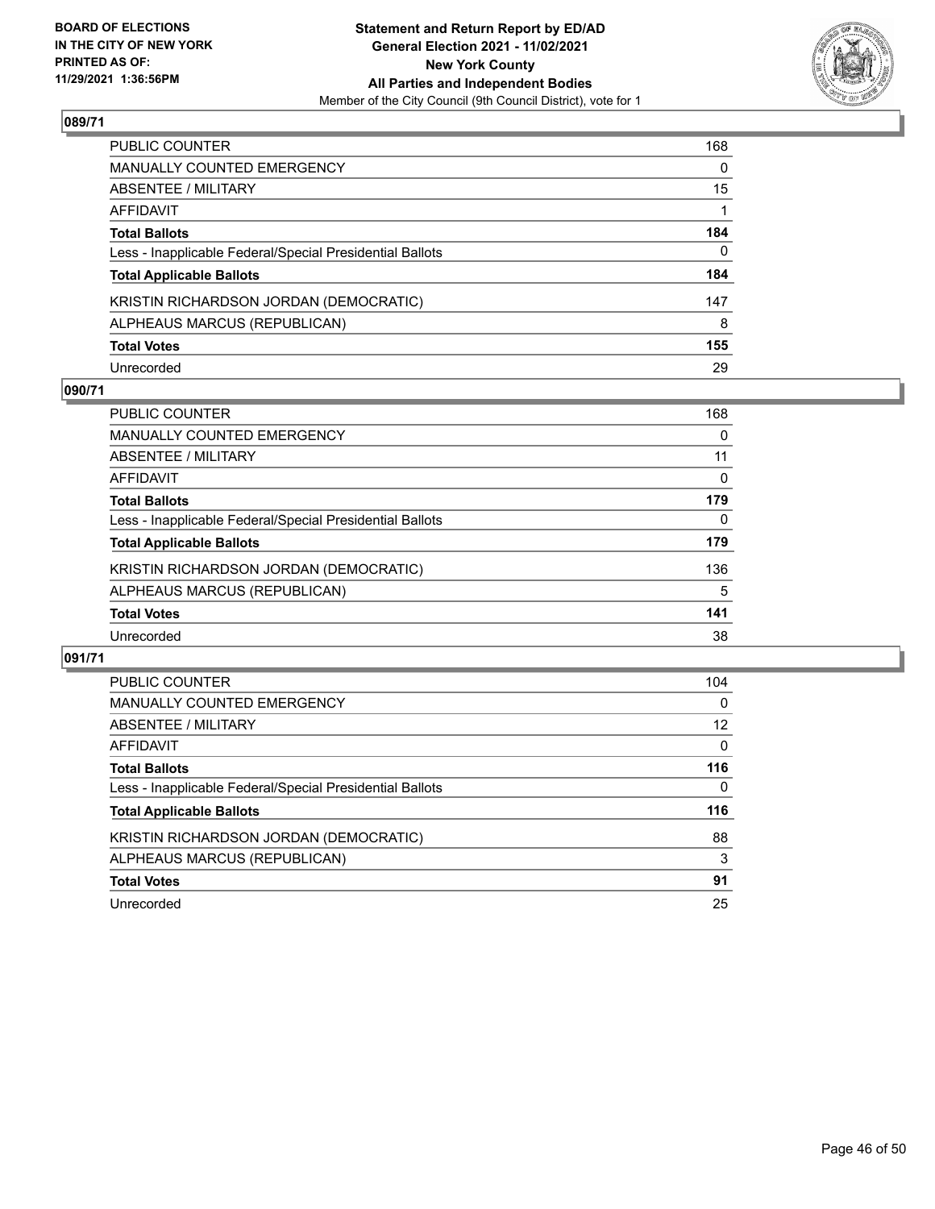BOARD OF ELECTIONS
IN THE CITY OF NEW YORK
PRINTED AS OF:
11/29/2021 1:36:56PM

**Statement and Return Report by ED/AD**
**General Election 2021 - 11/02/2021**
**New York County**
**All Parties and Independent Bodies**
Member of the City Council (9th Council District), vote for 1

## 089/71

| | |
|---|---|
| PUBLIC COUNTER | 168 |
| MANUALLY COUNTED EMERGENCY | 0 |
| ABSENTEE / MILITARY | 15 |
| AFFIDAVIT | 1 |
| **Total Ballots** | **184** |
| Less - Inapplicable Federal/Special Presidential Ballots | 0 |
| **Total Applicable Ballots** | **184** |
| KRISTIN RICHARDSON JORDAN (DEMOCRATIC) | 147 |
| ALPHEAUS MARCUS (REPUBLICAN) | 8 |
| **Total Votes** | **155** |
| Unrecorded | 29 |

## 090/71

| | |
|---|---|
| PUBLIC COUNTER | 168 |
| MANUALLY COUNTED EMERGENCY | 0 |
| ABSENTEE / MILITARY | 11 |
| AFFIDAVIT | 0 |
| **Total Ballots** | **179** |
| Less - Inapplicable Federal/Special Presidential Ballots | 0 |
| **Total Applicable Ballots** | **179** |
| KRISTIN RICHARDSON JORDAN (DEMOCRATIC) | 136 |
| ALPHEAUS MARCUS (REPUBLICAN) | 5 |
| **Total Votes** | **141** |
| Unrecorded | 38 |

## 091/71

| | |
|---|---|
| PUBLIC COUNTER | 104 |
| MANUALLY COUNTED EMERGENCY | 0 |
| ABSENTEE / MILITARY | 12 |
| AFFIDAVIT | 0 |
| **Total Ballots** | **116** |
| Less - Inapplicable Federal/Special Presidential Ballots | 0 |
| **Total Applicable Ballots** | **116** |
| KRISTIN RICHARDSON JORDAN (DEMOCRATIC) | 88 |
| ALPHEAUS MARCUS (REPUBLICAN) | 3 |
| **Total Votes** | **91** |
| Unrecorded | 25 |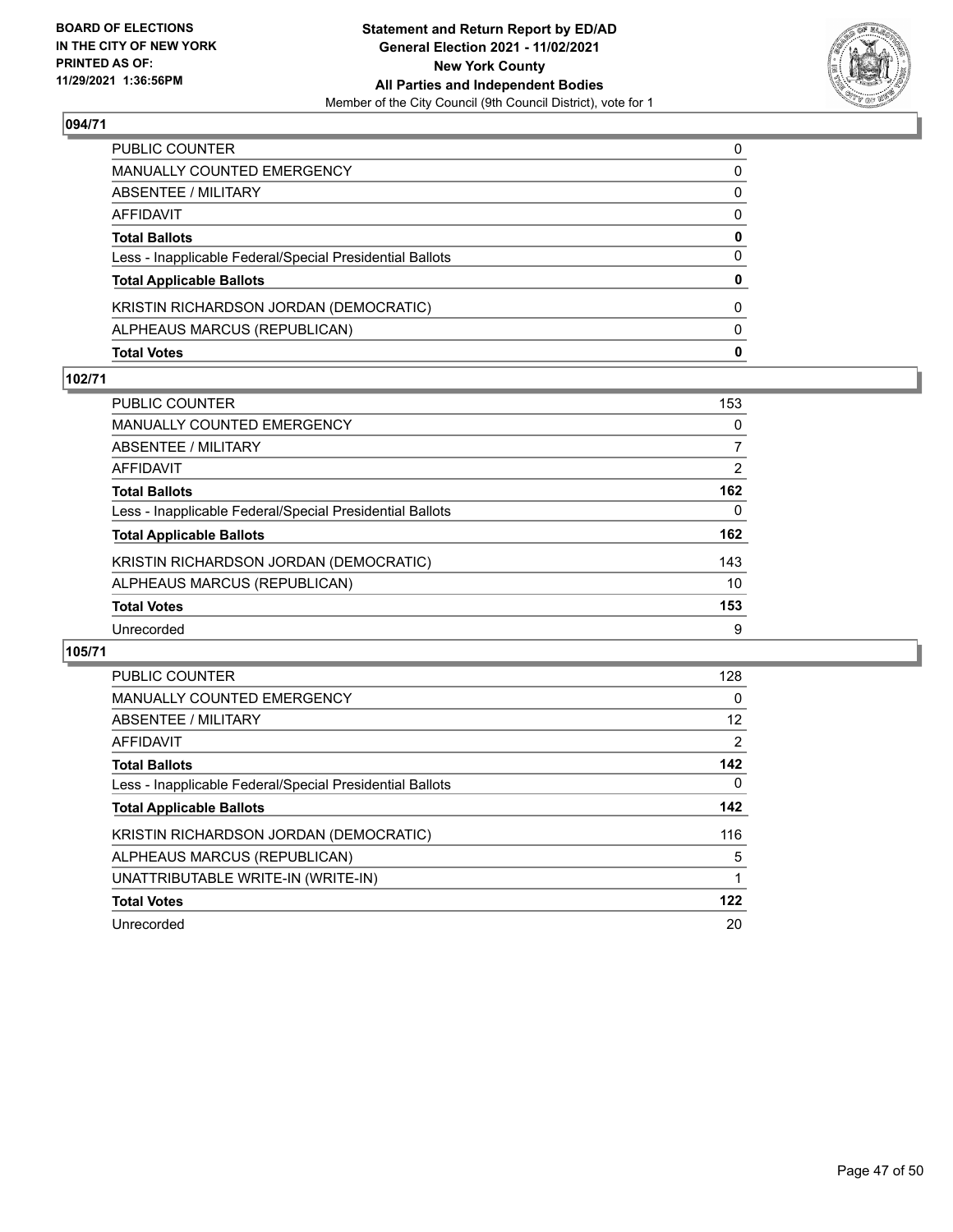## 094/71

| | |
|---|---|
| PUBLIC COUNTER | 0 |
| MANUALLY COUNTED EMERGENCY | 0 |
| ABSENTEE / MILITARY | 0 |
| AFFIDAVIT | 0 |
| **Total Ballots** | **0** |
| Less - Inapplicable Federal/Special Presidential Ballots | 0 |
| **Total Applicable Ballots** | **0** |
| KRISTIN RICHARDSON JORDAN (DEMOCRATIC) | 0 |
| ALPHEAUS MARCUS (REPUBLICAN) | 0 |
| **Total Votes** | **0** |

## 102/71

| | |
|---|---|
| PUBLIC COUNTER | 153 |
| MANUALLY COUNTED EMERGENCY | 0 |
| ABSENTEE / MILITARY | 7 |
| AFFIDAVIT | 2 |
| **Total Ballots** | **162** |
| Less - Inapplicable Federal/Special Presidential Ballots | 0 |
| **Total Applicable Ballots** | **162** |
| KRISTIN RICHARDSON JORDAN (DEMOCRATIC) | 143 |
| ALPHEAUS MARCUS (REPUBLICAN) | 10 |
| **Total Votes** | **153** |
| Unrecorded | 9 |

## 105/71

| | |
|---|---|
| PUBLIC COUNTER | 128 |
| MANUALLY COUNTED EMERGENCY | 0 |
| ABSENTEE / MILITARY | 12 |
| AFFIDAVIT | 2 |
| **Total Ballots** | **142** |
| Less - Inapplicable Federal/Special Presidential Ballots | 0 |
| **Total Applicable Ballots** | **142** |
| KRISTIN RICHARDSON JORDAN (DEMOCRATIC) | 116 |
| ALPHEAUS MARCUS (REPUBLICAN) | 5 |
| UNATTRIBUTABLE WRITE-IN (WRITE-IN) | 1 |
| **Total Votes** | **122** |
| Unrecorded | 20 |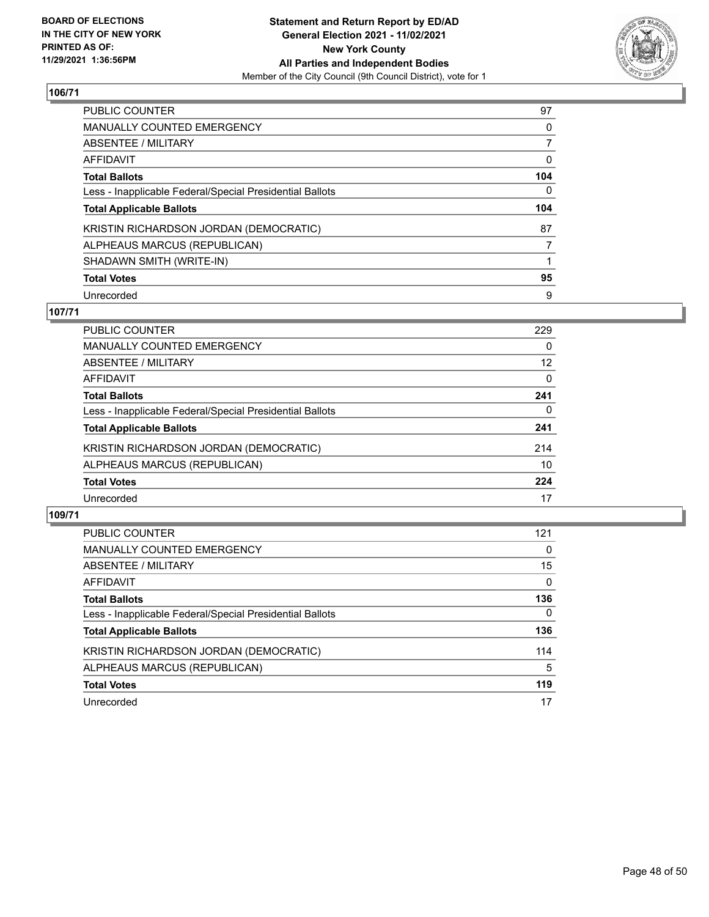**BOARD OF ELECTIONS IN THE CITY OF NEW YORK PRINTED AS OF: 11/29/2021 1:36:56PM**

**Statement and Return Report by ED/AD General Election 2021 - 11/02/2021 New York County All Parties and Independent Bodies**
Member of the City Council (9th Council District), vote for 1

## 106/71

| | |
|---|---|
| PUBLIC COUNTER | 97 |
| MANUALLY COUNTED EMERGENCY | 0 |
| ABSENTEE / MILITARY | 7 |
| AFFIDAVIT | 0 |
| **Total Ballots** | **104** |
| Less - Inapplicable Federal/Special Presidential Ballots | 0 |
| **Total Applicable Ballots** | **104** |
| KRISTIN RICHARDSON JORDAN (DEMOCRATIC) | 87 |
| ALPHEAUS MARCUS (REPUBLICAN) | 7 |
| SHADAWN SMITH (WRITE-IN) | 1 |
| **Total Votes** | **95** |
| Unrecorded | 9 |

## 107/71

| | |
|---|---|
| PUBLIC COUNTER | 229 |
| MANUALLY COUNTED EMERGENCY | 0 |
| ABSENTEE / MILITARY | 12 |
| AFFIDAVIT | 0 |
| **Total Ballots** | **241** |
| Less - Inapplicable Federal/Special Presidential Ballots | 0 |
| **Total Applicable Ballots** | **241** |
| KRISTIN RICHARDSON JORDAN (DEMOCRATIC) | 214 |
| ALPHEAUS MARCUS (REPUBLICAN) | 10 |
| **Total Votes** | **224** |
| Unrecorded | 17 |

## 109/71

| | |
|---|---|
| PUBLIC COUNTER | 121 |
| MANUALLY COUNTED EMERGENCY | 0 |
| ABSENTEE / MILITARY | 15 |
| AFFIDAVIT | 0 |
| **Total Ballots** | **136** |
| Less - Inapplicable Federal/Special Presidential Ballots | 0 |
| **Total Applicable Ballots** | **136** |
| KRISTIN RICHARDSON JORDAN (DEMOCRATIC) | 114 |
| ALPHEAUS MARCUS (REPUBLICAN) | 5 |
| **Total Votes** | **119** |
| Unrecorded | 17 |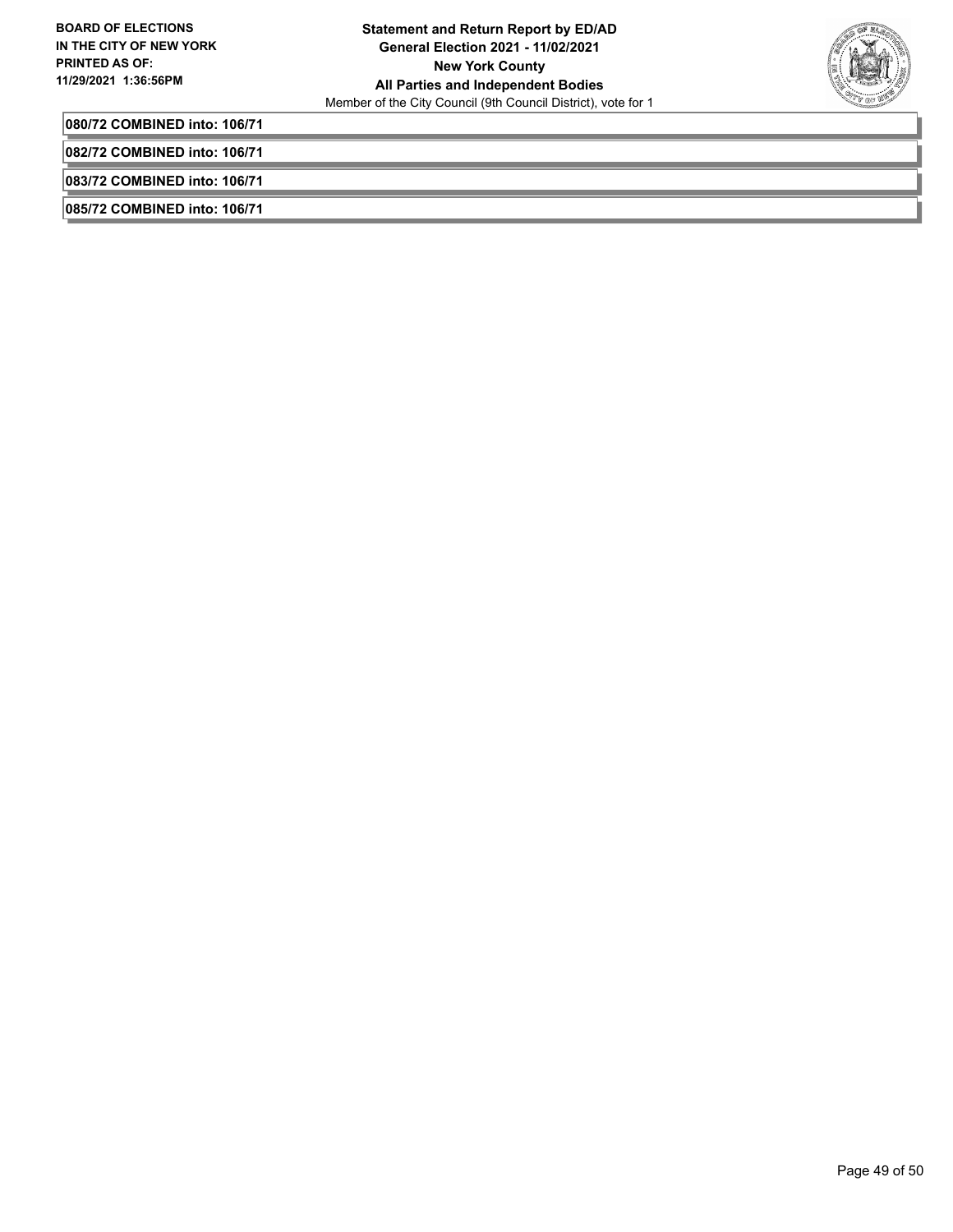**080/72 COMBINED into: 106/71**

**082/72 COMBINED into: 106/71**

**083/72 COMBINED into: 106/71**

**085/72 COMBINED into: 106/71**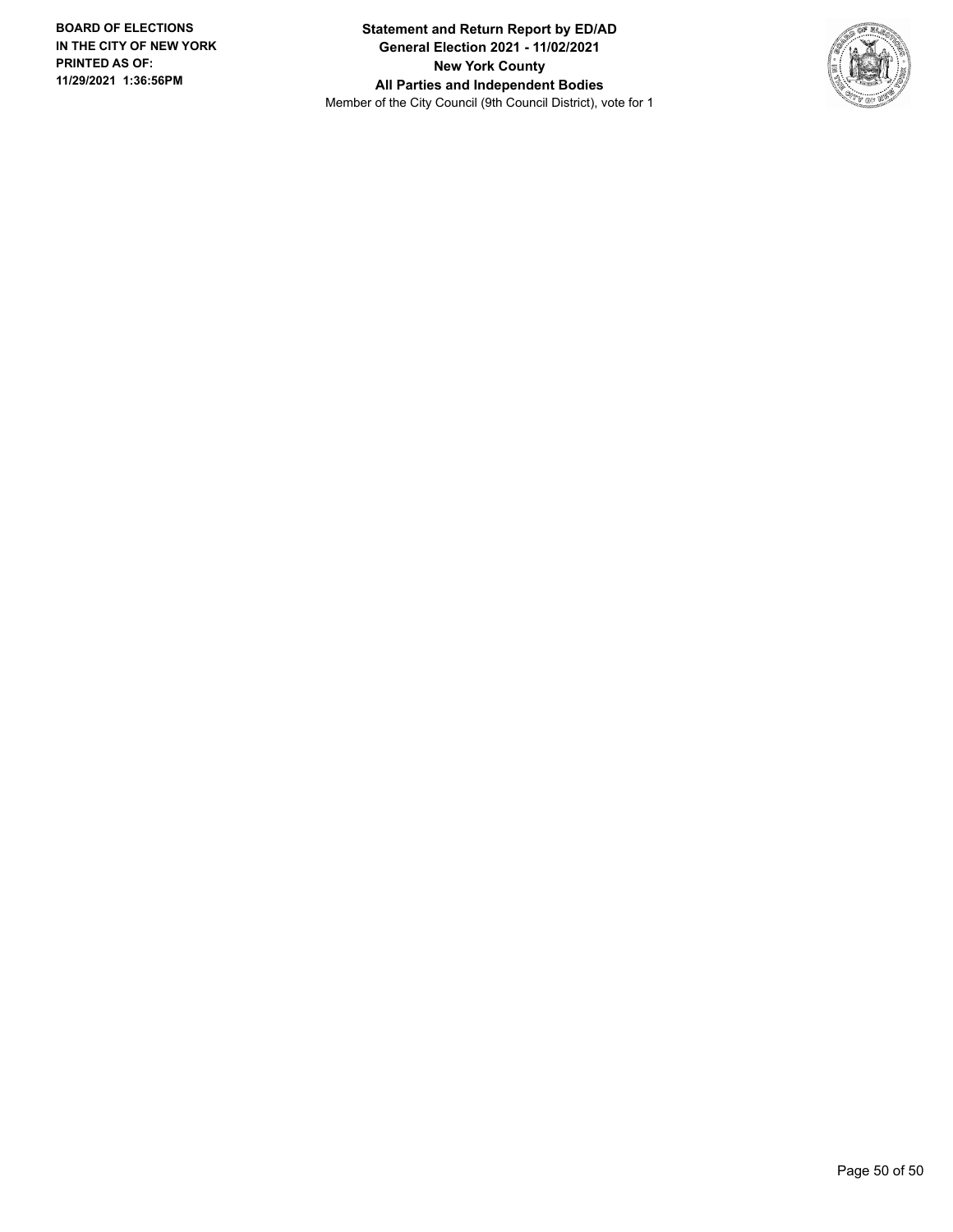**BOARD OF ELECTIONS**
**IN THE CITY OF NEW YORK**
**PRINTED AS OF:**
**11/29/2021 1:36:56PM**

**Statement and Return Report by ED/AD**
**General Election 2021 - 11/02/2021**
**New York County**
**All Parties and Independent Bodies**
Member of the City Council (9th Council District), vote for 1